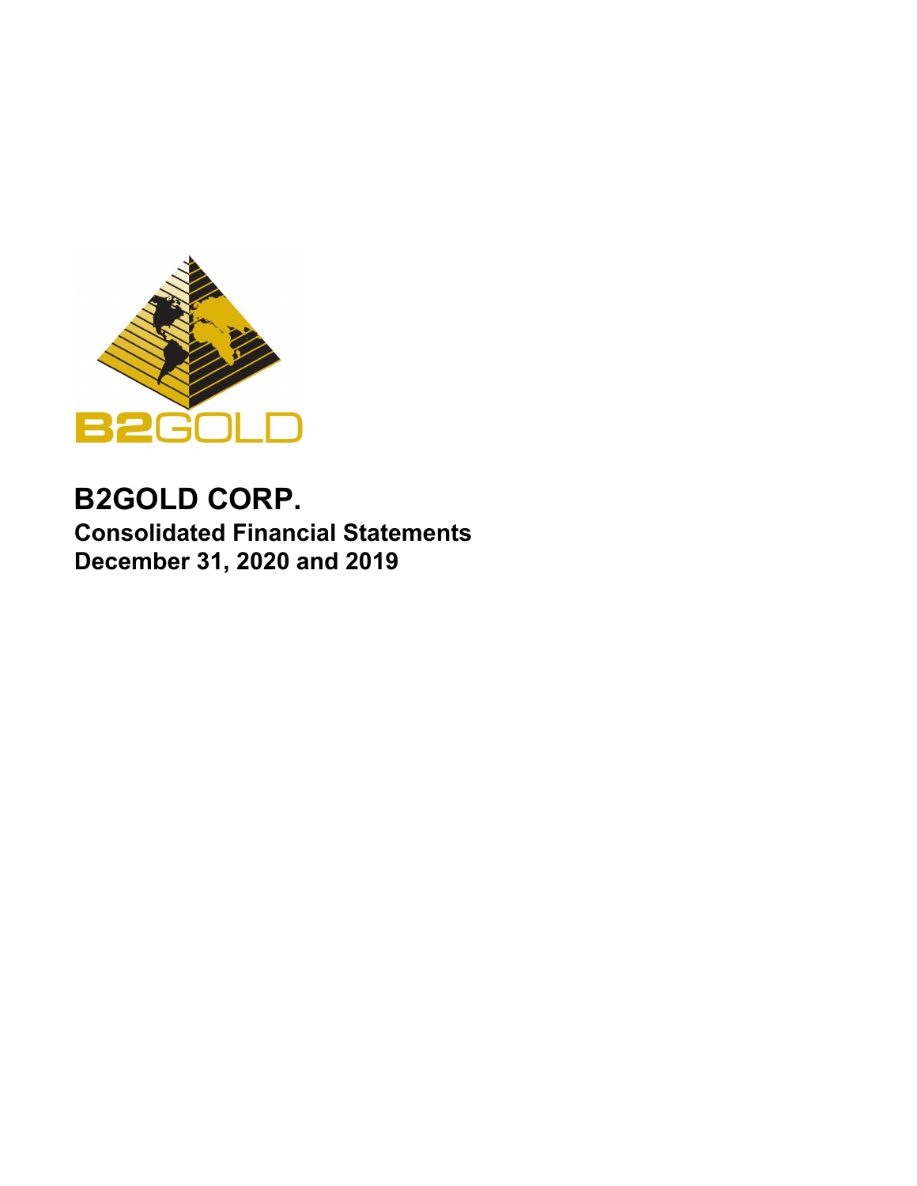# B2GOLD CORP.

## Consolidated Financial Statements
## December 31, 2020 and 2019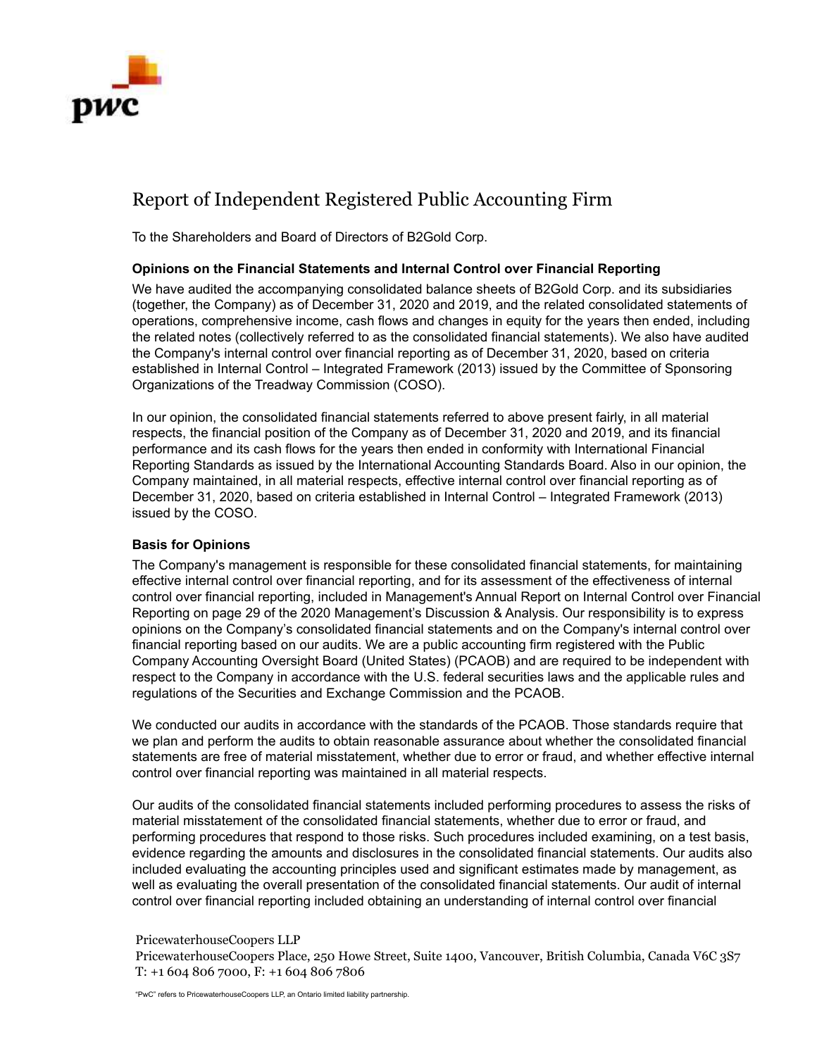# Report of Independent Registered Public Accounting Firm

To the Shareholders and Board of Directors of B2Gold Corp.

**Opinions on the Financial Statements and Internal Control over Financial Reporting**

We have audited the accompanying consolidated balance sheets of B2Gold Corp. and its subsidiaries (together, the Company) as of December 31, 2020 and 2019, and the related consolidated statements of operations, comprehensive income, cash flows and changes in equity for the years then ended, including the related notes (collectively referred to as the consolidated financial statements). We also have audited the Company's internal control over financial reporting as of December 31, 2020, based on criteria established in Internal Control – Integrated Framework (2013) issued by the Committee of Sponsoring Organizations of the Treadway Commission (COSO).

In our opinion, the consolidated financial statements referred to above present fairly, in all material respects, the financial position of the Company as of December 31, 2020 and 2019, and its financial performance and its cash flows for the years then ended in conformity with International Financial Reporting Standards as issued by the International Accounting Standards Board. Also in our opinion, the Company maintained, in all material respects, effective internal control over financial reporting as of December 31, 2020, based on criteria established in Internal Control – Integrated Framework (2013) issued by the COSO.

**Basis for Opinions**

The Company's management is responsible for these consolidated financial statements, for maintaining effective internal control over financial reporting, and for its assessment of the effectiveness of internal control over financial reporting, included in Management's Annual Report on Internal Control over Financial Reporting on page 29 of the 2020 Management's Discussion & Analysis. Our responsibility is to express opinions on the Company's consolidated financial statements and on the Company's internal control over financial reporting based on our audits. We are a public accounting firm registered with the Public Company Accounting Oversight Board (United States) (PCAOB) and are required to be independent with respect to the Company in accordance with the U.S. federal securities laws and the applicable rules and regulations of the Securities and Exchange Commission and the PCAOB.

We conducted our audits in accordance with the standards of the PCAOB. Those standards require that we plan and perform the audits to obtain reasonable assurance about whether the consolidated financial statements are free of material misstatement, whether due to error or fraud, and whether effective internal control over financial reporting was maintained in all material respects.

Our audits of the consolidated financial statements included performing procedures to assess the risks of material misstatement of the consolidated financial statements, whether due to error or fraud, and performing procedures that respond to those risks. Such procedures included examining, on a test basis, evidence regarding the amounts and disclosures in the consolidated financial statements. Our audits also included evaluating the accounting principles used and significant estimates made by management, as well as evaluating the overall presentation of the consolidated financial statements. Our audit of internal control over financial reporting included obtaining an understanding of internal control over financial

PricewaterhouseCoopers LLP
PricewaterhouseCoopers Place, 250 Howe Street, Suite 1400, Vancouver, British Columbia, Canada V6C 3S7
T: +1 604 806 7000, F: +1 604 806 7806

"PwC" refers to PricewaterhouseCoopers LLP, an Ontario limited liability partnership.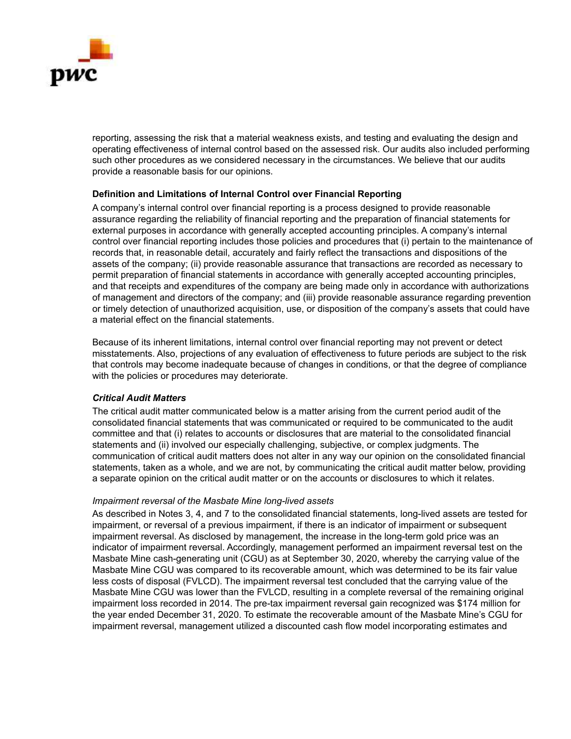reporting, assessing the risk that a material weakness exists, and testing and evaluating the design and operating effectiveness of internal control based on the assessed risk. Our audits also included performing such other procedures as we considered necessary in the circumstances. We believe that our audits provide a reasonable basis for our opinions.

**Definition and Limitations of Internal Control over Financial Reporting**

A company's internal control over financial reporting is a process designed to provide reasonable assurance regarding the reliability of financial reporting and the preparation of financial statements for external purposes in accordance with generally accepted accounting principles. A company's internal control over financial reporting includes those policies and procedures that (i) pertain to the maintenance of records that, in reasonable detail, accurately and fairly reflect the transactions and dispositions of the assets of the company; (ii) provide reasonable assurance that transactions are recorded as necessary to permit preparation of financial statements in accordance with generally accepted accounting principles, and that receipts and expenditures of the company are being made only in accordance with authorizations of management and directors of the company; and (iii) provide reasonable assurance regarding prevention or timely detection of unauthorized acquisition, use, or disposition of the company's assets that could have a material effect on the financial statements.

Because of its inherent limitations, internal control over financial reporting may not prevent or detect misstatements. Also, projections of any evaluation of effectiveness to future periods are subject to the risk that controls may become inadequate because of changes in conditions, or that the degree of compliance with the policies or procedures may deteriorate.

***Critical Audit Matters***

The critical audit matter communicated below is a matter arising from the current period audit of the consolidated financial statements that was communicated or required to be communicated to the audit committee and that (i) relates to accounts or disclosures that are material to the consolidated financial statements and (ii) involved our especially challenging, subjective, or complex judgments. The communication of critical audit matters does not alter in any way our opinion on the consolidated financial statements, taken as a whole, and we are not, by communicating the critical audit matter below, providing a separate opinion on the critical audit matter or on the accounts or disclosures to which it relates.

*Impairment reversal of the Masbate Mine long-lived assets*

As described in Notes 3, 4, and 7 to the consolidated financial statements, long-lived assets are tested for impairment, or reversal of a previous impairment, if there is an indicator of impairment or subsequent impairment reversal. As disclosed by management, the increase in the long-term gold price was an indicator of impairment reversal. Accordingly, management performed an impairment reversal test on the Masbate Mine cash-generating unit (CGU) as at September 30, 2020, whereby the carrying value of the Masbate Mine CGU was compared to its recoverable amount, which was determined to be its fair value less costs of disposal (FVLCD). The impairment reversal test concluded that the carrying value of the Masbate Mine CGU was lower than the FVLCD, resulting in a complete reversal of the remaining original impairment loss recorded in 2014. The pre-tax impairment reversal gain recognized was $174 million for the year ended December 31, 2020. To estimate the recoverable amount of the Masbate Mine's CGU for impairment reversal, management utilized a discounted cash flow model incorporating estimates and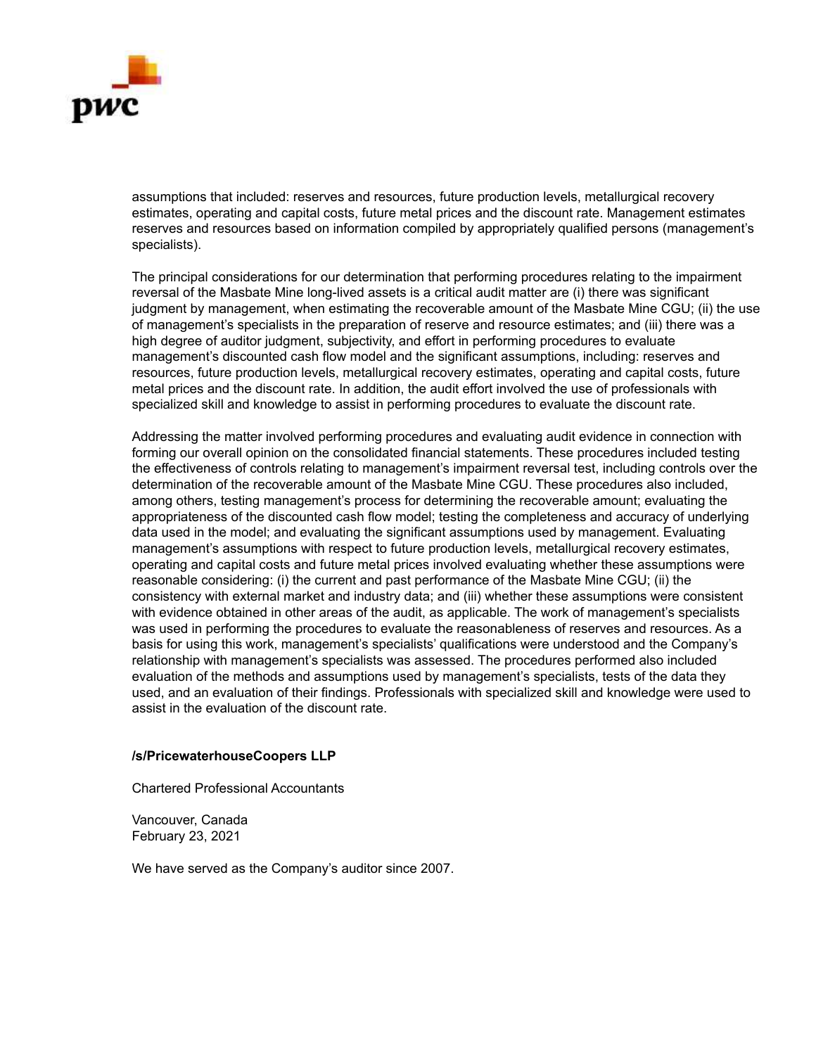assumptions that included: reserves and resources, future production levels, metallurgical recovery estimates, operating and capital costs, future metal prices and the discount rate. Management estimates reserves and resources based on information compiled by appropriately qualified persons (management's specialists).

The principal considerations for our determination that performing procedures relating to the impairment reversal of the Masbate Mine long-lived assets is a critical audit matter are (i) there was significant judgment by management, when estimating the recoverable amount of the Masbate Mine CGU; (ii) the use of management's specialists in the preparation of reserve and resource estimates; and (iii) there was a high degree of auditor judgment, subjectivity, and effort in performing procedures to evaluate management's discounted cash flow model and the significant assumptions, including: reserves and resources, future production levels, metallurgical recovery estimates, operating and capital costs, future metal prices and the discount rate. In addition, the audit effort involved the use of professionals with specialized skill and knowledge to assist in performing procedures to evaluate the discount rate.

Addressing the matter involved performing procedures and evaluating audit evidence in connection with forming our overall opinion on the consolidated financial statements. These procedures included testing the effectiveness of controls relating to management's impairment reversal test, including controls over the determination of the recoverable amount of the Masbate Mine CGU. These procedures also included, among others, testing management's process for determining the recoverable amount; evaluating the appropriateness of the discounted cash flow model; testing the completeness and accuracy of underlying data used in the model; and evaluating the significant assumptions used by management. Evaluating management's assumptions with respect to future production levels, metallurgical recovery estimates, operating and capital costs and future metal prices involved evaluating whether these assumptions were reasonable considering: (i) the current and past performance of the Masbate Mine CGU; (ii) the consistency with external market and industry data; and (iii) whether these assumptions were consistent with evidence obtained in other areas of the audit, as applicable. The work of management's specialists was used in performing the procedures to evaluate the reasonableness of reserves and resources. As a basis for using this work, management's specialists' qualifications were understood and the Company's relationship with management's specialists was assessed. The procedures performed also included evaluation of the methods and assumptions used by management's specialists, tests of the data they used, and an evaluation of their findings. Professionals with specialized skill and knowledge were used to assist in the evaluation of the discount rate.

**/s/PricewaterhouseCoopers LLP**

Chartered Professional Accountants

Vancouver, Canada
February 23, 2021

We have served as the Company's auditor since 2007.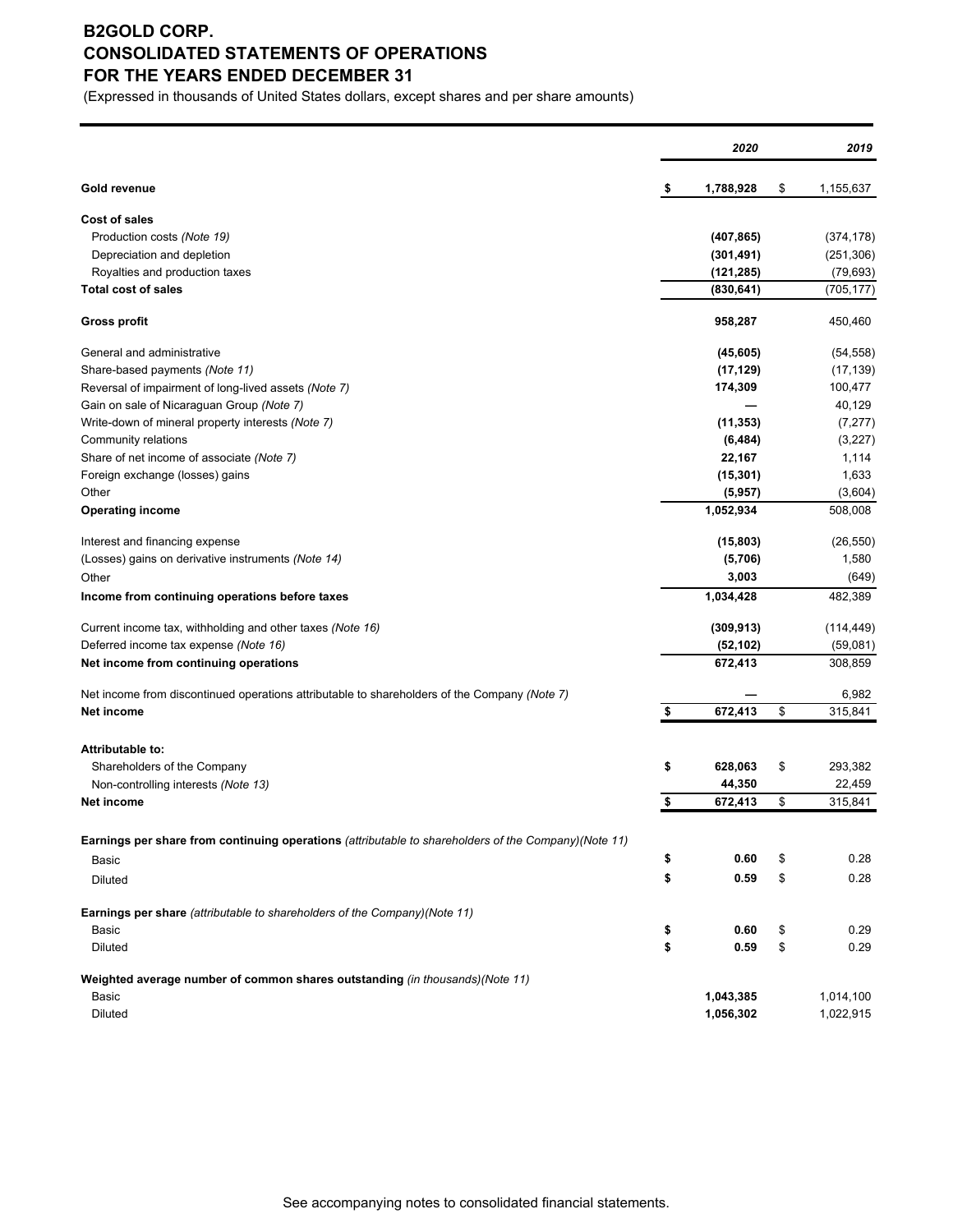# B2GOLD CORP.
# CONSOLIDATED STATEMENTS OF OPERATIONS
# FOR THE YEARS ENDED DECEMBER 31

(Expressed in thousands of United States dollars, except shares and per share amounts)

| | *2020* | *2019* |
|---|---|---|
| **Gold revenue** | **$ 1,788,928** | $ 1,155,637 |
| **Cost of sales** | | |
| Production costs *(Note 19)* | **(407,865)** | (374,178) |
| Depreciation and depletion | **(301,491)** | (251,306) |
| Royalties and production taxes | **(121,285)** | (79,693) |
| **Total cost of sales** | **(830,641)** | (705,177) |
| **Gross profit** | **958,287** | 450,460 |
| General and administrative | **(45,605)** | (54,558) |
| Share-based payments *(Note 11)* | **(17,129)** | (17,139) |
| Reversal of impairment of long-lived assets *(Note 7)* | **174,309** | 100,477 |
| Gain on sale of Nicaraguan Group *(Note 7)* | **—** | 40,129 |
| Write-down of mineral property interests *(Note 7)* | **(11,353)** | (7,277) |
| Community relations | **(6,484)** | (3,227) |
| Share of net income of associate *(Note 7)* | **22,167** | 1,114 |
| Foreign exchange (losses) gains | **(15,301)** | 1,633 |
| Other | **(5,957)** | (3,604) |
| **Operating income** | **1,052,934** | 508,008 |
| Interest and financing expense | **(15,803)** | (26,550) |
| (Losses) gains on derivative instruments *(Note 14)* | **(5,706)** | 1,580 |
| Other | **3,003** | (649) |
| **Income from continuing operations before taxes** | **1,034,428** | 482,389 |
| Current income tax, withholding and other taxes *(Note 16)* | **(309,913)** | (114,449) |
| Deferred income tax expense *(Note 16)* | **(52,102)** | (59,081) |
| **Net income from continuing operations** | **672,413** | 308,859 |
| Net income from discontinued operations attributable to shareholders of the Company *(Note 7)* | **—** | 6,982 |
| **Net income** | **$ 672,413** | $ 315,841 |
| **Attributable to:** | | |
| Shareholders of the Company | **$ 628,063** | $ 293,382 |
| Non-controlling interests *(Note 13)* | **44,350** | 22,459 |
| **Net income** | **$ 672,413** | $ 315,841 |
| **Earnings per share from continuing operations** *(attributable to shareholders of the Company)(Note 11)* | | |
| Basic | **$ 0.60** | $ 0.28 |
| Diluted | **$ 0.59** | $ 0.28 |
| **Earnings per share** *(attributable to shareholders of the Company)(Note 11)* | | |
| Basic | **$ 0.60** | $ 0.29 |
| Diluted | **$ 0.59** | $ 0.29 |
| **Weighted average number of common shares outstanding** *(in thousands)(Note 11)* | | |
| Basic | **1,043,385** | 1,014,100 |
| Diluted | **1,056,302** | 1,022,915 |

See accompanying notes to consolidated financial statements.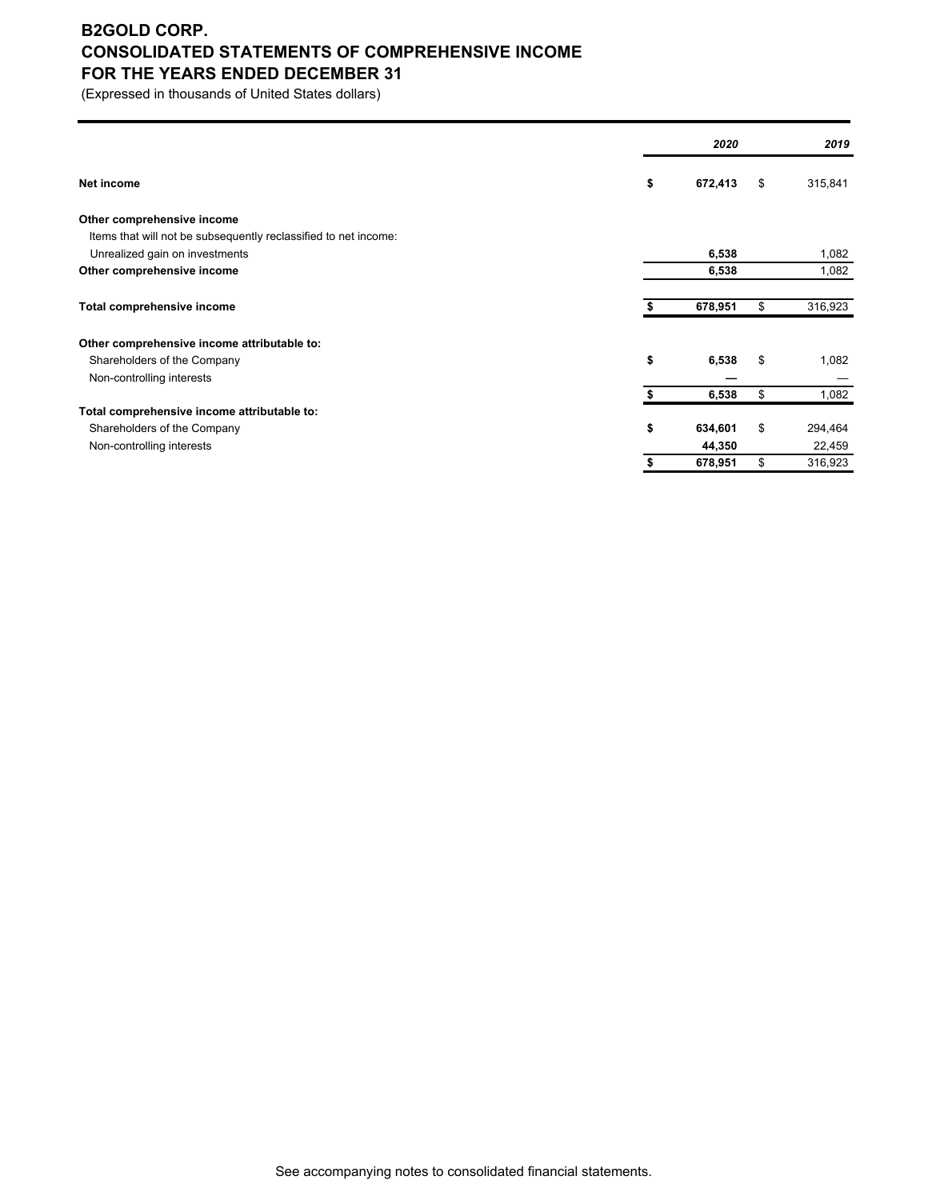# B2GOLD CORP.
# CONSOLIDATED STATEMENTS OF COMPREHENSIVE INCOME
# FOR THE YEARS ENDED DECEMBER 31

(Expressed in thousands of United States dollars)

| | *2020* | *2019* |
|---|---|---|
| **Net income** | **$ 672,413** | $ 315,841 |
| **Other comprehensive income** | | |
| Items that will not be subsequently reclassified to net income: | | |
| Unrealized gain on investments | **6,538** | 1,082 |
| **Other comprehensive income** | **6,538** | 1,082 |
| **Total comprehensive income** | **$ 678,951** | $ 316,923 |
| **Other comprehensive income attributable to:** | | |
| Shareholders of the Company | **$ 6,538** | $ 1,082 |
| Non-controlling interests | **—** | — |
| | **$ 6,538** | $ 1,082 |
| **Total comprehensive income attributable to:** | | |
| Shareholders of the Company | **$ 634,601** | $ 294,464 |
| Non-controlling interests | **44,350** | 22,459 |
| | **$ 678,951** | $ 316,923 |

See accompanying notes to consolidated financial statements.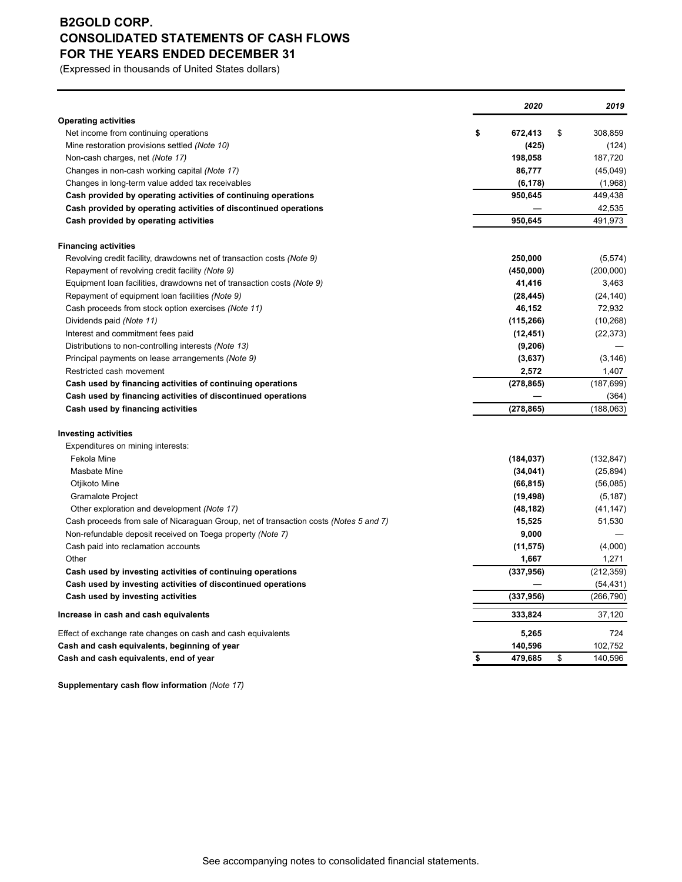# B2GOLD CORP.
# CONSOLIDATED STATEMENTS OF CASH FLOWS
# FOR THE YEARS ENDED DECEMBER 31

(Expressed in thousands of United States dollars)

| | *2020* | *2019* |
|---|---|---|
| **Operating activities** | | |
| Net income from continuing operations | **$ 672,413** | $ 308,859 |
| Mine restoration provisions settled *(Note 10)* | **(425)** | (124) |
| Non-cash charges, net *(Note 17)* | **198,058** | 187,720 |
| Changes in non-cash working capital *(Note 17)* | **86,777** | (45,049) |
| Changes in long-term value added tax receivables | **(6,178)** | (1,968) |
| **Cash provided by operating activities of continuing operations** | **950,645** | 449,438 |
| **Cash provided by operating activities of discontinued operations** | **—** | 42,535 |
| **Cash provided by operating activities** | **950,645** | 491,973 |
| | | |
| **Financing activities** | | |
| Revolving credit facility, drawdowns net of transaction costs *(Note 9)* | **250,000** | (5,574) |
| Repayment of revolving credit facility *(Note 9)* | **(450,000)** | (200,000) |
| Equipment loan facilities, drawdowns net of transaction costs *(Note 9)* | **41,416** | 3,463 |
| Repayment of equipment loan facilities *(Note 9)* | **(28,445)** | (24,140) |
| Cash proceeds from stock option exercises *(Note 11)* | **46,152** | 72,932 |
| Dividends paid *(Note 11)* | **(115,266)** | (10,268) |
| Interest and commitment fees paid | **(12,451)** | (22,373) |
| Distributions to non-controlling interests *(Note 13)* | **(9,206)** | — |
| Principal payments on lease arrangements *(Note 9)* | **(3,637)** | (3,146) |
| Restricted cash movement | **2,572** | 1,407 |
| **Cash used by financing activities of continuing operations** | **(278,865)** | (187,699) |
| **Cash used by financing activities of discontinued operations** | **—** | (364) |
| **Cash used by financing activities** | **(278,865)** | (188,063) |
| | | |
| **Investing activities** | | |
| Expenditures on mining interests: | | |
| Fekola Mine | **(184,037)** | (132,847) |
| Masbate Mine | **(34,041)** | (25,894) |
| Otjikoto Mine | **(66,815)** | (56,085) |
| Gramalote Project | **(19,498)** | (5,187) |
| Other exploration and development *(Note 17)* | **(48,182)** | (41,147) |
| Cash proceeds from sale of Nicaraguan Group, net of transaction costs *(Notes 5 and 7)* | **15,525** | 51,530 |
| Non-refundable deposit received on Toega property *(Note 7)* | **9,000** | — |
| Cash paid into reclamation accounts | **(11,575)** | (4,000) |
| Other | **1,667** | 1,271 |
| **Cash used by investing activities of continuing operations** | **(337,956)** | (212,359) |
| **Cash used by investing activities of discontinued operations** | **—** | (54,431) |
| **Cash used by investing activities** | **(337,956)** | (266,790) |
| | | |
| **Increase in cash and cash equivalents** | **333,824** | 37,120 |
| | | |
| Effect of exchange rate changes on cash and cash equivalents | **5,265** | 724 |
| **Cash and cash equivalents, beginning of year** | **140,596** | 102,752 |
| **Cash and cash equivalents, end of year** | **$ 479,685** | $ 140,596 |

**Supplementary cash flow information** *(Note 17)*

See accompanying notes to consolidated financial statements.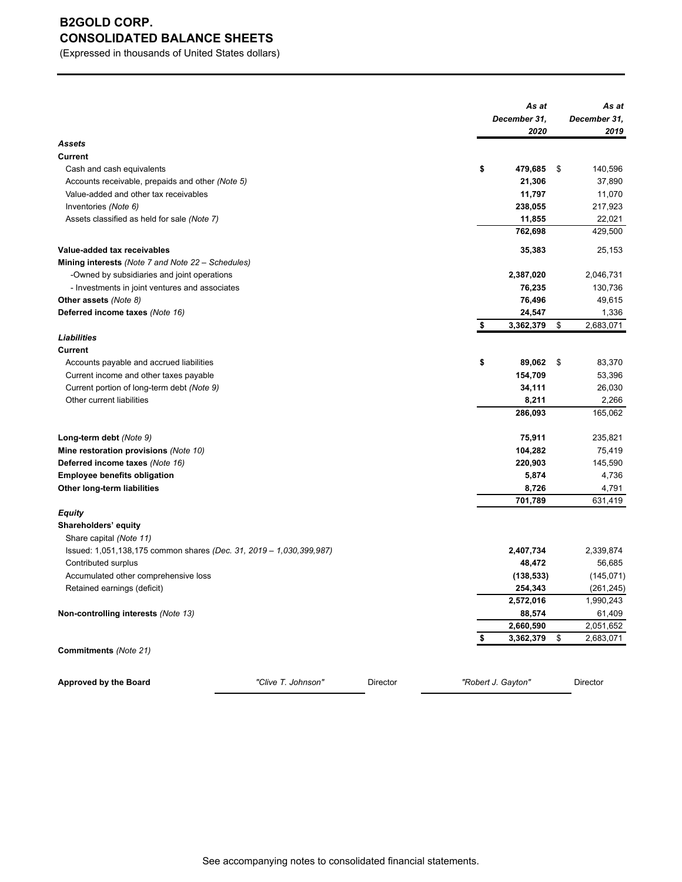# B2GOLD CORP.
## CONSOLIDATED BALANCE SHEETS

(Expressed in thousands of United States dollars)

| | *As at December 31, 2020* | *As at December 31, 2019* |
|---|---|---|
| ***Assets*** | | |
| **Current** | | |
| Cash and cash equivalents | **$ 479,685** | $ 140,596 |
| Accounts receivable, prepaids and other *(Note 5)* | **21,306** | 37,890 |
| Value-added and other tax receivables | **11,797** | 11,070 |
| Inventories *(Note 6)* | **238,055** | 217,923 |
| Assets classified as held for sale *(Note 7)* | **11,855** | 22,021 |
| | **762,698** | 429,500 |
| **Value-added tax receivables** | **35,383** | 25,153 |
| **Mining interests** *(Note 7 and Note 22 – Schedules)* | | |
| -Owned by subsidiaries and joint operations | **2,387,020** | 2,046,731 |
| - Investments in joint ventures and associates | **76,235** | 130,736 |
| **Other assets** *(Note 8)* | **76,496** | 49,615 |
| **Deferred income taxes** *(Note 16)* | **24,547** | 1,336 |
| | **$ 3,362,379** | $ 2,683,071 |
| ***Liabilities*** | | |
| **Current** | | |
| Accounts payable and accrued liabilities | **$ 89,062** | $ 83,370 |
| Current income and other taxes payable | **154,709** | 53,396 |
| Current portion of long-term debt *(Note 9)* | **34,111** | 26,030 |
| Other current liabilities | **8,211** | 2,266 |
| | **286,093** | 165,062 |
| **Long-term debt** *(Note 9)* | **75,911** | 235,821 |
| **Mine restoration provisions** *(Note 10)* | **104,282** | 75,419 |
| **Deferred income taxes** *(Note 16)* | **220,903** | 145,590 |
| **Employee benefits obligation** | **5,874** | 4,736 |
| **Other long-term liabilities** | **8,726** | 4,791 |
| | **701,789** | 631,419 |
| ***Equity*** | | |
| **Shareholders' equity** | | |
| Share capital *(Note 11)* | | |
| Issued: 1,051,138,175 common shares *(Dec. 31, 2019 – 1,030,399,987)* | **2,407,734** | 2,339,874 |
| Contributed surplus | **48,472** | 56,685 |
| Accumulated other comprehensive loss | **(138,533)** | (145,071) |
| Retained earnings (deficit) | **254,343** | (261,245) |
| | **2,572,016** | 1,990,243 |
| **Non-controlling interests** *(Note 13)* | **88,574** | 61,409 |
| | **2,660,590** | 2,051,652 |
| | **$ 3,362,379** | $ 2,683,071 |

**Commitments** *(Note 21)*

**Approved by the Board** *"Clive T. Johnson"* Director *"Robert J. Gayton"* Director

See accompanying notes to consolidated financial statements.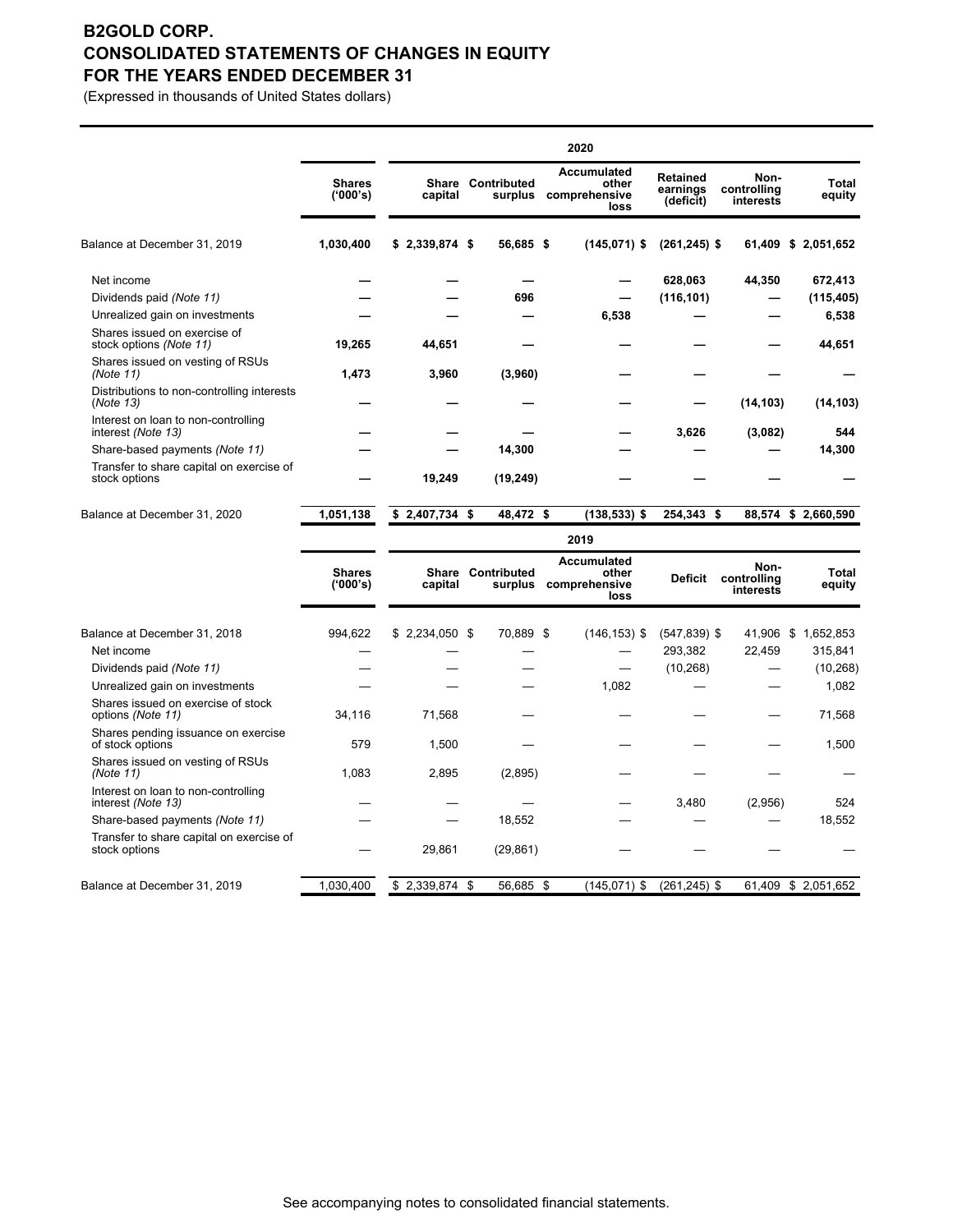# B2GOLD CORP.
# CONSOLIDATED STATEMENTS OF CHANGES IN EQUITY
# FOR THE YEARS ENDED DECEMBER 31

(Expressed in thousands of United States dollars)

| | 2020 | | | | | | |
|---|---|---|---|---|---|---|---|
| | **Shares ('000's)** | **Share capital** | **Contributed surplus** | **Accumulated other comprehensive loss** | **Retained earnings (deficit)** | **Non-controlling interests** | **Total equity** |
| Balance at December 31, 2019 | **1,030,400** | **$ 2,339,874** | **$ 56,685** | **$ (145,071)** | **$ (261,245)** | **$ 61,409** | **$ 2,051,652** |
| Net income | **—** | **—** | **—** | **—** | **628,063** | **44,350** | **672,413** |
| Dividends paid *(Note 11)* | **—** | **—** | **696** | **—** | **(116,101)** | **—** | **(115,405)** |
| Unrealized gain on investments | **—** | **—** | **—** | **6,538** | **—** | **—** | **6,538** |
| Shares issued on exercise of stock options *(Note 11)* | **19,265** | **44,651** | **—** | **—** | **—** | **—** | **44,651** |
| Shares issued on vesting of RSUs *(Note 11)* | **1,473** | **3,960** | **(3,960)** | **—** | **—** | **—** | **—** |
| Distributions to non-controlling interests (*Note 13*) | **—** | **—** | **—** | **—** | **—** | **(14,103)** | **(14,103)** |
| Interest on loan to non-controlling interest *(Note 13)* | **—** | **—** | **—** | **—** | **3,626** | **(3,082)** | **544** |
| Share-based payments *(Note 11)* | **—** | **—** | **14,300** | **—** | **—** | **—** | **14,300** |
| Transfer to share capital on exercise of stock options | **—** | **19,249** | **(19,249)** | **—** | **—** | **—** | **—** |
| Balance at December 31, 2020 | **1,051,138** | **$ 2,407,734** | **$ 48,472** | **$ (138,533)** | **$ 254,343** | **$ 88,574** | **$ 2,660,590** |

| | 2019 | | | | | | |
|---|---|---|---|---|---|---|---|
| | **Shares ('000's)** | **Share capital** | **Contributed surplus** | **Accumulated other comprehensive loss** | **Deficit** | **Non-controlling interests** | **Total equity** |
| Balance at December 31, 2018 | 994,622 | $ 2,234,050 | $ 70,889 | $ (146,153) | $ (547,839) | $ 41,906 | $ 1,652,853 |
| Net income | — | — | — | — | 293,382 | 22,459 | 315,841 |
| Dividends paid *(Note 11)* | — | — | — | — | (10,268) | — | (10,268) |
| Unrealized gain on investments | — | — | — | 1,082 | — | — | 1,082 |
| Shares issued on exercise of stock options *(Note 11)* | 34,116 | 71,568 | — | — | — | — | 71,568 |
| Shares pending issuance on exercise of stock options | 579 | 1,500 | — | — | — | — | 1,500 |
| Shares issued on vesting of RSUs *(Note 11)* | 1,083 | 2,895 | (2,895) | — | — | — | — |
| Interest on loan to non-controlling interest *(Note 13)* | — | — | — | — | 3,480 | (2,956) | 524 |
| Share-based payments *(Note 11)* | — | — | 18,552 | — | — | — | 18,552 |
| Transfer to share capital on exercise of stock options | — | 29,861 | (29,861) | — | — | — | — |
| Balance at December 31, 2019 | 1,030,400 | $ 2,339,874 | $ 56,685 | $ (145,071) | $ (261,245) | $ 61,409 | $ 2,051,652 |

See accompanying notes to consolidated financial statements.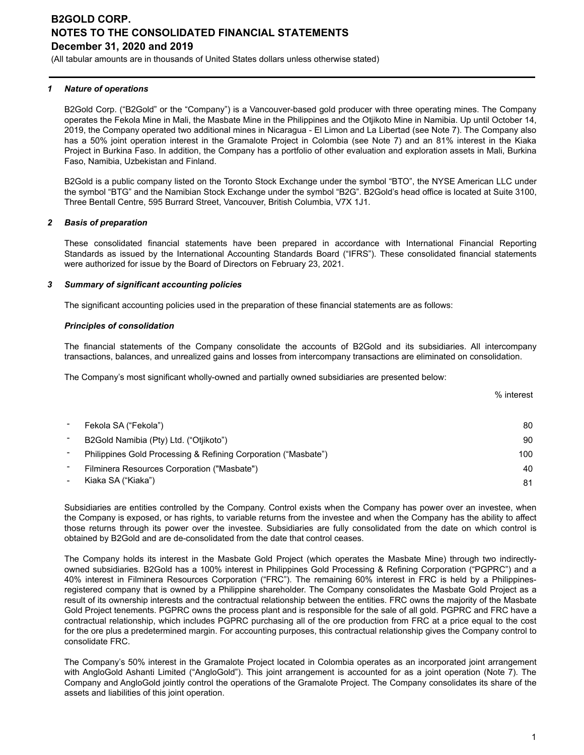# B2GOLD CORP.
# NOTES TO THE CONSOLIDATED FINANCIAL STATEMENTS
# December 31, 2020 and 2019

(All tabular amounts are in thousands of United States dollars unless otherwise stated)

### *1 Nature of operations*

B2Gold Corp. ("B2Gold" or the "Company") is a Vancouver-based gold producer with three operating mines. The Company operates the Fekola Mine in Mali, the Masbate Mine in the Philippines and the Otjikoto Mine in Namibia. Up until October 14, 2019, the Company operated two additional mines in Nicaragua - El Limon and La Libertad (see Note 7). The Company also has a 50% joint operation interest in the Gramalote Project in Colombia (see Note 7) and an 81% interest in the Kiaka Project in Burkina Faso. In addition, the Company has a portfolio of other evaluation and exploration assets in Mali, Burkina Faso, Namibia, Uzbekistan and Finland.

B2Gold is a public company listed on the Toronto Stock Exchange under the symbol "BTO", the NYSE American LLC under the symbol "BTG" and the Namibian Stock Exchange under the symbol "B2G". B2Gold's head office is located at Suite 3100, Three Bentall Centre, 595 Burrard Street, Vancouver, British Columbia, V7X 1J1.

### *2 Basis of preparation*

These consolidated financial statements have been prepared in accordance with International Financial Reporting Standards as issued by the International Accounting Standards Board ("IFRS"). These consolidated financial statements were authorized for issue by the Board of Directors on February 23, 2021.

### *3 Summary of significant accounting policies*

The significant accounting policies used in the preparation of these financial statements are as follows:

#### *Principles of consolidation*

The financial statements of the Company consolidate the accounts of B2Gold and its subsidiaries. All intercompany transactions, balances, and unrealized gains and losses from intercompany transactions are eliminated on consolidation.

The Company's most significant wholly-owned and partially owned subsidiaries are presented below:

| | % interest |
|---|---|
| - Fekola SA ("Fekola") | 80 |
| - B2Gold Namibia (Pty) Ltd. ("Otjikoto") | 90 |
| - Philippines Gold Processing & Refining Corporation ("Masbate") | 100 |
| - Filminera Resources Corporation ("Masbate") | 40 |
| - Kiaka SA ("Kiaka") | 81 |

Subsidiaries are entities controlled by the Company. Control exists when the Company has power over an investee, when the Company is exposed, or has rights, to variable returns from the investee and when the Company has the ability to affect those returns through its power over the investee. Subsidiaries are fully consolidated from the date on which control is obtained by B2Gold and are de-consolidated from the date that control ceases.

The Company holds its interest in the Masbate Gold Project (which operates the Masbate Mine) through two indirectly-owned subsidiaries. B2Gold has a 100% interest in Philippines Gold Processing & Refining Corporation ("PGPRC") and a 40% interest in Filminera Resources Corporation ("FRC"). The remaining 60% interest in FRC is held by a Philippines-registered company that is owned by a Philippine shareholder. The Company consolidates the Masbate Gold Project as a result of its ownership interests and the contractual relationship between the entities. FRC owns the majority of the Masbate Gold Project tenements. PGPRC owns the process plant and is responsible for the sale of all gold. PGPRC and FRC have a contractual relationship, which includes PGPRC purchasing all of the ore production from FRC at a price equal to the cost for the ore plus a predetermined margin. For accounting purposes, this contractual relationship gives the Company control to consolidate FRC.

The Company's 50% interest in the Gramalote Project located in Colombia operates as an incorporated joint arrangement with AngloGold Ashanti Limited ("AngloGold"). This joint arrangement is accounted for as a joint operation (Note 7). The Company and AngloGold jointly control the operations of the Gramalote Project. The Company consolidates its share of the assets and liabilities of this joint operation.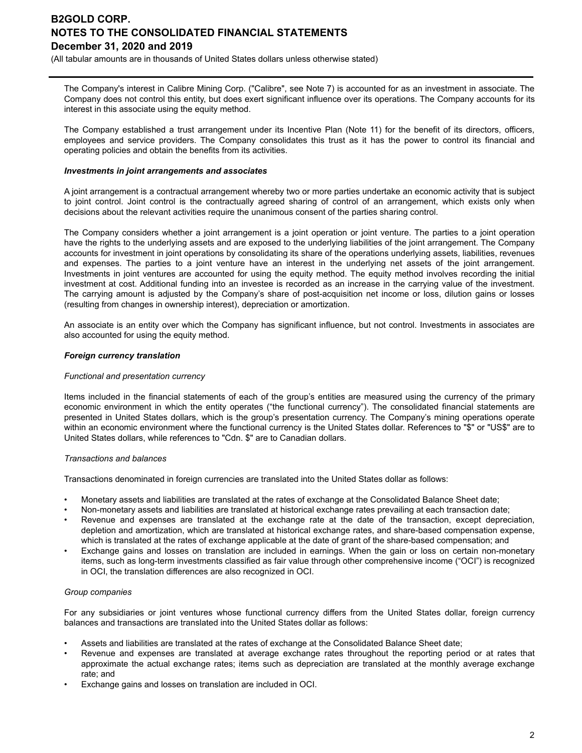The Company's interest in Calibre Mining Corp. ("Calibre", see Note 7) is accounted for as an investment in associate. The Company does not control this entity, but does exert significant influence over its operations. The Company accounts for its interest in this associate using the equity method.

The Company established a trust arrangement under its Incentive Plan (Note 11) for the benefit of its directors, officers, employees and service providers. The Company consolidates this trust as it has the power to control its financial and operating policies and obtain the benefits from its activities.

***Investments in joint arrangements and associates***

A joint arrangement is a contractual arrangement whereby two or more parties undertake an economic activity that is subject to joint control. Joint control is the contractually agreed sharing of control of an arrangement, which exists only when decisions about the relevant activities require the unanimous consent of the parties sharing control.

The Company considers whether a joint arrangement is a joint operation or joint venture. The parties to a joint operation have the rights to the underlying assets and are exposed to the underlying liabilities of the joint arrangement. The Company accounts for investment in joint operations by consolidating its share of the operations underlying assets, liabilities, revenues and expenses. The parties to a joint venture have an interest in the underlying net assets of the joint arrangement. Investments in joint ventures are accounted for using the equity method. The equity method involves recording the initial investment at cost. Additional funding into an investee is recorded as an increase in the carrying value of the investment. The carrying amount is adjusted by the Company's share of post-acquisition net income or loss, dilution gains or losses (resulting from changes in ownership interest), depreciation or amortization.

An associate is an entity over which the Company has significant influence, but not control. Investments in associates are also accounted for using the equity method.

***Foreign currency translation***

*Functional and presentation currency*

Items included in the financial statements of each of the group's entities are measured using the currency of the primary economic environment in which the entity operates ("the functional currency"). The consolidated financial statements are presented in United States dollars, which is the group's presentation currency. The Company's mining operations operate within an economic environment where the functional currency is the United States dollar. References to "$" or "US$" are to United States dollars, while references to "Cdn. $" are to Canadian dollars.

*Transactions and balances*

Transactions denominated in foreign currencies are translated into the United States dollar as follows:

- Monetary assets and liabilities are translated at the rates of exchange at the Consolidated Balance Sheet date;
- Non-monetary assets and liabilities are translated at historical exchange rates prevailing at each transaction date;
- Revenue and expenses are translated at the exchange rate at the date of the transaction, except depreciation, depletion and amortization, which are translated at historical exchange rates, and share-based compensation expense, which is translated at the rates of exchange applicable at the date of grant of the share-based compensation; and
- Exchange gains and losses on translation are included in earnings. When the gain or loss on certain non-monetary items, such as long-term investments classified as fair value through other comprehensive income ("OCI") is recognized in OCI, the translation differences are also recognized in OCI.

*Group companies*

For any subsidiaries or joint ventures whose functional currency differs from the United States dollar, foreign currency balances and transactions are translated into the United States dollar as follows:

- Assets and liabilities are translated at the rates of exchange at the Consolidated Balance Sheet date;
- Revenue and expenses are translated at average exchange rates throughout the reporting period or at rates that approximate the actual exchange rates; items such as depreciation are translated at the monthly average exchange rate; and
- Exchange gains and losses on translation are included in OCI.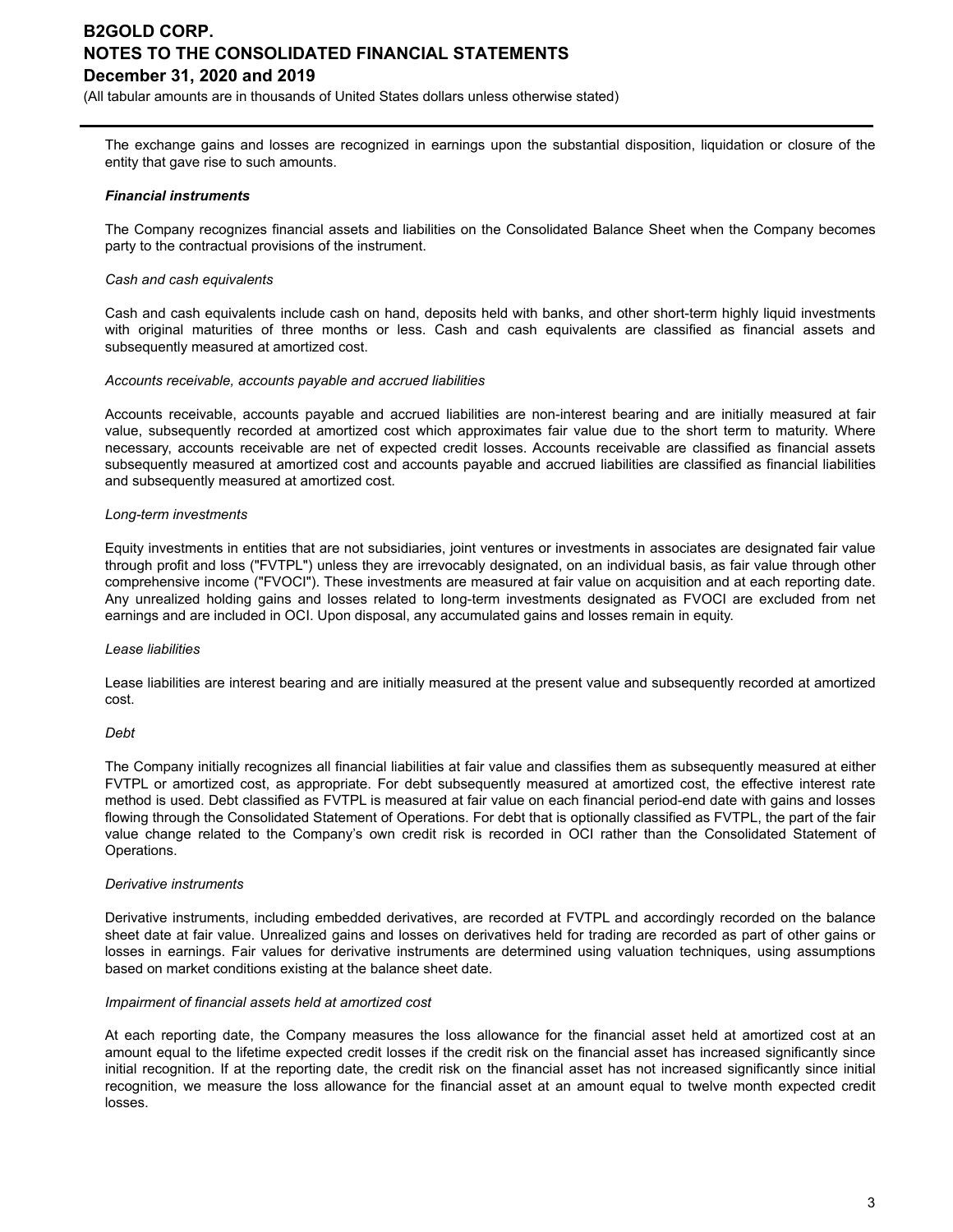The exchange gains and losses are recognized in earnings upon the substantial disposition, liquidation or closure of the entity that gave rise to such amounts.

***Financial instruments***

The Company recognizes financial assets and liabilities on the Consolidated Balance Sheet when the Company becomes party to the contractual provisions of the instrument.

*Cash and cash equivalents*

Cash and cash equivalents include cash on hand, deposits held with banks, and other short-term highly liquid investments with original maturities of three months or less. Cash and cash equivalents are classified as financial assets and subsequently measured at amortized cost.

*Accounts receivable, accounts payable and accrued liabilities*

Accounts receivable, accounts payable and accrued liabilities are non-interest bearing and are initially measured at fair value, subsequently recorded at amortized cost which approximates fair value due to the short term to maturity. Where necessary, accounts receivable are net of expected credit losses. Accounts receivable are classified as financial assets subsequently measured at amortized cost and accounts payable and accrued liabilities are classified as financial liabilities and subsequently measured at amortized cost.

*Long-term investments*

Equity investments in entities that are not subsidiaries, joint ventures or investments in associates are designated fair value through profit and loss ("FVTPL") unless they are irrevocably designated, on an individual basis, as fair value through other comprehensive income ("FVOCI"). These investments are measured at fair value on acquisition and at each reporting date. Any unrealized holding gains and losses related to long-term investments designated as FVOCI are excluded from net earnings and are included in OCI. Upon disposal, any accumulated gains and losses remain in equity.

*Lease liabilities*

Lease liabilities are interest bearing and are initially measured at the present value and subsequently recorded at amortized cost.

*Debt*

The Company initially recognizes all financial liabilities at fair value and classifies them as subsequently measured at either FVTPL or amortized cost, as appropriate. For debt subsequently measured at amortized cost, the effective interest rate method is used. Debt classified as FVTPL is measured at fair value on each financial period-end date with gains and losses flowing through the Consolidated Statement of Operations. For debt that is optionally classified as FVTPL, the part of the fair value change related to the Company's own credit risk is recorded in OCI rather than the Consolidated Statement of Operations.

*Derivative instruments*

Derivative instruments, including embedded derivatives, are recorded at FVTPL and accordingly recorded on the balance sheet date at fair value. Unrealized gains and losses on derivatives held for trading are recorded as part of other gains or losses in earnings. Fair values for derivative instruments are determined using valuation techniques, using assumptions based on market conditions existing at the balance sheet date.

*Impairment of financial assets held at amortized cost*

At each reporting date, the Company measures the loss allowance for the financial asset held at amortized cost at an amount equal to the lifetime expected credit losses if the credit risk on the financial asset has increased significantly since initial recognition. If at the reporting date, the credit risk on the financial asset has not increased significantly since initial recognition, we measure the loss allowance for the financial asset at an amount equal to twelve month expected credit losses.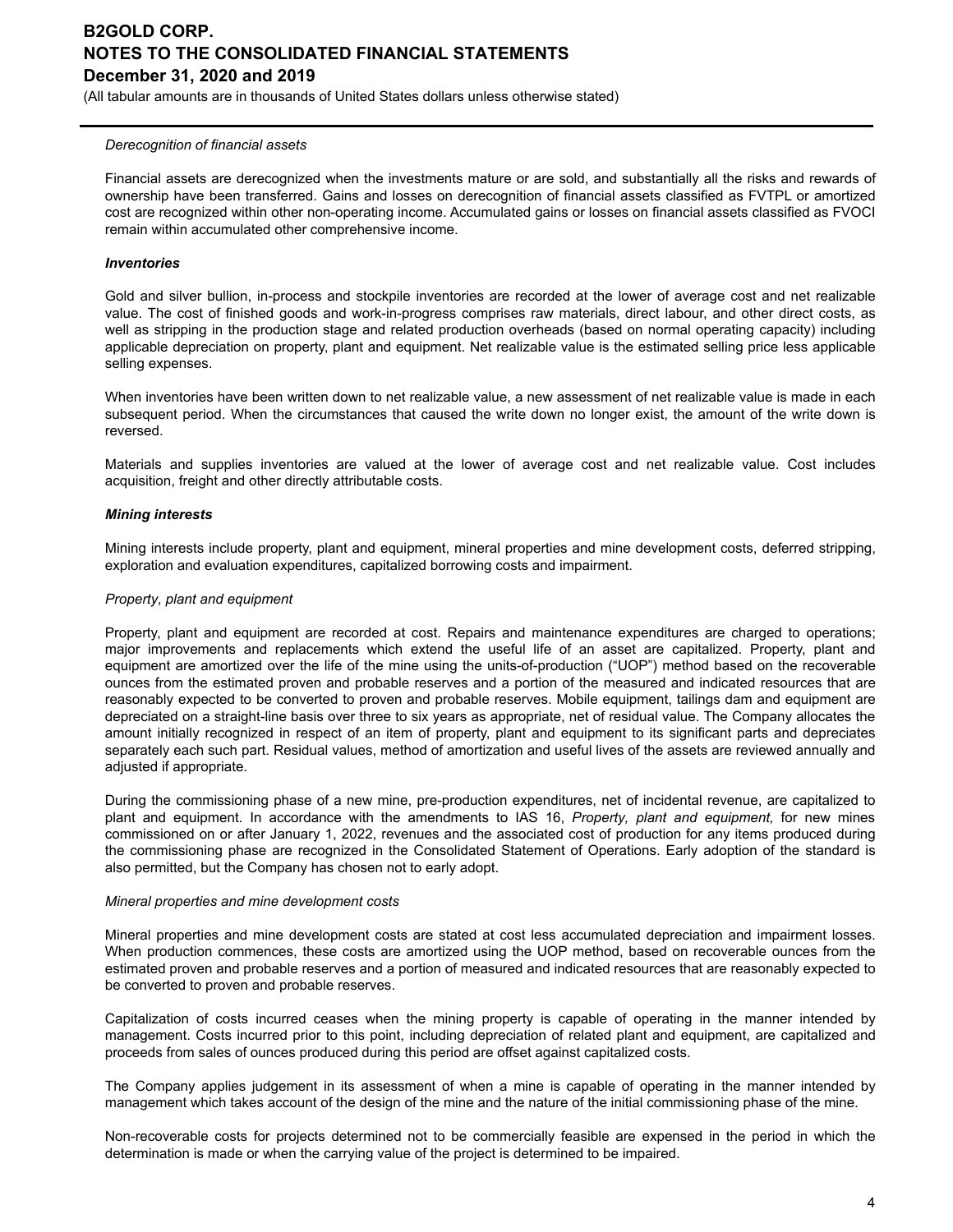*Derecognition of financial assets*

Financial assets are derecognized when the investments mature or are sold, and substantially all the risks and rewards of ownership have been transferred. Gains and losses on derecognition of financial assets classified as FVTPL or amortized cost are recognized within other non-operating income. Accumulated gains or losses on financial assets classified as FVOCI remain within accumulated other comprehensive income.

***Inventories***

Gold and silver bullion, in-process and stockpile inventories are recorded at the lower of average cost and net realizable value. The cost of finished goods and work-in-progress comprises raw materials, direct labour, and other direct costs, as well as stripping in the production stage and related production overheads (based on normal operating capacity) including applicable depreciation on property, plant and equipment. Net realizable value is the estimated selling price less applicable selling expenses.

When inventories have been written down to net realizable value, a new assessment of net realizable value is made in each subsequent period. When the circumstances that caused the write down no longer exist, the amount of the write down is reversed.

Materials and supplies inventories are valued at the lower of average cost and net realizable value. Cost includes acquisition, freight and other directly attributable costs.

***Mining interests***

Mining interests include property, plant and equipment, mineral properties and mine development costs, deferred stripping, exploration and evaluation expenditures, capitalized borrowing costs and impairment.

*Property, plant and equipment*

Property, plant and equipment are recorded at cost. Repairs and maintenance expenditures are charged to operations; major improvements and replacements which extend the useful life of an asset are capitalized. Property, plant and equipment are amortized over the life of the mine using the units-of-production ("UOP") method based on the recoverable ounces from the estimated proven and probable reserves and a portion of the measured and indicated resources that are reasonably expected to be converted to proven and probable reserves. Mobile equipment, tailings dam and equipment are depreciated on a straight-line basis over three to six years as appropriate, net of residual value. The Company allocates the amount initially recognized in respect of an item of property, plant and equipment to its significant parts and depreciates separately each such part. Residual values, method of amortization and useful lives of the assets are reviewed annually and adjusted if appropriate.

During the commissioning phase of a new mine, pre-production expenditures, net of incidental revenue, are capitalized to plant and equipment. In accordance with the amendments to IAS 16, *Property, plant and equipment,* for new mines commissioned on or after January 1, 2022, revenues and the associated cost of production for any items produced during the commissioning phase are recognized in the Consolidated Statement of Operations. Early adoption of the standard is also permitted, but the Company has chosen not to early adopt.

*Mineral properties and mine development costs*

Mineral properties and mine development costs are stated at cost less accumulated depreciation and impairment losses. When production commences, these costs are amortized using the UOP method, based on recoverable ounces from the estimated proven and probable reserves and a portion of measured and indicated resources that are reasonably expected to be converted to proven and probable reserves.

Capitalization of costs incurred ceases when the mining property is capable of operating in the manner intended by management. Costs incurred prior to this point, including depreciation of related plant and equipment, are capitalized and proceeds from sales of ounces produced during this period are offset against capitalized costs.

The Company applies judgement in its assessment of when a mine is capable of operating in the manner intended by management which takes account of the design of the mine and the nature of the initial commissioning phase of the mine.

Non-recoverable costs for projects determined not to be commercially feasible are expensed in the period in which the determination is made or when the carrying value of the project is determined to be impaired.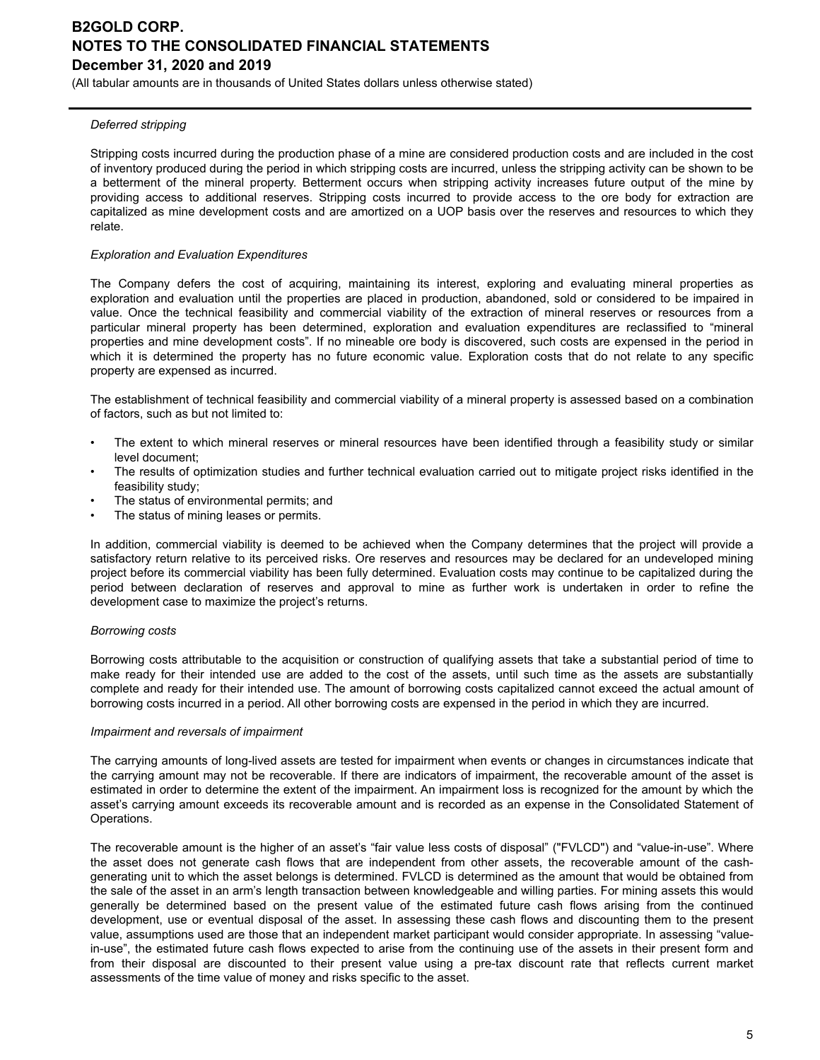*Deferred stripping*

Stripping costs incurred during the production phase of a mine are considered production costs and are included in the cost of inventory produced during the period in which stripping costs are incurred, unless the stripping activity can be shown to be a betterment of the mineral property. Betterment occurs when stripping activity increases future output of the mine by providing access to additional reserves. Stripping costs incurred to provide access to the ore body for extraction are capitalized as mine development costs and are amortized on a UOP basis over the reserves and resources to which they relate.

*Exploration and Evaluation Expenditures*

The Company defers the cost of acquiring, maintaining its interest, exploring and evaluating mineral properties as exploration and evaluation until the properties are placed in production, abandoned, sold or considered to be impaired in value. Once the technical feasibility and commercial viability of the extraction of mineral reserves or resources from a particular mineral property has been determined, exploration and evaluation expenditures are reclassified to "mineral properties and mine development costs". If no mineable ore body is discovered, such costs are expensed in the period in which it is determined the property has no future economic value. Exploration costs that do not relate to any specific property are expensed as incurred.

The establishment of technical feasibility and commercial viability of a mineral property is assessed based on a combination of factors, such as but not limited to:

- The extent to which mineral reserves or mineral resources have been identified through a feasibility study or similar level document;
- The results of optimization studies and further technical evaluation carried out to mitigate project risks identified in the feasibility study;
- The status of environmental permits; and
- The status of mining leases or permits.

In addition, commercial viability is deemed to be achieved when the Company determines that the project will provide a satisfactory return relative to its perceived risks. Ore reserves and resources may be declared for an undeveloped mining project before its commercial viability has been fully determined. Evaluation costs may continue to be capitalized during the period between declaration of reserves and approval to mine as further work is undertaken in order to refine the development case to maximize the project's returns.

*Borrowing costs*

Borrowing costs attributable to the acquisition or construction of qualifying assets that take a substantial period of time to make ready for their intended use are added to the cost of the assets, until such time as the assets are substantially complete and ready for their intended use. The amount of borrowing costs capitalized cannot exceed the actual amount of borrowing costs incurred in a period. All other borrowing costs are expensed in the period in which they are incurred.

*Impairment and reversals of impairment*

The carrying amounts of long-lived assets are tested for impairment when events or changes in circumstances indicate that the carrying amount may not be recoverable. If there are indicators of impairment, the recoverable amount of the asset is estimated in order to determine the extent of the impairment. An impairment loss is recognized for the amount by which the asset's carrying amount exceeds its recoverable amount and is recorded as an expense in the Consolidated Statement of Operations.

The recoverable amount is the higher of an asset's "fair value less costs of disposal" ("FVLCD") and "value-in-use". Where the asset does not generate cash flows that are independent from other assets, the recoverable amount of the cash-generating unit to which the asset belongs is determined. FVLCD is determined as the amount that would be obtained from the sale of the asset in an arm's length transaction between knowledgeable and willing parties. For mining assets this would generally be determined based on the present value of the estimated future cash flows arising from the continued development, use or eventual disposal of the asset. In assessing these cash flows and discounting them to the present value, assumptions used are those that an independent market participant would consider appropriate. In assessing "value-in-use", the estimated future cash flows expected to arise from the continuing use of the assets in their present form and from their disposal are discounted to their present value using a pre-tax discount rate that reflects current market assessments of the time value of money and risks specific to the asset.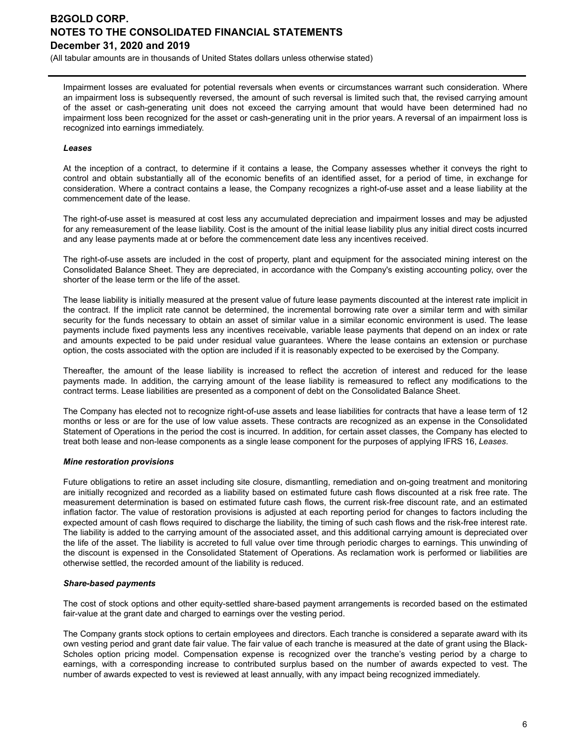Impairment losses are evaluated for potential reversals when events or circumstances warrant such consideration. Where an impairment loss is subsequently reversed, the amount of such reversal is limited such that, the revised carrying amount of the asset or cash-generating unit does not exceed the carrying amount that would have been determined had no impairment loss been recognized for the asset or cash-generating unit in the prior years. A reversal of an impairment loss is recognized into earnings immediately.

***Leases***

At the inception of a contract, to determine if it contains a lease, the Company assesses whether it conveys the right to control and obtain substantially all of the economic benefits of an identified asset, for a period of time, in exchange for consideration. Where a contract contains a lease, the Company recognizes a right-of-use asset and a lease liability at the commencement date of the lease.

The right-of-use asset is measured at cost less any accumulated depreciation and impairment losses and may be adjusted for any remeasurement of the lease liability. Cost is the amount of the initial lease liability plus any initial direct costs incurred and any lease payments made at or before the commencement date less any incentives received.

The right-of-use assets are included in the cost of property, plant and equipment for the associated mining interest on the Consolidated Balance Sheet. They are depreciated, in accordance with the Company's existing accounting policy, over the shorter of the lease term or the life of the asset.

The lease liability is initially measured at the present value of future lease payments discounted at the interest rate implicit in the contract. If the implicit rate cannot be determined, the incremental borrowing rate over a similar term and with similar security for the funds necessary to obtain an asset of similar value in a similar economic environment is used. The lease payments include fixed payments less any incentives receivable, variable lease payments that depend on an index or rate and amounts expected to be paid under residual value guarantees. Where the lease contains an extension or purchase option, the costs associated with the option are included if it is reasonably expected to be exercised by the Company.

Thereafter, the amount of the lease liability is increased to reflect the accretion of interest and reduced for the lease payments made. In addition, the carrying amount of the lease liability is remeasured to reflect any modifications to the contract terms. Lease liabilities are presented as a component of debt on the Consolidated Balance Sheet.

The Company has elected not to recognize right-of-use assets and lease liabilities for contracts that have a lease term of 12 months or less or are for the use of low value assets. These contracts are recognized as an expense in the Consolidated Statement of Operations in the period the cost is incurred. In addition, for certain asset classes, the Company has elected to treat both lease and non-lease components as a single lease component for the purposes of applying IFRS 16, *Leases*.

***Mine restoration provisions***

Future obligations to retire an asset including site closure, dismantling, remediation and on-going treatment and monitoring are initially recognized and recorded as a liability based on estimated future cash flows discounted at a risk free rate. The measurement determination is based on estimated future cash flows, the current risk-free discount rate, and an estimated inflation factor. The value of restoration provisions is adjusted at each reporting period for changes to factors including the expected amount of cash flows required to discharge the liability, the timing of such cash flows and the risk-free interest rate. The liability is added to the carrying amount of the associated asset, and this additional carrying amount is depreciated over the life of the asset. The liability is accreted to full value over time through periodic charges to earnings. This unwinding of the discount is expensed in the Consolidated Statement of Operations. As reclamation work is performed or liabilities are otherwise settled, the recorded amount of the liability is reduced.

***Share-based payments***

The cost of stock options and other equity-settled share-based payment arrangements is recorded based on the estimated fair-value at the grant date and charged to earnings over the vesting period.

The Company grants stock options to certain employees and directors. Each tranche is considered a separate award with its own vesting period and grant date fair value. The fair value of each tranche is measured at the date of grant using the Black-Scholes option pricing model. Compensation expense is recognized over the tranche's vesting period by a charge to earnings, with a corresponding increase to contributed surplus based on the number of awards expected to vest. The number of awards expected to vest is reviewed at least annually, with any impact being recognized immediately.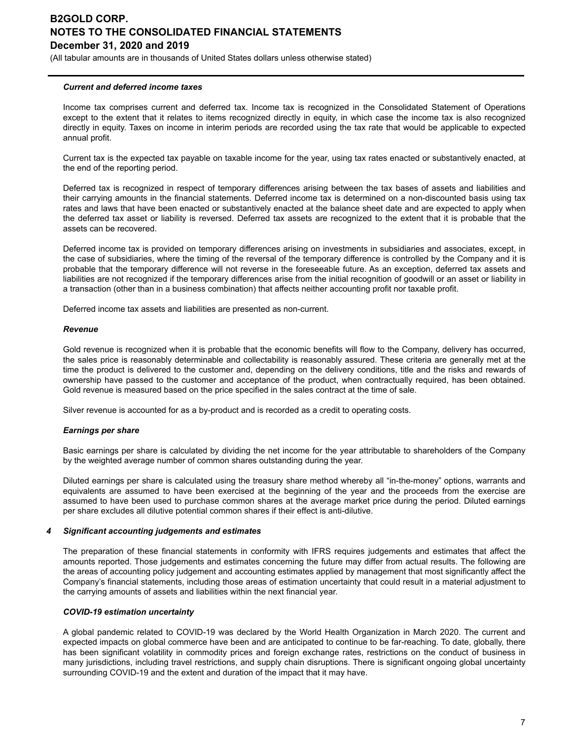#### *Current and deferred income taxes*

Income tax comprises current and deferred tax. Income tax is recognized in the Consolidated Statement of Operations except to the extent that it relates to items recognized directly in equity, in which case the income tax is also recognized directly in equity. Taxes on income in interim periods are recorded using the tax rate that would be applicable to expected annual profit.

Current tax is the expected tax payable on taxable income for the year, using tax rates enacted or substantively enacted, at the end of the reporting period.

Deferred tax is recognized in respect of temporary differences arising between the tax bases of assets and liabilities and their carrying amounts in the financial statements. Deferred income tax is determined on a non-discounted basis using tax rates and laws that have been enacted or substantively enacted at the balance sheet date and are expected to apply when the deferred tax asset or liability is reversed. Deferred tax assets are recognized to the extent that it is probable that the assets can be recovered.

Deferred income tax is provided on temporary differences arising on investments in subsidiaries and associates, except, in the case of subsidiaries, where the timing of the reversal of the temporary difference is controlled by the Company and it is probable that the temporary difference will not reverse in the foreseeable future. As an exception, deferred tax assets and liabilities are not recognized if the temporary differences arise from the initial recognition of goodwill or an asset or liability in a transaction (other than in a business combination) that affects neither accounting profit nor taxable profit.

Deferred income tax assets and liabilities are presented as non-current.

#### *Revenue*

Gold revenue is recognized when it is probable that the economic benefits will flow to the Company, delivery has occurred, the sales price is reasonably determinable and collectability is reasonably assured. These criteria are generally met at the time the product is delivered to the customer and, depending on the delivery conditions, title and the risks and rewards of ownership have passed to the customer and acceptance of the product, when contractually required, has been obtained. Gold revenue is measured based on the price specified in the sales contract at the time of sale.

Silver revenue is accounted for as a by-product and is recorded as a credit to operating costs.

#### *Earnings per share*

Basic earnings per share is calculated by dividing the net income for the year attributable to shareholders of the Company by the weighted average number of common shares outstanding during the year.

Diluted earnings per share is calculated using the treasury share method whereby all "in-the-money" options, warrants and equivalents are assumed to have been exercised at the beginning of the year and the proceeds from the exercise are assumed to have been used to purchase common shares at the average market price during the period. Diluted earnings per share excludes all dilutive potential common shares if their effect is anti-dilutive.

### *4 Significant accounting judgements and estimates*

The preparation of these financial statements in conformity with IFRS requires judgements and estimates that affect the amounts reported. Those judgements and estimates concerning the future may differ from actual results. The following are the areas of accounting policy judgement and accounting estimates applied by management that most significantly affect the Company's financial statements, including those areas of estimation uncertainty that could result in a material adjustment to the carrying amounts of assets and liabilities within the next financial year.

#### *COVID-19 estimation uncertainty*

A global pandemic related to COVID-19 was declared by the World Health Organization in March 2020. The current and expected impacts on global commerce have been and are anticipated to continue to be far-reaching. To date, globally, there has been significant volatility in commodity prices and foreign exchange rates, restrictions on the conduct of business in many jurisdictions, including travel restrictions, and supply chain disruptions. There is significant ongoing global uncertainty surrounding COVID-19 and the extent and duration of the impact that it may have.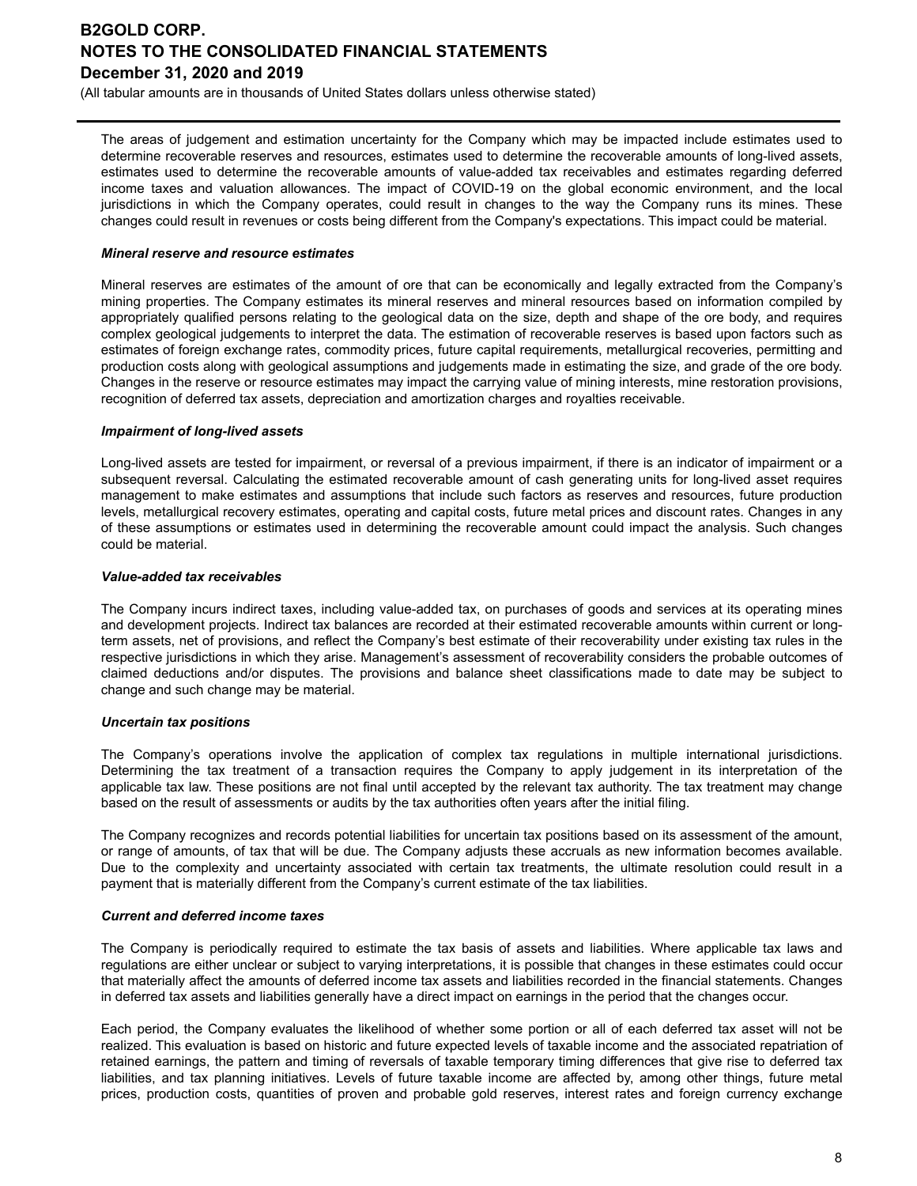The areas of judgement and estimation uncertainty for the Company which may be impacted include estimates used to determine recoverable reserves and resources, estimates used to determine the recoverable amounts of long-lived assets, estimates used to determine the recoverable amounts of value-added tax receivables and estimates regarding deferred income taxes and valuation allowances. The impact of COVID-19 on the global economic environment, and the local jurisdictions in which the Company operates, could result in changes to the way the Company runs its mines. These changes could result in revenues or costs being different from the Company's expectations. This impact could be material.

***Mineral reserve and resource estimates***

Mineral reserves are estimates of the amount of ore that can be economically and legally extracted from the Company's mining properties. The Company estimates its mineral reserves and mineral resources based on information compiled by appropriately qualified persons relating to the geological data on the size, depth and shape of the ore body, and requires complex geological judgements to interpret the data. The estimation of recoverable reserves is based upon factors such as estimates of foreign exchange rates, commodity prices, future capital requirements, metallurgical recoveries, permitting and production costs along with geological assumptions and judgements made in estimating the size, and grade of the ore body. Changes in the reserve or resource estimates may impact the carrying value of mining interests, mine restoration provisions, recognition of deferred tax assets, depreciation and amortization charges and royalties receivable.

***Impairment of long-lived assets***

Long-lived assets are tested for impairment, or reversal of a previous impairment, if there is an indicator of impairment or a subsequent reversal. Calculating the estimated recoverable amount of cash generating units for long-lived asset requires management to make estimates and assumptions that include such factors as reserves and resources, future production levels, metallurgical recovery estimates, operating and capital costs, future metal prices and discount rates. Changes in any of these assumptions or estimates used in determining the recoverable amount could impact the analysis. Such changes could be material.

***Value-added tax receivables***

The Company incurs indirect taxes, including value-added tax, on purchases of goods and services at its operating mines and development projects. Indirect tax balances are recorded at their estimated recoverable amounts within current or long-term assets, net of provisions, and reflect the Company's best estimate of their recoverability under existing tax rules in the respective jurisdictions in which they arise. Management's assessment of recoverability considers the probable outcomes of claimed deductions and/or disputes. The provisions and balance sheet classifications made to date may be subject to change and such change may be material.

***Uncertain tax positions***

The Company's operations involve the application of complex tax regulations in multiple international jurisdictions. Determining the tax treatment of a transaction requires the Company to apply judgement in its interpretation of the applicable tax law. These positions are not final until accepted by the relevant tax authority. The tax treatment may change based on the result of assessments or audits by the tax authorities often years after the initial filing.

The Company recognizes and records potential liabilities for uncertain tax positions based on its assessment of the amount, or range of amounts, of tax that will be due. The Company adjusts these accruals as new information becomes available. Due to the complexity and uncertainty associated with certain tax treatments, the ultimate resolution could result in a payment that is materially different from the Company's current estimate of the tax liabilities.

***Current and deferred income taxes***

The Company is periodically required to estimate the tax basis of assets and liabilities. Where applicable tax laws and regulations are either unclear or subject to varying interpretations, it is possible that changes in these estimates could occur that materially affect the amounts of deferred income tax assets and liabilities recorded in the financial statements. Changes in deferred tax assets and liabilities generally have a direct impact on earnings in the period that the changes occur.

Each period, the Company evaluates the likelihood of whether some portion or all of each deferred tax asset will not be realized. This evaluation is based on historic and future expected levels of taxable income and the associated repatriation of retained earnings, the pattern and timing of reversals of taxable temporary timing differences that give rise to deferred tax liabilities, and tax planning initiatives. Levels of future taxable income are affected by, among other things, future metal prices, production costs, quantities of proven and probable gold reserves, interest rates and foreign currency exchange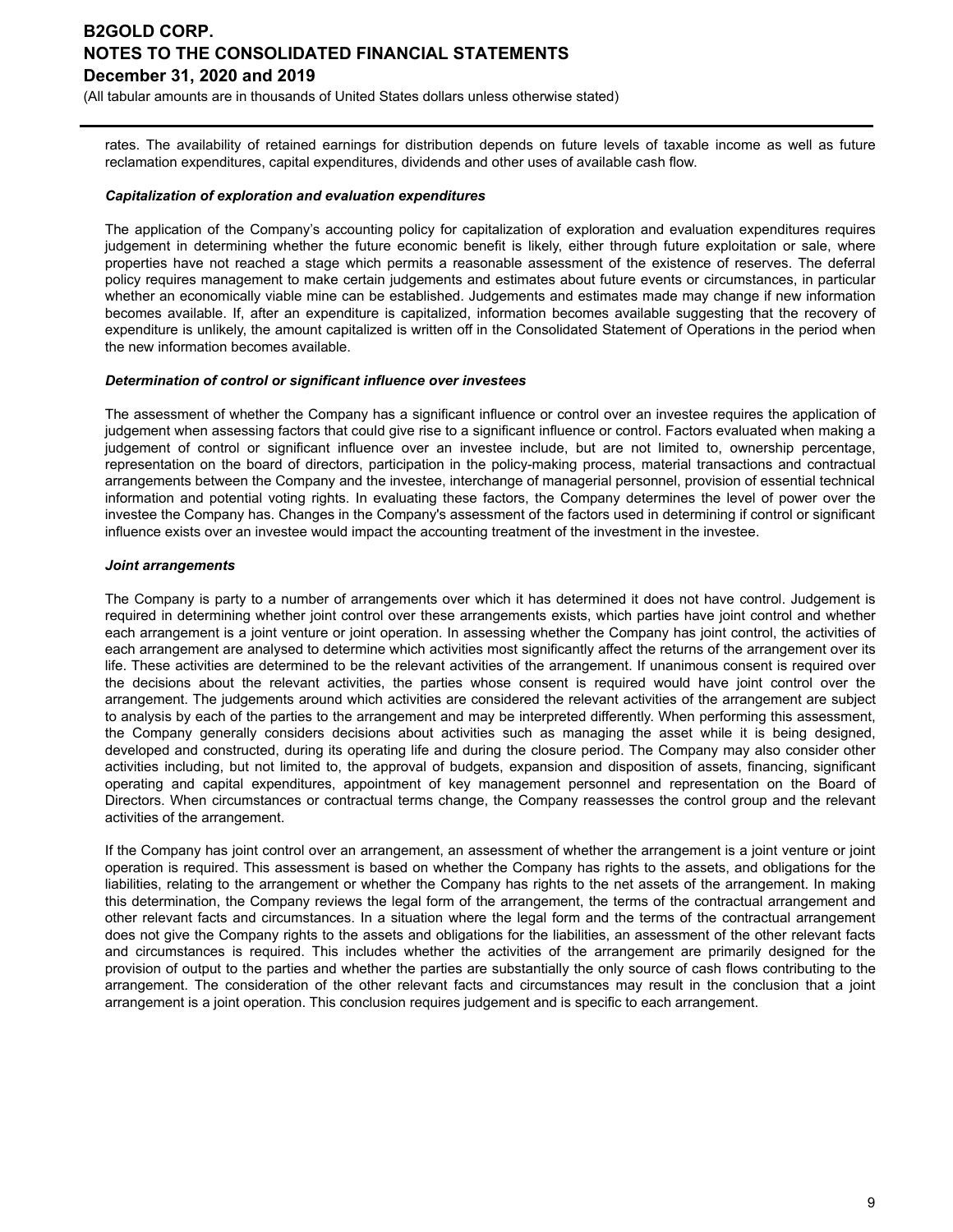rates. The availability of retained earnings for distribution depends on future levels of taxable income as well as future reclamation expenditures, capital expenditures, dividends and other uses of available cash flow.

***Capitalization of exploration and evaluation expenditures***

The application of the Company's accounting policy for capitalization of exploration and evaluation expenditures requires judgement in determining whether the future economic benefit is likely, either through future exploitation or sale, where properties have not reached a stage which permits a reasonable assessment of the existence of reserves. The deferral policy requires management to make certain judgements and estimates about future events or circumstances, in particular whether an economically viable mine can be established. Judgements and estimates made may change if new information becomes available. If, after an expenditure is capitalized, information becomes available suggesting that the recovery of expenditure is unlikely, the amount capitalized is written off in the Consolidated Statement of Operations in the period when the new information becomes available.

***Determination of control or significant influence over investees***

The assessment of whether the Company has a significant influence or control over an investee requires the application of judgement when assessing factors that could give rise to a significant influence or control. Factors evaluated when making a judgement of control or significant influence over an investee include, but are not limited to, ownership percentage, representation on the board of directors, participation in the policy-making process, material transactions and contractual arrangements between the Company and the investee, interchange of managerial personnel, provision of essential technical information and potential voting rights. In evaluating these factors, the Company determines the level of power over the investee the Company has. Changes in the Company's assessment of the factors used in determining if control or significant influence exists over an investee would impact the accounting treatment of the investment in the investee.

***Joint arrangements***

The Company is party to a number of arrangements over which it has determined it does not have control. Judgement is required in determining whether joint control over these arrangements exists, which parties have joint control and whether each arrangement is a joint venture or joint operation. In assessing whether the Company has joint control, the activities of each arrangement are analysed to determine which activities most significantly affect the returns of the arrangement over its life. These activities are determined to be the relevant activities of the arrangement. If unanimous consent is required over the decisions about the relevant activities, the parties whose consent is required would have joint control over the arrangement. The judgements around which activities are considered the relevant activities of the arrangement are subject to analysis by each of the parties to the arrangement and may be interpreted differently. When performing this assessment, the Company generally considers decisions about activities such as managing the asset while it is being designed, developed and constructed, during its operating life and during the closure period. The Company may also consider other activities including, but not limited to, the approval of budgets, expansion and disposition of assets, financing, significant operating and capital expenditures, appointment of key management personnel and representation on the Board of Directors. When circumstances or contractual terms change, the Company reassesses the control group and the relevant activities of the arrangement.

If the Company has joint control over an arrangement, an assessment of whether the arrangement is a joint venture or joint operation is required. This assessment is based on whether the Company has rights to the assets, and obligations for the liabilities, relating to the arrangement or whether the Company has rights to the net assets of the arrangement. In making this determination, the Company reviews the legal form of the arrangement, the terms of the contractual arrangement and other relevant facts and circumstances. In a situation where the legal form and the terms of the contractual arrangement does not give the Company rights to the assets and obligations for the liabilities, an assessment of the other relevant facts and circumstances is required. This includes whether the activities of the arrangement are primarily designed for the provision of output to the parties and whether the parties are substantially the only source of cash flows contributing to the arrangement. The consideration of the other relevant facts and circumstances may result in the conclusion that a joint arrangement is a joint operation. This conclusion requires judgement and is specific to each arrangement.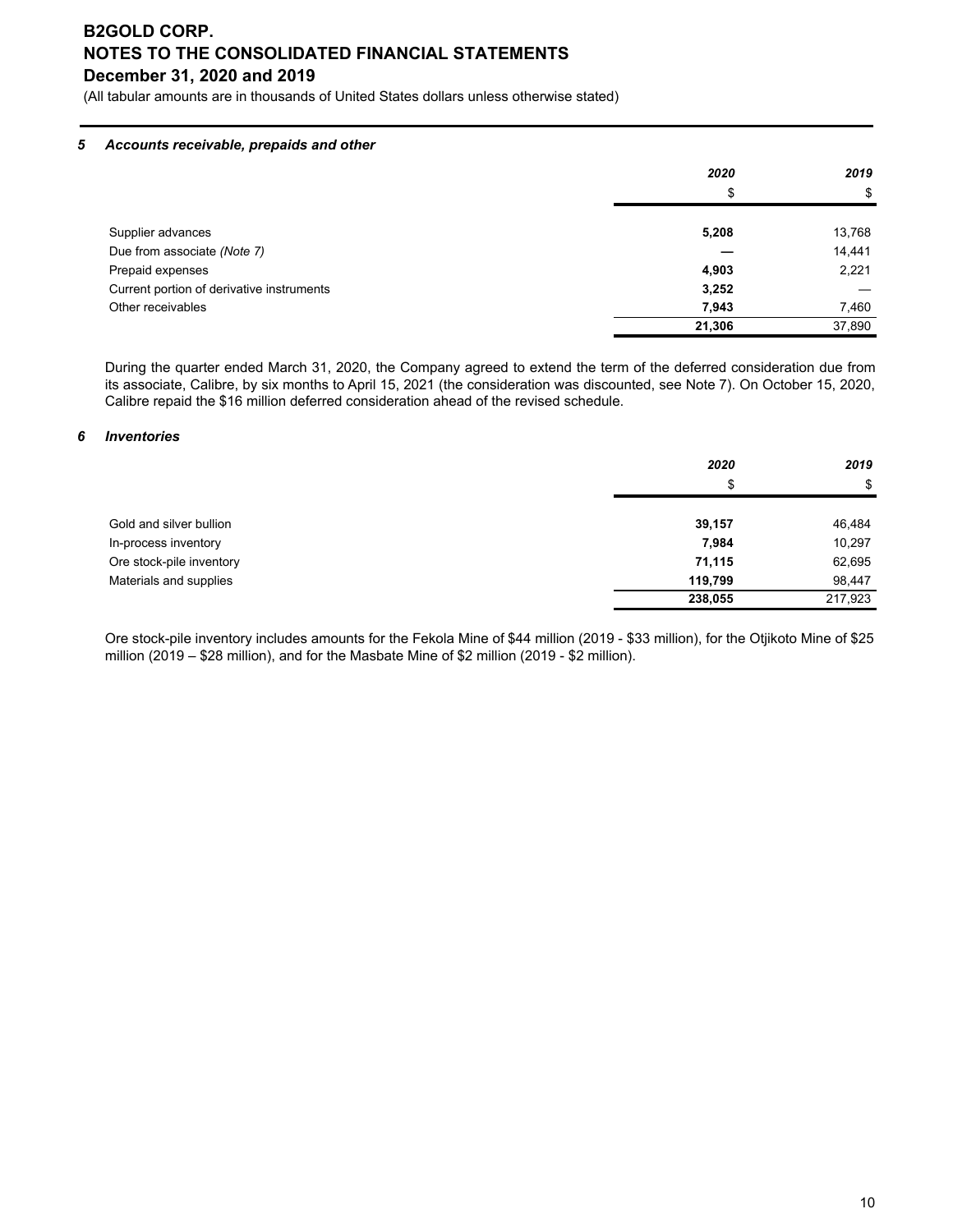# B2GOLD CORP.
# NOTES TO THE CONSOLIDATED FINANCIAL STATEMENTS
# December 31, 2020 and 2019

(All tabular amounts are in thousands of United States dollars unless otherwise stated)

### *5 Accounts receivable, prepaids and other*

| | ***2020*** | ***2019*** |
|---|---|---|
| | $ | $ |
| Supplier advances | **5,208** | 13,768 |
| Due from associate *(Note 7)* | **—** | 14,441 |
| Prepaid expenses | **4,903** | 2,221 |
| Current portion of derivative instruments | **3,252** | — |
| Other receivables | **7,943** | 7,460 |
| | **21,306** | 37,890 |

During the quarter ended March 31, 2020, the Company agreed to extend the term of the deferred consideration due from its associate, Calibre, by six months to April 15, 2021 (the consideration was discounted, see Note 7). On October 15, 2020, Calibre repaid the $16 million deferred consideration ahead of the revised schedule.

### *6 Inventories*

| | ***2020*** | ***2019*** |
|---|---|---|
| | $ | $ |
| Gold and silver bullion | **39,157** | 46,484 |
| In-process inventory | **7,984** | 10,297 |
| Ore stock-pile inventory | **71,115** | 62,695 |
| Materials and supplies | **119,799** | 98,447 |
| | **238,055** | 217,923 |

Ore stock-pile inventory includes amounts for the Fekola Mine of $44 million (2019 - $33 million), for the Otjikoto Mine of $25 million (2019 – $28 million), and for the Masbate Mine of $2 million (2019 - $2 million).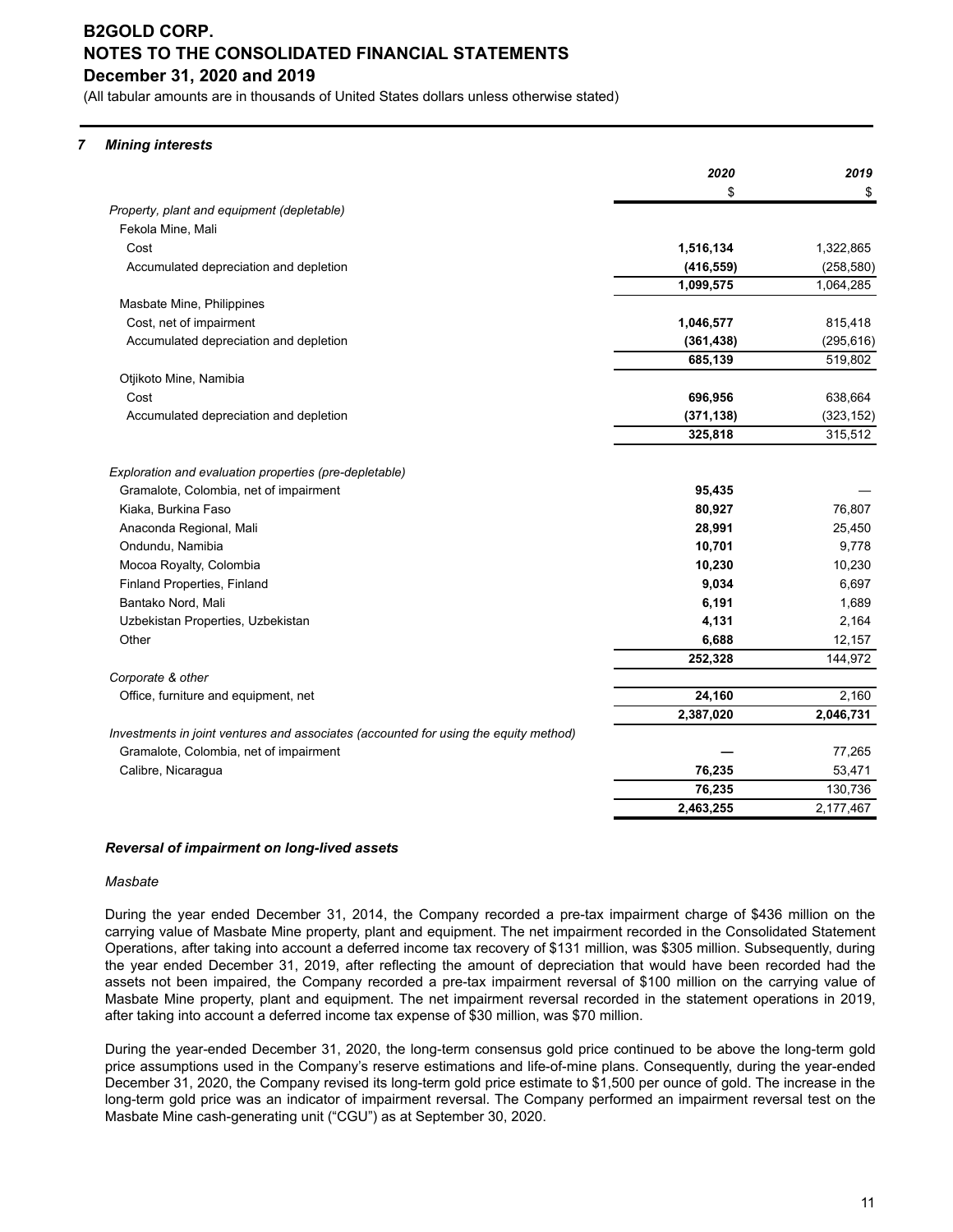## 7 Mining interests

| | 2020 | 2019 |
|---|---|---|
| | $ | $ |
| *Property, plant and equipment (depletable)* | | |
| Fekola Mine, Mali | | |
| Cost | **1,516,134** | 1,322,865 |
| Accumulated depreciation and depletion | **(416,559)** | (258,580) |
| | **1,099,575** | 1,064,285 |
| Masbate Mine, Philippines | | |
| Cost, net of impairment | **1,046,577** | 815,418 |
| Accumulated depreciation and depletion | **(361,438)** | (295,616) |
| | **685,139** | 519,802 |
| Otjikoto Mine, Namibia | | |
| Cost | **696,956** | 638,664 |
| Accumulated depreciation and depletion | **(371,138)** | (323,152) |
| | **325,818** | 315,512 |
| *Exploration and evaluation properties (pre-depletable)* | | |
| Gramalote, Colombia, net of impairment | **95,435** | — |
| Kiaka, Burkina Faso | **80,927** | 76,807 |
| Anaconda Regional, Mali | **28,991** | 25,450 |
| Ondundu, Namibia | **10,701** | 9,778 |
| Mocoa Royalty, Colombia | **10,230** | 10,230 |
| Finland Properties, Finland | **9,034** | 6,697 |
| Bantako Nord, Mali | **6,191** | 1,689 |
| Uzbekistan Properties, Uzbekistan | **4,131** | 2,164 |
| Other | **6,688** | 12,157 |
| | **252,328** | 144,972 |
| *Corporate & other* | | |
| Office, furniture and equipment, net | **24,160** | 2,160 |
| | **2,387,020** | **2,046,731** |
| *Investments in joint ventures and associates (accounted for using the equity method)* | | |
| Gramalote, Colombia, net of impairment | **—** | 77,265 |
| Calibre, Nicaragua | **76,235** | 53,471 |
| | **76,235** | 130,736 |
| | **2,463,255** | 2,177,467 |

### *Reversal of impairment on long-lived assets*

*Masbate*

During the year ended December 31, 2014, the Company recorded a pre-tax impairment charge of $436 million on the carrying value of Masbate Mine property, plant and equipment. The net impairment recorded in the Consolidated Statement Operations, after taking into account a deferred income tax recovery of $131 million, was $305 million. Subsequently, during the year ended December 31, 2019, after reflecting the amount of depreciation that would have been recorded had the assets not been impaired, the Company recorded a pre-tax impairment reversal of $100 million on the carrying value of Masbate Mine property, plant and equipment. The net impairment reversal recorded in the statement operations in 2019, after taking into account a deferred income tax expense of $30 million, was $70 million.

During the year-ended December 31, 2020, the long-term consensus gold price continued to be above the long-term gold price assumptions used in the Company's reserve estimations and life-of-mine plans. Consequently, during the year-ended December 31, 2020, the Company revised its long-term gold price estimate to $1,500 per ounce of gold. The increase in the long-term gold price was an indicator of impairment reversal. The Company performed an impairment reversal test on the Masbate Mine cash-generating unit ("CGU") as at September 30, 2020.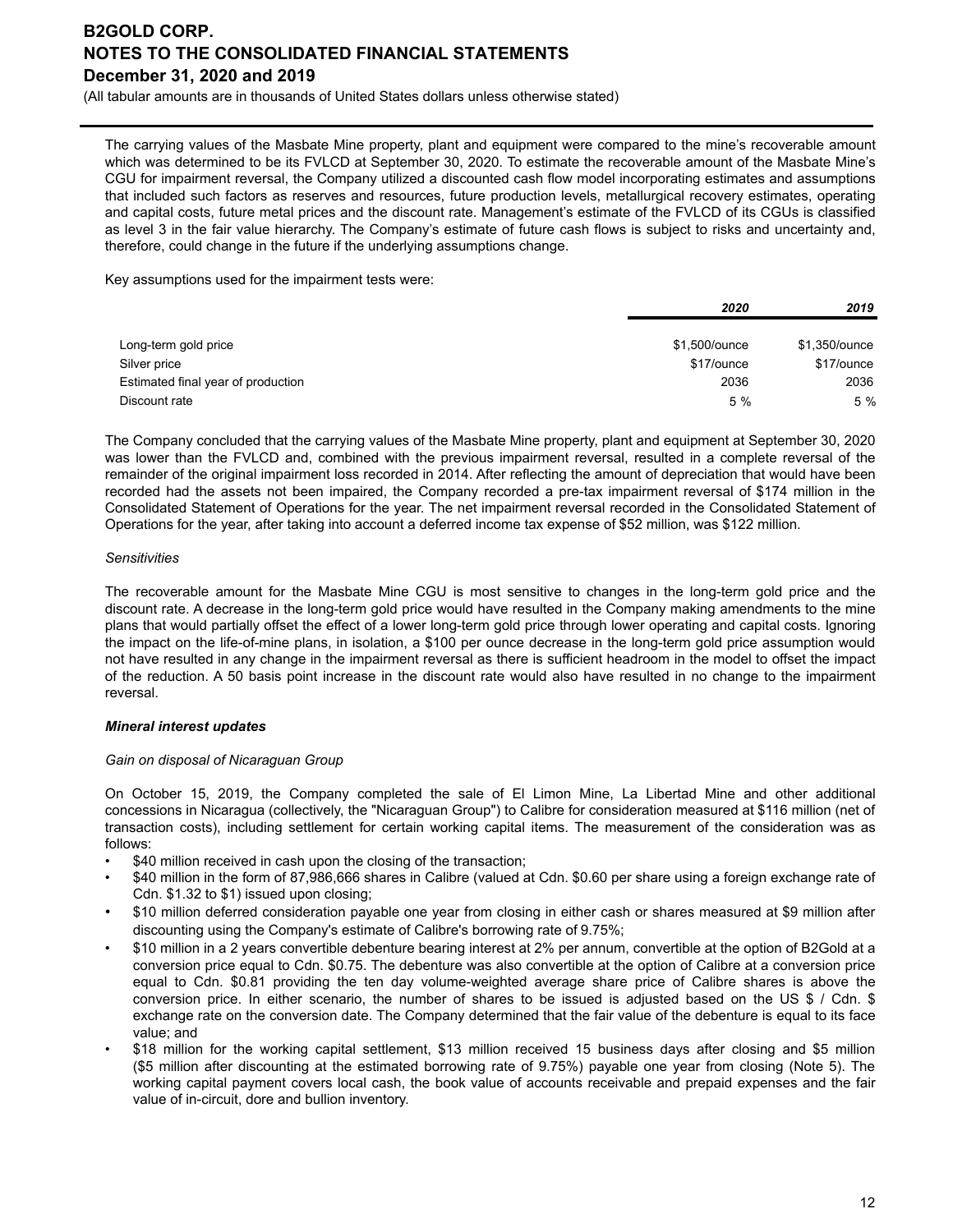The carrying values of the Masbate Mine property, plant and equipment were compared to the mine's recoverable amount which was determined to be its FVLCD at September 30, 2020. To estimate the recoverable amount of the Masbate Mine's CGU for impairment reversal, the Company utilized a discounted cash flow model incorporating estimates and assumptions that included such factors as reserves and resources, future production levels, metallurgical recovery estimates, operating and capital costs, future metal prices and the discount rate. Management's estimate of the FVLCD of its CGUs is classified as level 3 in the fair value hierarchy. The Company's estimate of future cash flows is subject to risks and uncertainty and, therefore, could change in the future if the underlying assumptions change.

Key assumptions used for the impairment tests were:

| | *2020* | *2019* |
|---|---|---|
| Long-term gold price | $1,500/ounce | $1,350/ounce |
| Silver price | $17/ounce | $17/ounce |
| Estimated final year of production | 2036 | 2036 |
| Discount rate | 5 % | 5 % |

The Company concluded that the carrying values of the Masbate Mine property, plant and equipment at September 30, 2020 was lower than the FVLCD and, combined with the previous impairment reversal, resulted in a complete reversal of the remainder of the original impairment loss recorded in 2014. After reflecting the amount of depreciation that would have been recorded had the assets not been impaired, the Company recorded a pre-tax impairment reversal of $174 million in the Consolidated Statement of Operations for the year. The net impairment reversal recorded in the Consolidated Statement of Operations for the year, after taking into account a deferred income tax expense of $52 million, was $122 million.

*Sensitivities*

The recoverable amount for the Masbate Mine CGU is most sensitive to changes in the long-term gold price and the discount rate. A decrease in the long-term gold price would have resulted in the Company making amendments to the mine plans that would partially offset the effect of a lower long-term gold price through lower operating and capital costs. Ignoring the impact on the life-of-mine plans, in isolation, a $100 per ounce decrease in the long-term gold price assumption would not have resulted in any change in the impairment reversal as there is sufficient headroom in the model to offset the impact of the reduction. A 50 basis point increase in the discount rate would also have resulted in no change to the impairment reversal.

***Mineral interest updates***

*Gain on disposal of Nicaraguan Group*

On October 15, 2019, the Company completed the sale of El Limon Mine, La Libertad Mine and other additional concessions in Nicaragua (collectively, the "Nicaraguan Group") to Calibre for consideration measured at $116 million (net of transaction costs), including settlement for certain working capital items. The measurement of the consideration was as follows:

- $40 million received in cash upon the closing of the transaction;
- $40 million in the form of 87,986,666 shares in Calibre (valued at Cdn. $0.60 per share using a foreign exchange rate of Cdn. $1.32 to $1) issued upon closing;
- $10 million deferred consideration payable one year from closing in either cash or shares measured at $9 million after discounting using the Company's estimate of Calibre's borrowing rate of 9.75%;
- $10 million in a 2 years convertible debenture bearing interest at 2% per annum, convertible at the option of B2Gold at a conversion price equal to Cdn. $0.75. The debenture was also convertible at the option of Calibre at a conversion price equal to Cdn. $0.81 providing the ten day volume-weighted average share price of Calibre shares is above the conversion price. In either scenario, the number of shares to be issued is adjusted based on the US $ / Cdn. $ exchange rate on the conversion date. The Company determined that the fair value of the debenture is equal to its face value; and
- $18 million for the working capital settlement, $13 million received 15 business days after closing and $5 million ($5 million after discounting at the estimated borrowing rate of 9.75%) payable one year from closing (Note 5). The working capital payment covers local cash, the book value of accounts receivable and prepaid expenses and the fair value of in-circuit, dore and bullion inventory.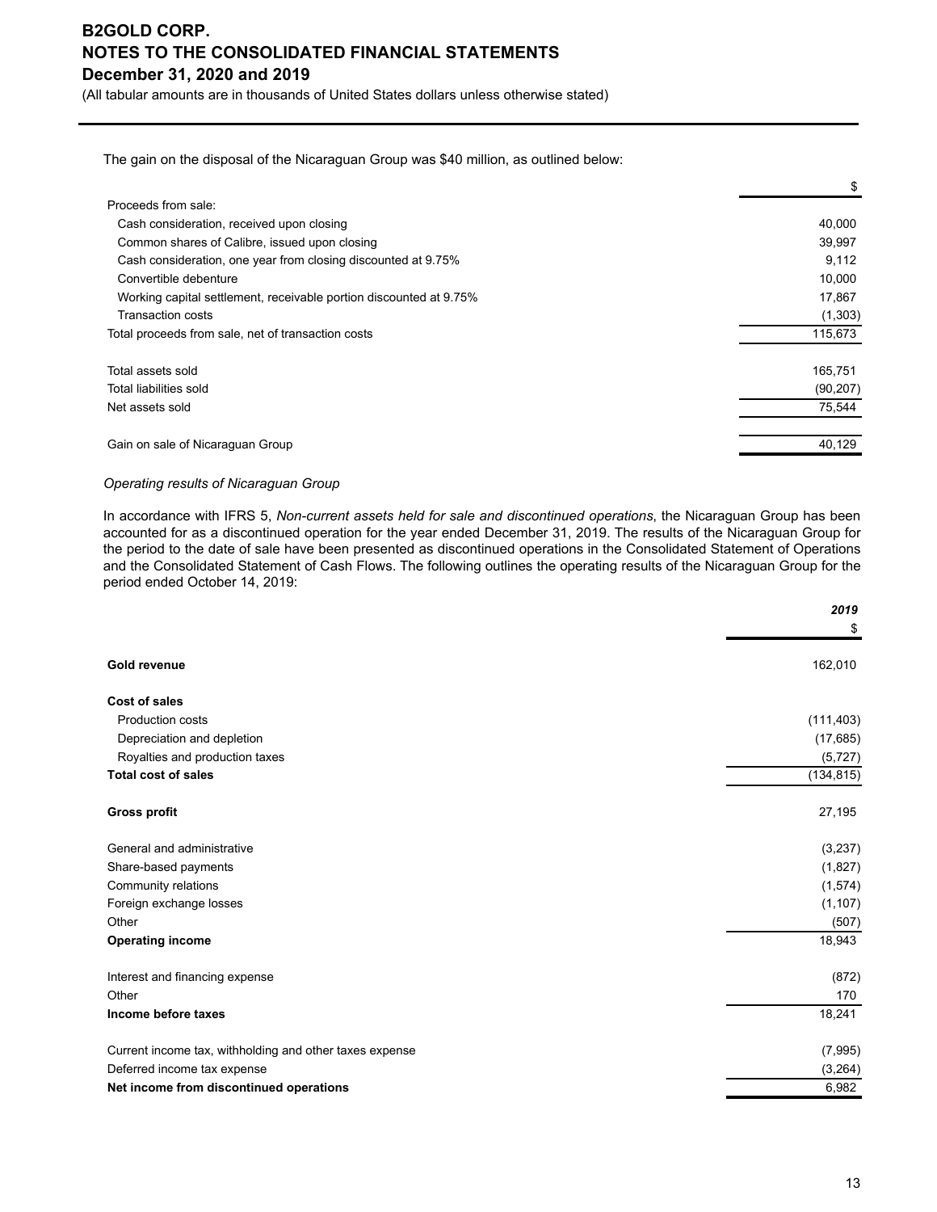The gain on the disposal of the Nicaraguan Group was $40 million, as outlined below:

| | $ |
|---|---|
| Proceeds from sale: | |
| Cash consideration, received upon closing | 40,000 |
| Common shares of Calibre, issued upon closing | 39,997 |
| Cash consideration, one year from closing discounted at 9.75% | 9,112 |
| Convertible debenture | 10,000 |
| Working capital settlement, receivable portion discounted at 9.75% | 17,867 |
| Transaction costs | (1,303) |
| Total proceeds from sale, net of transaction costs | 115,673 |
| | |
| Total assets sold | 165,751 |
| Total liabilities sold | (90,207) |
| Net assets sold | 75,544 |
| | |
| Gain on sale of Nicaraguan Group | 40,129 |

*Operating results of Nicaraguan Group*

In accordance with IFRS 5, *Non-current assets held for sale and discontinued operations*, the Nicaraguan Group has been accounted for as a discontinued operation for the year ended December 31, 2019. The results of the Nicaraguan Group for the period to the date of sale have been presented as discontinued operations in the Consolidated Statement of Operations and the Consolidated Statement of Cash Flows. The following outlines the operating results of the Nicaraguan Group for the period ended October 14, 2019:

| | ***2019*** |
|---|---|
| | $ |
| **Gold revenue** | 162,010 |
| | |
| **Cost of sales** | |
| Production costs | (111,403) |
| Depreciation and depletion | (17,685) |
| Royalties and production taxes | (5,727) |
| **Total cost of sales** | (134,815) |
| | |
| **Gross profit** | 27,195 |
| | |
| General and administrative | (3,237) |
| Share-based payments | (1,827) |
| Community relations | (1,574) |
| Foreign exchange losses | (1,107) |
| Other | (507) |
| **Operating income** | 18,943 |
| | |
| Interest and financing expense | (872) |
| Other | 170 |
| **Income before taxes** | 18,241 |
| | |
| Current income tax, withholding and other taxes expense | (7,995) |
| Deferred income tax expense | (3,264) |
| **Net income from discontinued operations** | 6,982 |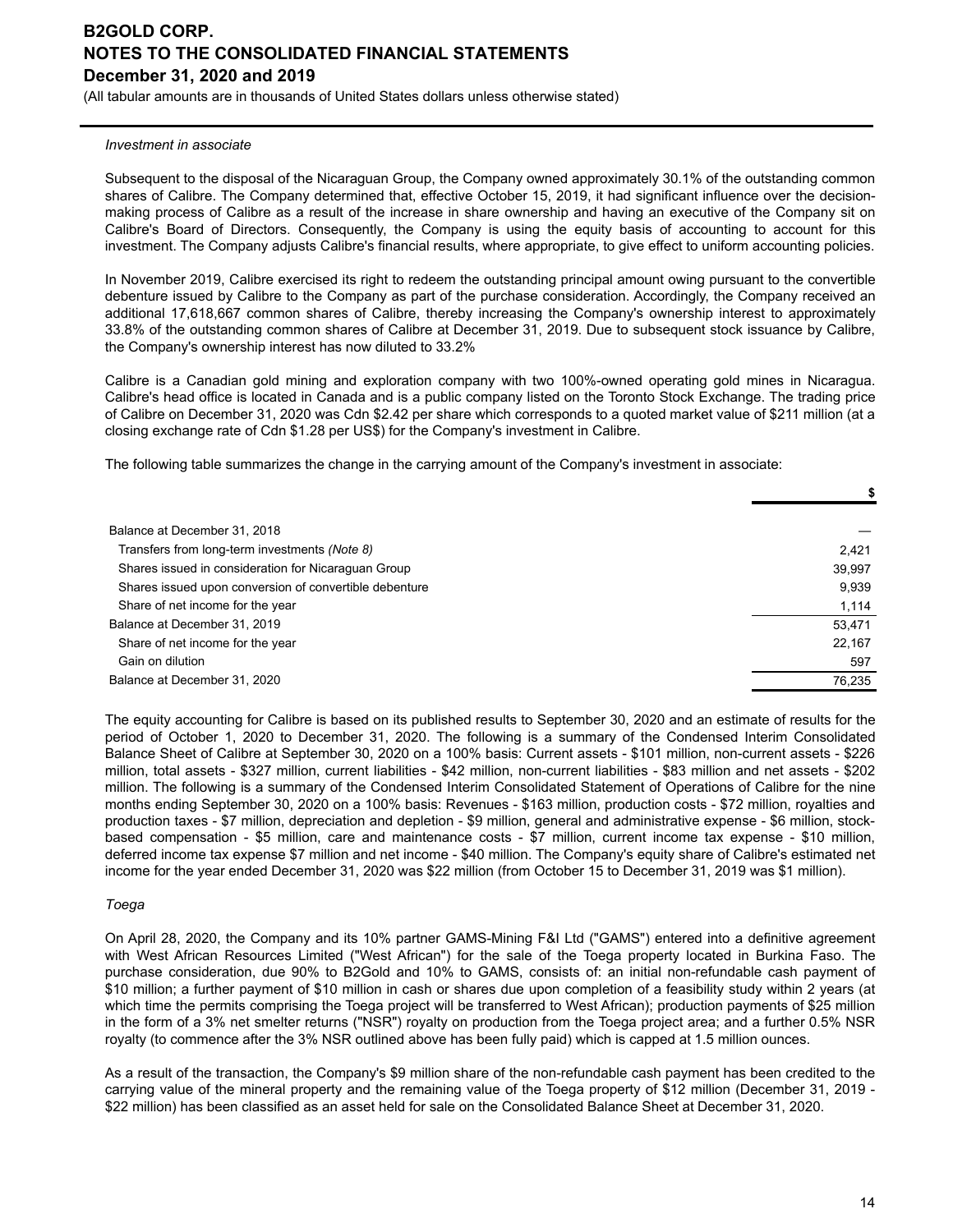*Investment in associate*

Subsequent to the disposal of the Nicaraguan Group, the Company owned approximately 30.1% of the outstanding common shares of Calibre. The Company determined that, effective October 15, 2019, it had significant influence over the decision-making process of Calibre as a result of the increase in share ownership and having an executive of the Company sit on Calibre's Board of Directors. Consequently, the Company is using the equity basis of accounting to account for this investment. The Company adjusts Calibre's financial results, where appropriate, to give effect to uniform accounting policies.

In November 2019, Calibre exercised its right to redeem the outstanding principal amount owing pursuant to the convertible debenture issued by Calibre to the Company as part of the purchase consideration. Accordingly, the Company received an additional 17,618,667 common shares of Calibre, thereby increasing the Company's ownership interest to approximately 33.8% of the outstanding common shares of Calibre at December 31, 2019. Due to subsequent stock issuance by Calibre, the Company's ownership interest has now diluted to 33.2%

Calibre is a Canadian gold mining and exploration company with two 100%-owned operating gold mines in Nicaragua. Calibre's head office is located in Canada and is a public company listed on the Toronto Stock Exchange. The trading price of Calibre on December 31, 2020 was Cdn $2.42 per share which corresponds to a quoted market value of $211 million (at a closing exchange rate of Cdn $1.28 per US$) for the Company's investment in Calibre.

The following table summarizes the change in the carrying amount of the Company's investment in associate:

| | $ |
|---|---|
| Balance at December 31, 2018 | — |
| Transfers from long-term investments *(Note 8)* | 2,421 |
| Shares issued in consideration for Nicaraguan Group | 39,997 |
| Shares issued upon conversion of convertible debenture | 9,939 |
| Share of net income for the year | 1,114 |
| Balance at December 31, 2019 | 53,471 |
| Share of net income for the year | 22,167 |
| Gain on dilution | 597 |
| Balance at December 31, 2020 | 76,235 |

The equity accounting for Calibre is based on its published results to September 30, 2020 and an estimate of results for the period of October 1, 2020 to December 31, 2020. The following is a summary of the Condensed Interim Consolidated Balance Sheet of Calibre at September 30, 2020 on a 100% basis: Current assets - $101 million, non-current assets - $226 million, total assets - $327 million, current liabilities - $42 million, non-current liabilities - $83 million and net assets - $202 million. The following is a summary of the Condensed Interim Consolidated Statement of Operations of Calibre for the nine months ending September 30, 2020 on a 100% basis: Revenues - $163 million, production costs - $72 million, royalties and production taxes - $7 million, depreciation and depletion - $9 million, general and administrative expense - $6 million, stock-based compensation - $5 million, care and maintenance costs - $7 million, current income tax expense - $10 million, deferred income tax expense $7 million and net income - $40 million. The Company's equity share of Calibre's estimated net income for the year ended December 31, 2020 was $22 million (from October 15 to December 31, 2019 was $1 million).

*Toega*

On April 28, 2020, the Company and its 10% partner GAMS-Mining F&I Ltd ("GAMS") entered into a definitive agreement with West African Resources Limited ("West African") for the sale of the Toega property located in Burkina Faso. The purchase consideration, due 90% to B2Gold and 10% to GAMS, consists of: an initial non-refundable cash payment of $10 million; a further payment of $10 million in cash or shares due upon completion of a feasibility study within 2 years (at which time the permits comprising the Toega project will be transferred to West African); production payments of $25 million in the form of a 3% net smelter returns ("NSR") royalty on production from the Toega project area; and a further 0.5% NSR royalty (to commence after the 3% NSR outlined above has been fully paid) which is capped at 1.5 million ounces.

As a result of the transaction, the Company's $9 million share of the non-refundable cash payment has been credited to the carrying value of the mineral property and the remaining value of the Toega property of $12 million (December 31, 2019 - $22 million) has been classified as an asset held for sale on the Consolidated Balance Sheet at December 31, 2020.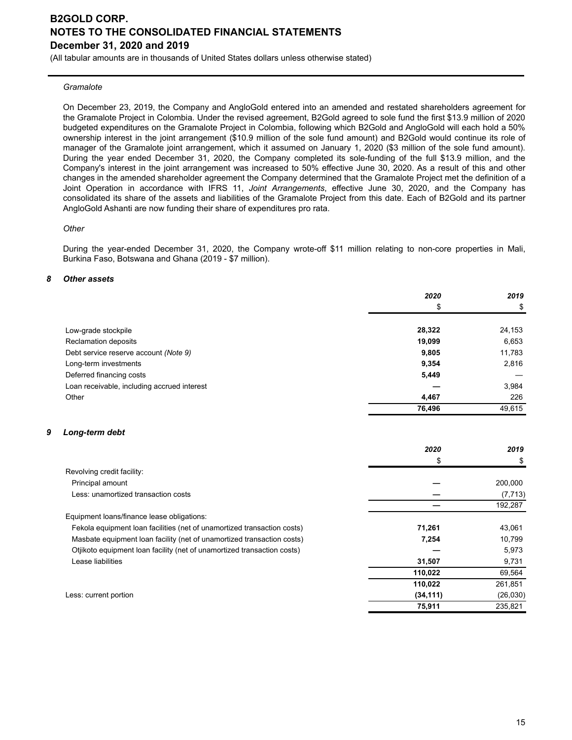*Gramalote*

On December 23, 2019, the Company and AngloGold entered into an amended and restated shareholders agreement for the Gramalote Project in Colombia. Under the revised agreement, B2Gold agreed to sole fund the first $13.9 million of 2020 budgeted expenditures on the Gramalote Project in Colombia, following which B2Gold and AngloGold will each hold a 50% ownership interest in the joint arrangement ($10.9 million of the sole fund amount) and B2Gold would continue its role of manager of the Gramalote joint arrangement, which it assumed on January 1, 2020 ($3 million of the sole fund amount). During the year ended December 31, 2020, the Company completed its sole-funding of the full $13.9 million, and the Company's interest in the joint arrangement was increased to 50% effective June 30, 2020. As a result of this and other changes in the amended shareholder agreement the Company determined that the Gramalote Project met the definition of a Joint Operation in accordance with IFRS 11, *Joint Arrangements*, effective June 30, 2020, and the Company has consolidated its share of the assets and liabilities of the Gramalote Project from this date. Each of B2Gold and its partner AngloGold Ashanti are now funding their share of expenditures pro rata.

*Other*

During the year-ended December 31, 2020, the Company wrote-off $11 million relating to non-core properties in Mali, Burkina Faso, Botswana and Ghana (2019 - $7 million).

## 8 Other assets

| | **2020** | 2019 |
|---|---|---|
| | $ | $ |
| Low-grade stockpile | **28,322** | 24,153 |
| Reclamation deposits | **19,099** | 6,653 |
| Debt service reserve account *(Note 9)* | **9,805** | 11,783 |
| Long-term investments | **9,354** | 2,816 |
| Deferred financing costs | **5,449** | — |
| Loan receivable, including accrued interest | **—** | 3,984 |
| Other | **4,467** | 226 |
| | **76,496** | 49,615 |

## 9 Long-term debt

| | **2020** | 2019 |
|---|---|---|
| | $ | $ |
| Revolving credit facility: | | |
| Principal amount | **—** | 200,000 |
| Less: unamortized transaction costs | **—** | (7,713) |
| | **—** | 192,287 |
| Equipment loans/finance lease obligations: | | |
| Fekola equipment loan facilities (net of unamortized transaction costs) | **71,261** | 43,061 |
| Masbate equipment loan facility (net of unamortized transaction costs) | **7,254** | 10,799 |
| Otjikoto equipment loan facility (net of unamortized transaction costs) | **—** | 5,973 |
| Lease liabilities | **31,507** | 9,731 |
| | **110,022** | 69,564 |
| | **110,022** | 261,851 |
| Less: current portion | **(34,111)** | (26,030) |
| | **75,911** | 235,821 |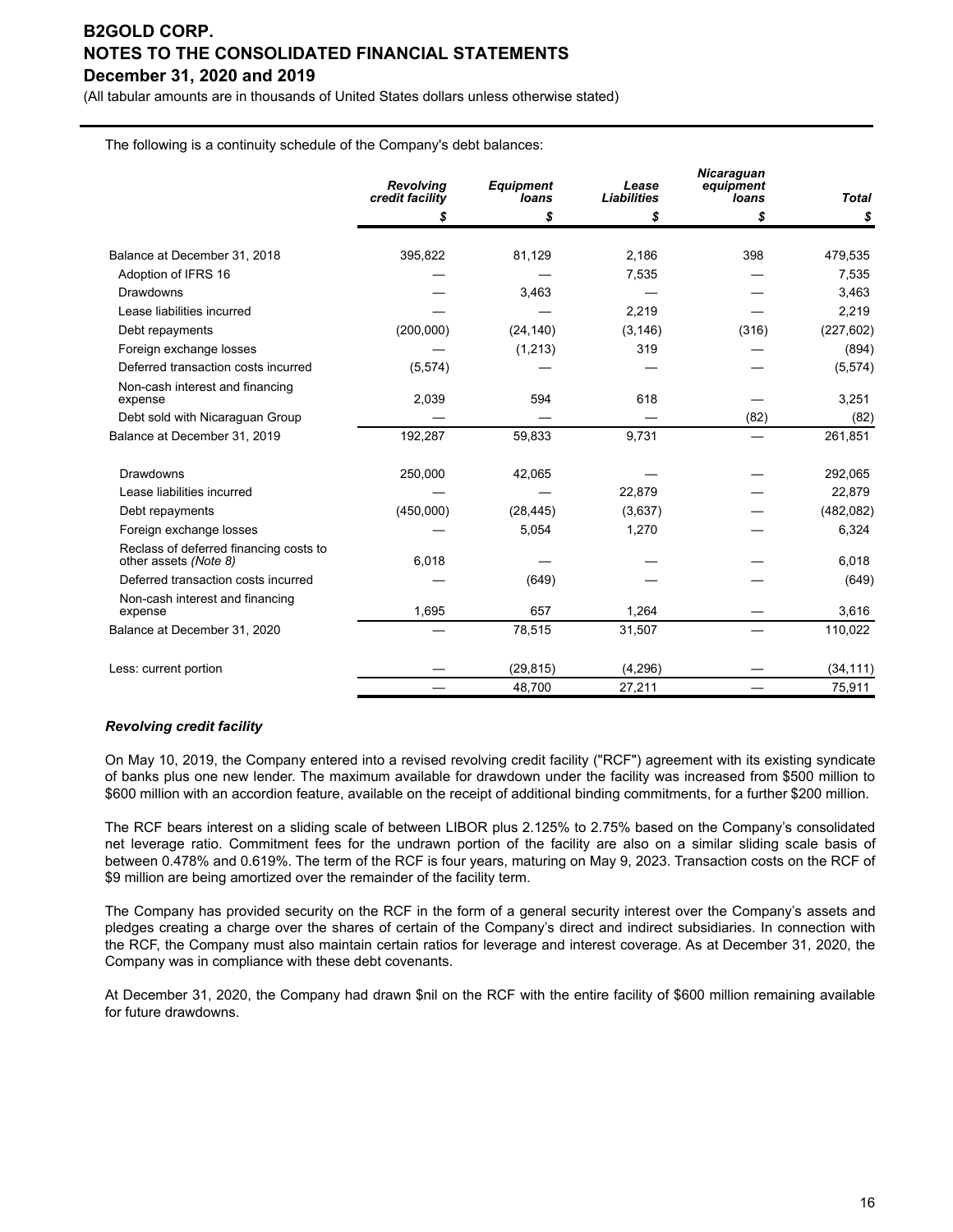The following is a continuity schedule of the Company's debt balances:

| | *Revolving credit facility* | *Equipment loans* | *Lease Liabilities* | *Nicaraguan equipment loans* | *Total* |
|---|---|---|---|---|---|
| | $ | $ | $ | $ | $ |
| Balance at December 31, 2018 | 395,822 | 81,129 | 2,186 | 398 | 479,535 |
| Adoption of IFRS 16 | — | — | 7,535 | — | 7,535 |
| Drawdowns | — | 3,463 | — | — | 3,463 |
| Lease liabilities incurred | — | — | 2,219 | — | 2,219 |
| Debt repayments | (200,000) | (24,140) | (3,146) | (316) | (227,602) |
| Foreign exchange losses | — | (1,213) | 319 | — | (894) |
| Deferred transaction costs incurred | (5,574) | — | — | — | (5,574) |
| Non-cash interest and financing expense | 2,039 | 594 | 618 | — | 3,251 |
| Debt sold with Nicaraguan Group | — | — | — | (82) | (82) |
| Balance at December 31, 2019 | 192,287 | 59,833 | 9,731 | — | 261,851 |
| Drawdowns | 250,000 | 42,065 | — | — | 292,065 |
| Lease liabilities incurred | — | — | 22,879 | — | 22,879 |
| Debt repayments | (450,000) | (28,445) | (3,637) | — | (482,082) |
| Foreign exchange losses | — | 5,054 | 1,270 | — | 6,324 |
| Reclass of deferred financing costs to other assets *(Note 8)* | 6,018 | — | — | — | 6,018 |
| Deferred transaction costs incurred | — | (649) | — | — | (649) |
| Non-cash interest and financing expense | 1,695 | 657 | 1,264 | — | 3,616 |
| Balance at December 31, 2020 | — | 78,515 | 31,507 | — | 110,022 |
| Less: current portion | — | (29,815) | (4,296) | — | (34,111) |
| | — | 48,700 | 27,211 | — | 75,911 |

***Revolving credit facility***

On May 10, 2019, the Company entered into a revised revolving credit facility ("RCF") agreement with its existing syndicate of banks plus one new lender. The maximum available for drawdown under the facility was increased from $500 million to $600 million with an accordion feature, available on the receipt of additional binding commitments, for a further $200 million.

The RCF bears interest on a sliding scale of between LIBOR plus 2.125% to 2.75% based on the Company's consolidated net leverage ratio. Commitment fees for the undrawn portion of the facility are also on a similar sliding scale basis of between 0.478% and 0.619%. The term of the RCF is four years, maturing on May 9, 2023. Transaction costs on the RCF of $9 million are being amortized over the remainder of the facility term.

The Company has provided security on the RCF in the form of a general security interest over the Company's assets and pledges creating a charge over the shares of certain of the Company's direct and indirect subsidiaries. In connection with the RCF, the Company must also maintain certain ratios for leverage and interest coverage. As at December 31, 2020, the Company was in compliance with these debt covenants.

At December 31, 2020, the Company had drawn $nil on the RCF with the entire facility of $600 million remaining available for future drawdowns.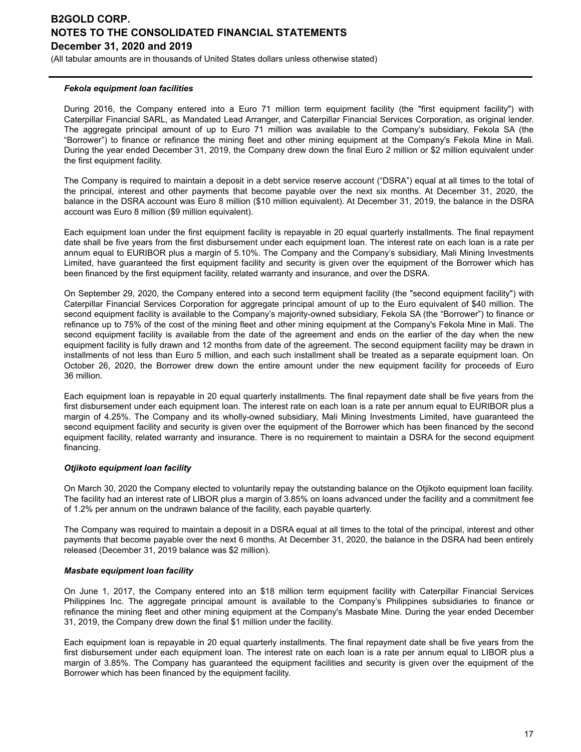***Fekola equipment loan facilities***

During 2016, the Company entered into a Euro 71 million term equipment facility (the "first equipment facility") with Caterpillar Financial SARL, as Mandated Lead Arranger, and Caterpillar Financial Services Corporation, as original lender. The aggregate principal amount of up to Euro 71 million was available to the Company's subsidiary, Fekola SA (the "Borrower") to finance or refinance the mining fleet and other mining equipment at the Company's Fekola Mine in Mali. During the year ended December 31, 2019, the Company drew down the final Euro 2 million or $2 million equivalent under the first equipment facility.

The Company is required to maintain a deposit in a debt service reserve account ("DSRA") equal at all times to the total of the principal, interest and other payments that become payable over the next six months. At December 31, 2020, the balance in the DSRA account was Euro 8 million ($10 million equivalent). At December 31, 2019, the balance in the DSRA account was Euro 8 million ($9 million equivalent).

Each equipment loan under the first equipment facility is repayable in 20 equal quarterly installments. The final repayment date shall be five years from the first disbursement under each equipment loan. The interest rate on each loan is a rate per annum equal to EURIBOR plus a margin of 5.10%. The Company and the Company's subsidiary, Mali Mining Investments Limited, have guaranteed the first equipment facility and security is given over the equipment of the Borrower which has been financed by the first equipment facility, related warranty and insurance, and over the DSRA.

On September 29, 2020, the Company entered into a second term equipment facility (the "second equipment facility") with Caterpillar Financial Services Corporation for aggregate principal amount of up to the Euro equivalent of $40 million. The second equipment facility is available to the Company's majority-owned subsidiary, Fekola SA (the "Borrower") to finance or refinance up to 75% of the cost of the mining fleet and other mining equipment at the Company's Fekola Mine in Mali. The second equipment facility is available from the date of the agreement and ends on the earlier of the day when the new equipment facility is fully drawn and 12 months from date of the agreement. The second equipment facility may be drawn in installments of not less than Euro 5 million, and each such installment shall be treated as a separate equipment loan. On October 26, 2020, the Borrower drew down the entire amount under the new equipment facility for proceeds of Euro 36 million.

Each equipment loan is repayable in 20 equal quarterly installments. The final repayment date shall be five years from the first disbursement under each equipment loan. The interest rate on each loan is a rate per annum equal to EURIBOR plus a margin of 4.25%. The Company and its wholly-owned subsidiary, Mali Mining Investments Limited, have guaranteed the second equipment facility and security is given over the equipment of the Borrower which has been financed by the second equipment facility, related warranty and insurance. There is no requirement to maintain a DSRA for the second equipment financing.

***Otjikoto equipment loan facility***

On March 30, 2020 the Company elected to voluntarily repay the outstanding balance on the Otjikoto equipment loan facility. The facility had an interest rate of LIBOR plus a margin of 3.85% on loans advanced under the facility and a commitment fee of 1.2% per annum on the undrawn balance of the facility, each payable quarterly.

The Company was required to maintain a deposit in a DSRA equal at all times to the total of the principal, interest and other payments that become payable over the next 6 months. At December 31, 2020, the balance in the DSRA had been entirely released (December 31, 2019 balance was $2 million).

***Masbate equipment loan facility***

On June 1, 2017, the Company entered into an $18 million term equipment facility with Caterpillar Financial Services Philippines Inc. The aggregate principal amount is available to the Company's Philippines subsidiaries to finance or refinance the mining fleet and other mining equipment at the Company's Masbate Mine. During the year ended December 31, 2019, the Company drew down the final $1 million under the facility.

Each equipment loan is repayable in 20 equal quarterly installments. The final repayment date shall be five years from the first disbursement under each equipment loan. The interest rate on each loan is a rate per annum equal to LIBOR plus a margin of 3.85%. The Company has guaranteed the equipment facilities and security is given over the equipment of the Borrower which has been financed by the equipment facility.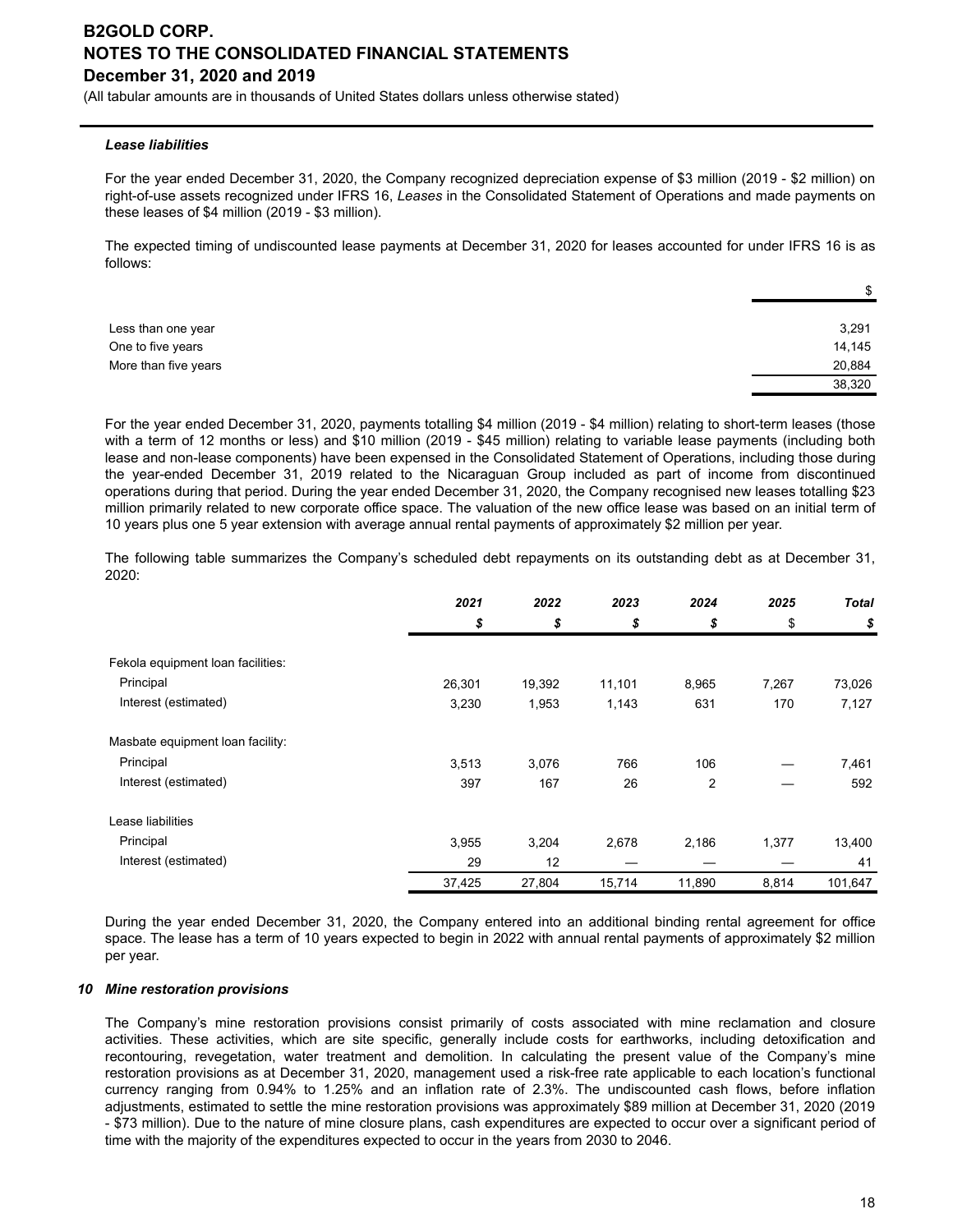***Lease liabilities***

For the year ended December 31, 2020, the Company recognized depreciation expense of $3 million (2019 - $2 million) on right-of-use assets recognized under IFRS 16, *Leases* in the Consolidated Statement of Operations and made payments on these leases of $4 million (2019 - $3 million).

The expected timing of undiscounted lease payments at December 31, 2020 for leases accounted for under IFRS 16 is as follows:

| | $ |
|---|---|
| Less than one year | 3,291 |
| One to five years | 14,145 |
| More than five years | 20,884 |
| | 38,320 |

For the year ended December 31, 2020, payments totalling $4 million (2019 - $4 million) relating to short-term leases (those with a term of 12 months or less) and $10 million (2019 - $45 million) relating to variable lease payments (including both lease and non-lease components) have been expensed in the Consolidated Statement of Operations, including those during the year-ended December 31, 2019 related to the Nicaraguan Group included as part of income from discontinued operations during that period. During the year ended December 31, 2020, the Company recognised new leases totalling $23 million primarily related to new corporate office space. The valuation of the new office lease was based on an initial term of 10 years plus one 5 year extension with average annual rental payments of approximately $2 million per year.

The following table summarizes the Company's scheduled debt repayments on its outstanding debt as at December 31, 2020:

| | ***2021*** | ***2022*** | ***2023*** | ***2024*** | ***2025*** | ***Total*** |
|---|---|---|---|---|---|---|
| | ***$*** | ***$*** | ***$*** | ***$*** | $ | ***$*** |
| Fekola equipment loan facilities: | | | | | | |
| Principal | 26,301 | 19,392 | 11,101 | 8,965 | 7,267 | 73,026 |
| Interest (estimated) | 3,230 | 1,953 | 1,143 | 631 | 170 | 7,127 |
| Masbate equipment loan facility: | | | | | | |
| Principal | 3,513 | 3,076 | 766 | 106 | — | 7,461 |
| Interest (estimated) | 397 | 167 | 26 | 2 | — | 592 |
| Lease liabilities | | | | | | |
| Principal | 3,955 | 3,204 | 2,678 | 2,186 | 1,377 | 13,400 |
| Interest (estimated) | 29 | 12 | — | — | — | 41 |
| | 37,425 | 27,804 | 15,714 | 11,890 | 8,814 | 101,647 |

During the year ended December 31, 2020, the Company entered into an additional binding rental agreement for office space. The lease has a term of 10 years expected to begin in 2022 with annual rental payments of approximately $2 million per year.

## 10 Mine restoration provisions

The Company's mine restoration provisions consist primarily of costs associated with mine reclamation and closure activities. These activities, which are site specific, generally include costs for earthworks, including detoxification and recontouring, revegetation, water treatment and demolition. In calculating the present value of the Company's mine restoration provisions as at December 31, 2020, management used a risk-free rate applicable to each location's functional currency ranging from 0.94% to 1.25% and an inflation rate of 2.3%. The undiscounted cash flows, before inflation adjustments, estimated to settle the mine restoration provisions was approximately $89 million at December 31, 2020 (2019 - $73 million). Due to the nature of mine closure plans, cash expenditures are expected to occur over a significant period of time with the majority of the expenditures expected to occur in the years from 2030 to 2046.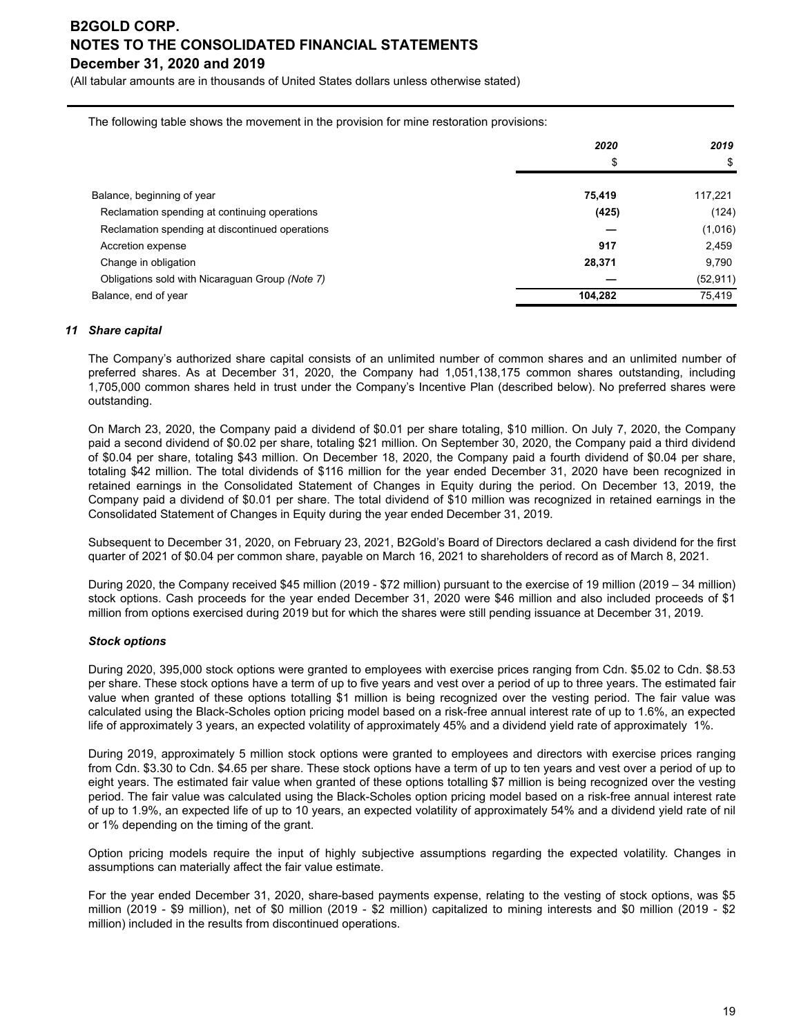The following table shows the movement in the provision for mine restoration provisions:

| | 2020 | 2019 |
|---|---|---|
| | $ | $ |
| Balance, beginning of year | **75,419** | 117,221 |
| Reclamation spending at continuing operations | **(425)** | (124) |
| Reclamation spending at discontinued operations | **—** | (1,016) |
| Accretion expense | **917** | 2,459 |
| Change in obligation | **28,371** | 9,790 |
| Obligations sold with Nicaraguan Group *(Note 7)* | **—** | (52,911) |
| Balance, end of year | **104,282** | 75,419 |

## *11 Share capital*

The Company's authorized share capital consists of an unlimited number of common shares and an unlimited number of preferred shares. As at December 31, 2020, the Company had 1,051,138,175 common shares outstanding, including 1,705,000 common shares held in trust under the Company's Incentive Plan (described below). No preferred shares were outstanding.

On March 23, 2020, the Company paid a dividend of $0.01 per share totaling, $10 million. On July 7, 2020, the Company paid a second dividend of $0.02 per share, totaling $21 million. On September 30, 2020, the Company paid a third dividend of $0.04 per share, totaling $43 million. On December 18, 2020, the Company paid a fourth dividend of $0.04 per share, totaling $42 million. The total dividends of $116 million for the year ended December 31, 2020 have been recognized in retained earnings in the Consolidated Statement of Changes in Equity during the period. On December 13, 2019, the Company paid a dividend of $0.01 per share. The total dividend of $10 million was recognized in retained earnings in the Consolidated Statement of Changes in Equity during the year ended December 31, 2019.

Subsequent to December 31, 2020, on February 23, 2021, B2Gold's Board of Directors declared a cash dividend for the first quarter of 2021 of $0.04 per common share, payable on March 16, 2021 to shareholders of record as of March 8, 2021.

During 2020, the Company received $45 million (2019 - $72 million) pursuant to the exercise of 19 million (2019 – 34 million) stock options. Cash proceeds for the year ended December 31, 2020 were $46 million and also included proceeds of $1 million from options exercised during 2019 but for which the shares were still pending issuance at December 31, 2019.

### *Stock options*

During 2020, 395,000 stock options were granted to employees with exercise prices ranging from Cdn. $5.02 to Cdn. $8.53 per share. These stock options have a term of up to five years and vest over a period of up to three years. The estimated fair value when granted of these options totalling $1 million is being recognized over the vesting period. The fair value was calculated using the Black-Scholes option pricing model based on a risk-free annual interest rate of up to 1.6%, an expected life of approximately 3 years, an expected volatility of approximately 45% and a dividend yield rate of approximately 1%.

During 2019, approximately 5 million stock options were granted to employees and directors with exercise prices ranging from Cdn. $3.30 to Cdn. $4.65 per share. These stock options have a term of up to ten years and vest over a period of up to eight years. The estimated fair value when granted of these options totalling $7 million is being recognized over the vesting period. The fair value was calculated using the Black-Scholes option pricing model based on a risk-free annual interest rate of up to 1.9%, an expected life of up to 10 years, an expected volatility of approximately 54% and a dividend yield rate of nil or 1% depending on the timing of the grant.

Option pricing models require the input of highly subjective assumptions regarding the expected volatility. Changes in assumptions can materially affect the fair value estimate.

For the year ended December 31, 2020, share-based payments expense, relating to the vesting of stock options, was $5 million (2019 - $9 million), net of $0 million (2019 - $2 million) capitalized to mining interests and $0 million (2019 - $2 million) included in the results from discontinued operations.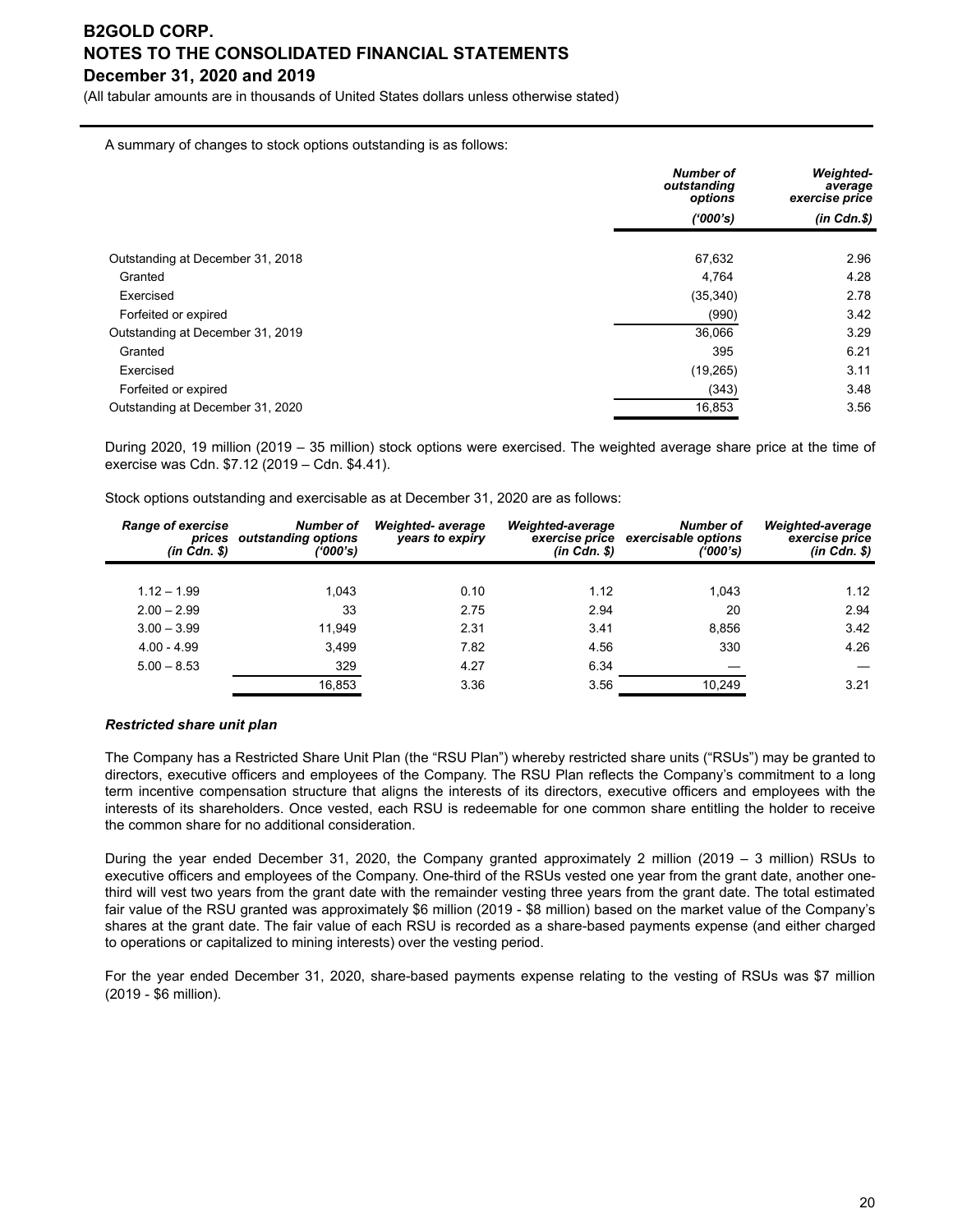A summary of changes to stock options outstanding is as follows:

| | Number of outstanding options ('000's) | Weighted-average exercise price (in Cdn.$) |
|---|---|---|
| Outstanding at December 31, 2018 | 67,632 | 2.96 |
| Granted | 4,764 | 4.28 |
| Exercised | (35,340) | 2.78 |
| Forfeited or expired | (990) | 3.42 |
| Outstanding at December 31, 2019 | 36,066 | 3.29 |
| Granted | 395 | 6.21 |
| Exercised | (19,265) | 3.11 |
| Forfeited or expired | (343) | 3.48 |
| Outstanding at December 31, 2020 | 16,853 | 3.56 |

During 2020, 19 million (2019 – 35 million) stock options were exercised. The weighted average share price at the time of exercise was Cdn. $7.12 (2019 – Cdn. $4.41).

Stock options outstanding and exercisable as at December 31, 2020 are as follows:

| Range of exercise prices (in Cdn. $) | Number of outstanding options ('000's) | Weighted- average years to expiry | Weighted-average exercise price (in Cdn. $) | Number of exercisable options ('000's) | Weighted-average exercise price (in Cdn. $) |
|---|---|---|---|---|---|
| 1.12 – 1.99 | 1,043 | 0.10 | 1.12 | 1,043 | 1.12 |
| 2.00 – 2.99 | 33 | 2.75 | 2.94 | 20 | 2.94 |
| 3.00 – 3.99 | 11,949 | 2.31 | 3.41 | 8,856 | 3.42 |
| 4.00 - 4.99 | 3,499 | 7.82 | 4.56 | 330 | 4.26 |
| 5.00 – 8.53 | 329 | 4.27 | 6.34 | — | — |
| | 16,853 | 3.36 | 3.56 | 10,249 | 3.21 |

***Restricted share unit plan***

The Company has a Restricted Share Unit Plan (the "RSU Plan") whereby restricted share units ("RSUs") may be granted to directors, executive officers and employees of the Company. The RSU Plan reflects the Company's commitment to a long term incentive compensation structure that aligns the interests of its directors, executive officers and employees with the interests of its shareholders. Once vested, each RSU is redeemable for one common share entitling the holder to receive the common share for no additional consideration.

During the year ended December 31, 2020, the Company granted approximately 2 million (2019 – 3 million) RSUs to executive officers and employees of the Company. One-third of the RSUs vested one year from the grant date, another one-third will vest two years from the grant date with the remainder vesting three years from the grant date. The total estimated fair value of the RSU granted was approximately $6 million (2019 - $8 million) based on the market value of the Company's shares at the grant date. The fair value of each RSU is recorded as a share-based payments expense (and either charged to operations or capitalized to mining interests) over the vesting period.

For the year ended December 31, 2020, share-based payments expense relating to the vesting of RSUs was $7 million (2019 - $6 million).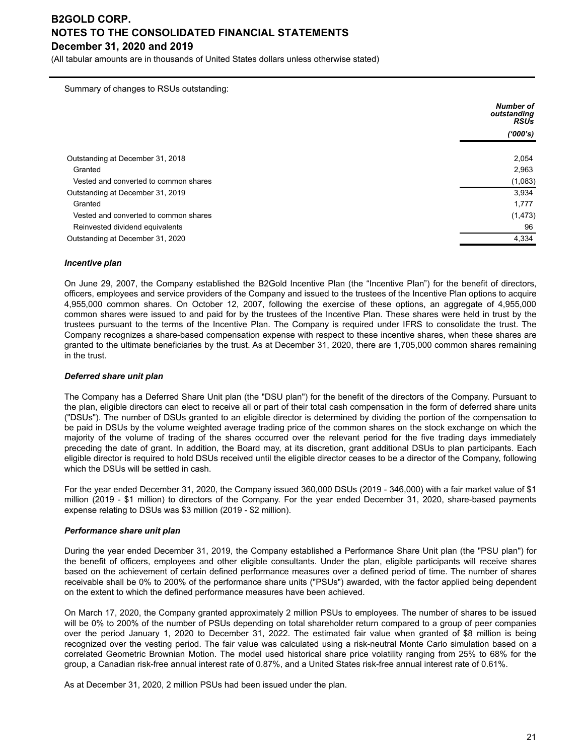Summary of changes to RSUs outstanding:

| | Number of outstanding RSUs ('000's) |
|---|---|
| Outstanding at December 31, 2018 | 2,054 |
| Granted | 2,963 |
| Vested and converted to common shares | (1,083) |
| Outstanding at December 31, 2019 | 3,934 |
| Granted | 1,777 |
| Vested and converted to common shares | (1,473) |
| Reinvested dividend equivalents | 96 |
| Outstanding at December 31, 2020 | 4,334 |

***Incentive plan***

On June 29, 2007, the Company established the B2Gold Incentive Plan (the "Incentive Plan") for the benefit of directors, officers, employees and service providers of the Company and issued to the trustees of the Incentive Plan options to acquire 4,955,000 common shares. On October 12, 2007, following the exercise of these options, an aggregate of 4,955,000 common shares were issued to and paid for by the trustees of the Incentive Plan. These shares were held in trust by the trustees pursuant to the terms of the Incentive Plan. The Company is required under IFRS to consolidate the trust. The Company recognizes a share-based compensation expense with respect to these incentive shares, when these shares are granted to the ultimate beneficiaries by the trust. As at December 31, 2020, there are 1,705,000 common shares remaining in the trust.

***Deferred share unit plan***

The Company has a Deferred Share Unit plan (the "DSU plan") for the benefit of the directors of the Company. Pursuant to the plan, eligible directors can elect to receive all or part of their total cash compensation in the form of deferred share units ("DSUs"). The number of DSUs granted to an eligible director is determined by dividing the portion of the compensation to be paid in DSUs by the volume weighted average trading price of the common shares on the stock exchange on which the majority of the volume of trading of the shares occurred over the relevant period for the five trading days immediately preceding the date of grant. In addition, the Board may, at its discretion, grant additional DSUs to plan participants. Each eligible director is required to hold DSUs received until the eligible director ceases to be a director of the Company, following which the DSUs will be settled in cash.

For the year ended December 31, 2020, the Company issued 360,000 DSUs (2019 - 346,000) with a fair market value of $1 million (2019 - $1 million) to directors of the Company. For the year ended December 31, 2020, share-based payments expense relating to DSUs was $3 million (2019 - $2 million).

***Performance share unit plan***

During the year ended December 31, 2019, the Company established a Performance Share Unit plan (the "PSU plan") for the benefit of officers, employees and other eligible consultants. Under the plan, eligible participants will receive shares based on the achievement of certain defined performance measures over a defined period of time. The number of shares receivable shall be 0% to 200% of the performance share units ("PSUs") awarded, with the factor applied being dependent on the extent to which the defined performance measures have been achieved.

On March 17, 2020, the Company granted approximately 2 million PSUs to employees. The number of shares to be issued will be 0% to 200% of the number of PSUs depending on total shareholder return compared to a group of peer companies over the period January 1, 2020 to December 31, 2022. The estimated fair value when granted of $8 million is being recognized over the vesting period. The fair value was calculated using a risk-neutral Monte Carlo simulation based on a correlated Geometric Brownian Motion. The model used historical share price volatility ranging from 25% to 68% for the group, a Canadian risk-free annual interest rate of 0.87%, and a United States risk-free annual interest rate of 0.61%.

As at December 31, 2020, 2 million PSUs had been issued under the plan.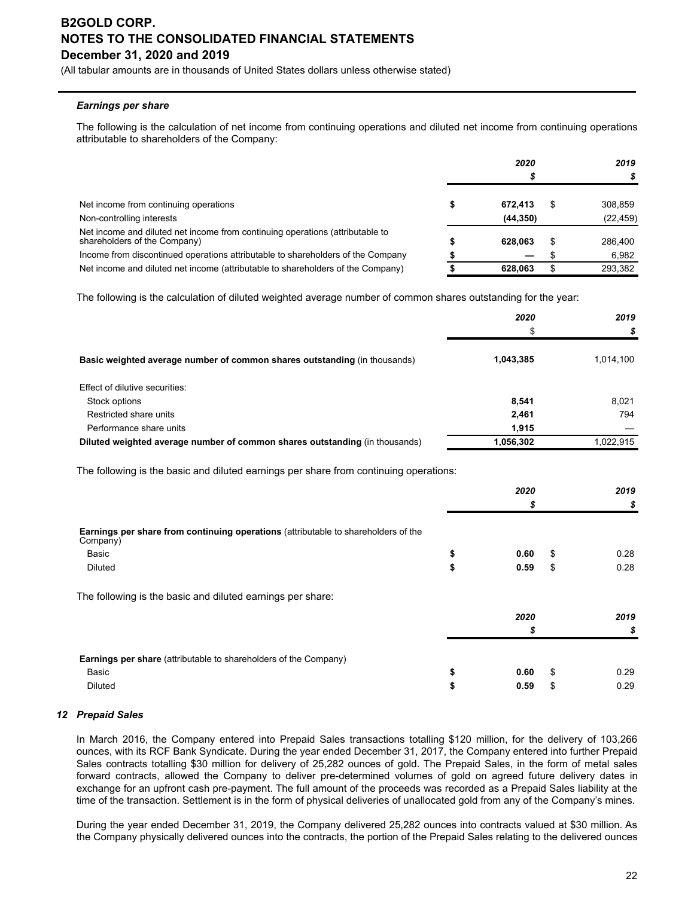#### *Earnings per share*

The following is the calculation of net income from continuing operations and diluted net income from continuing operations attributable to shareholders of the Company:

| | 2020<br>$ | 2019<br>$ |
|---|---|---|
| Net income from continuing operations | $ 672,413 | $ 308,859 |
| Non-controlling interests | (44,350) | (22,459) |
| Net income and diluted net income from continuing operations (attributable to shareholders of the Company) | $ 628,063 | $ 286,400 |
| Income from discontinued operations attributable to shareholders of the Company | $ — | $ 6,982 |
| Net income and diluted net income (attributable to shareholders of the Company) | $ 628,063 | $ 293,382 |

The following is the calculation of diluted weighted average number of common shares outstanding for the year:

| | 2020<br>$ | 2019<br>$ |
|---|---|---|
| **Basic weighted average number of common shares outstanding** (in thousands) | 1,043,385 | 1,014,100 |
| Effect of dilutive securities: | | |
| Stock options | 8,541 | 8,021 |
| Restricted share units | 2,461 | 794 |
| Performance share units | 1,915 | — |
| **Diluted weighted average number of common shares outstanding** (in thousands) | 1,056,302 | 1,022,915 |

The following is the basic and diluted earnings per share from continuing operations:

| | 2020<br>$ | 2019<br>$ |
|---|---|---|
| **Earnings per share from continuing operations** (attributable to shareholders of the Company) | | |
| Basic | $ 0.60 | $ 0.28 |
| Diluted | $ 0.59 | $ 0.28 |

The following is the basic and diluted earnings per share:

| | 2020<br>$ | 2019<br>$ |
|---|---|---|
| **Earnings per share** (attributable to shareholders of the Company) | | |
| Basic | $ 0.60 | $ 0.29 |
| Diluted | $ 0.59 | $ 0.29 |

## 12 *Prepaid Sales*

In March 2016, the Company entered into Prepaid Sales transactions totalling $120 million, for the delivery of 103,266 ounces, with its RCF Bank Syndicate. During the year ended December 31, 2017, the Company entered into further Prepaid Sales contracts totalling $30 million for delivery of 25,282 ounces of gold. The Prepaid Sales, in the form of metal sales forward contracts, allowed the Company to deliver pre-determined volumes of gold on agreed future delivery dates in exchange for an upfront cash pre-payment. The full amount of the proceeds was recorded as a Prepaid Sales liability at the time of the transaction. Settlement is in the form of physical deliveries of unallocated gold from any of the Company's mines.

During the year ended December 31, 2019, the Company delivered 25,282 ounces into contracts valued at $30 million. As the Company physically delivered ounces into the contracts, the portion of the Prepaid Sales relating to the delivered ounces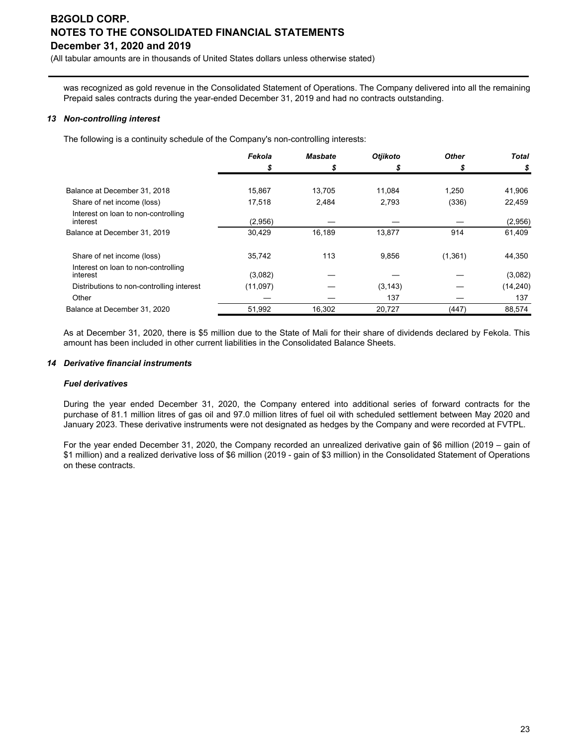was recognized as gold revenue in the Consolidated Statement of Operations. The Company delivered into all the remaining Prepaid sales contracts during the year-ended December 31, 2019 and had no contracts outstanding.

### *13 Non-controlling interest*

The following is a continuity schedule of the Company's non-controlling interests:

| | *Fekola* | *Masbate* | *Otjikoto* | *Other* | *Total* |
|---|---|---|---|---|---|
| | *$* | *$* | *$* | *$* | *$* |
| Balance at December 31, 2018 | 15,867 | 13,705 | 11,084 | 1,250 | 41,906 |
| Share of net income (loss) | 17,518 | 2,484 | 2,793 | (336) | 22,459 |
| Interest on loan to non-controlling interest | (2,956) | — | — | — | (2,956) |
| Balance at December 31, 2019 | 30,429 | 16,189 | 13,877 | 914 | 61,409 |
| Share of net income (loss) | 35,742 | 113 | 9,856 | (1,361) | 44,350 |
| Interest on loan to non-controlling interest | (3,082) | — | — | — | (3,082) |
| Distributions to non-controlling interest | (11,097) | — | (3,143) | — | (14,240) |
| Other | — | — | 137 | — | 137 |
| Balance at December 31, 2020 | 51,992 | 16,302 | 20,727 | (447) | 88,574 |

As at December 31, 2020, there is $5 million due to the State of Mali for their share of dividends declared by Fekola. This amount has been included in other current liabilities in the Consolidated Balance Sheets.

### *14 Derivative financial instruments*

#### *Fuel derivatives*

During the year ended December 31, 2020, the Company entered into additional series of forward contracts for the purchase of 81.1 million litres of gas oil and 97.0 million litres of fuel oil with scheduled settlement between May 2020 and January 2023. These derivative instruments were not designated as hedges by the Company and were recorded at FVTPL.

For the year ended December 31, 2020, the Company recorded an unrealized derivative gain of $6 million (2019 – gain of $1 million) and a realized derivative loss of $6 million (2019 - gain of $3 million) in the Consolidated Statement of Operations on these contracts.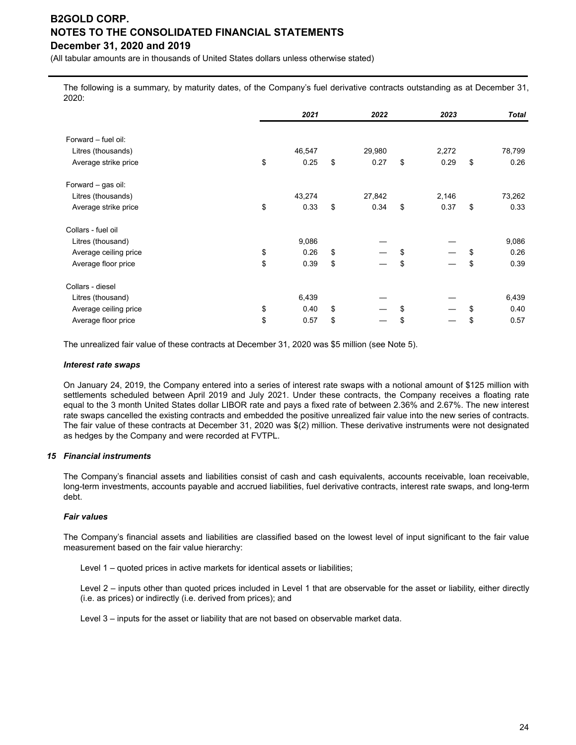The following is a summary, by maturity dates, of the Company's fuel derivative contracts outstanding as at December 31, 2020:

| | 2021 | 2022 | 2023 | Total |
|---|---|---|---|---|
| Forward – fuel oil: | | | | |
| Litres (thousands) | 46,547 | 29,980 | 2,272 | 78,799 |
| Average strike price | $ 0.25 | $ 0.27 | $ 0.29 | $ 0.26 |
| Forward – gas oil: | | | | |
| Litres (thousands) | 43,274 | 27,842 | 2,146 | 73,262 |
| Average strike price | $ 0.33 | $ 0.34 | $ 0.37 | $ 0.33 |
| Collars - fuel oil | | | | |
| Litres (thousand) | 9,086 | — | — | 9,086 |
| Average ceiling price | $ 0.26 | $ — | $ — | $ 0.26 |
| Average floor price | $ 0.39 | $ — | $ — | $ 0.39 |
| Collars - diesel | | | | |
| Litres (thousand) | 6,439 | — | — | 6,439 |
| Average ceiling price | $ 0.40 | $ — | $ — | $ 0.40 |
| Average floor price | $ 0.57 | $ — | $ — | $ 0.57 |

The unrealized fair value of these contracts at December 31, 2020 was $5 million (see Note 5).

***Interest rate swaps***

On January 24, 2019, the Company entered into a series of interest rate swaps with a notional amount of $125 million with settlements scheduled between April 2019 and July 2021. Under these contracts, the Company receives a floating rate equal to the 3 month United States dollar LIBOR rate and pays a fixed rate of between 2.36% and 2.67%. The new interest rate swaps cancelled the existing contracts and embedded the positive unrealized fair value into the new series of contracts. The fair value of these contracts at December 31, 2020 was $(2) million. These derivative instruments were not designated as hedges by the Company and were recorded at FVTPL.

### 15 Financial instruments

The Company's financial assets and liabilities consist of cash and cash equivalents, accounts receivable, loan receivable, long-term investments, accounts payable and accrued liabilities, fuel derivative contracts, interest rate swaps, and long-term debt.

***Fair values***

The Company's financial assets and liabilities are classified based on the lowest level of input significant to the fair value measurement based on the fair value hierarchy:

Level 1 – quoted prices in active markets for identical assets or liabilities;

Level 2 – inputs other than quoted prices included in Level 1 that are observable for the asset or liability, either directly (i.e. as prices) or indirectly (i.e. derived from prices); and

Level 3 – inputs for the asset or liability that are not based on observable market data.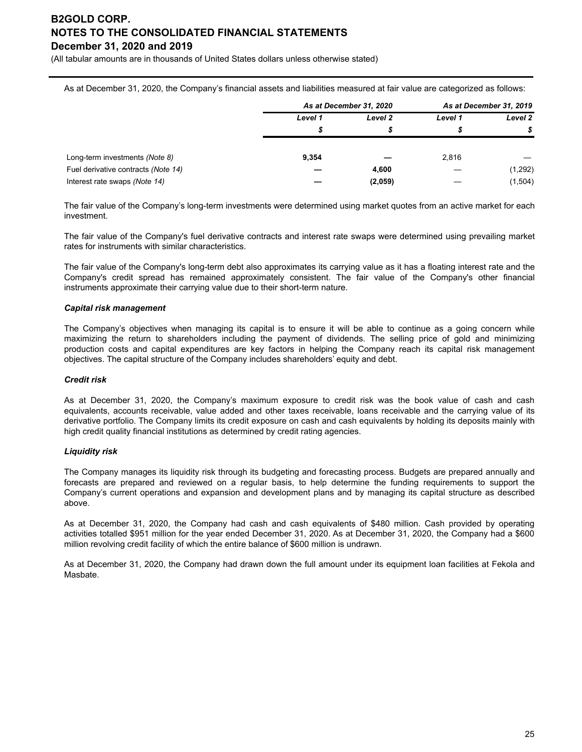As at December 31, 2020, the Company's financial assets and liabilities measured at fair value are categorized as follows:

| | As at December 31, 2020 | | As at December 31, 2019 | |
|---|---|---|---|---|
| | Level 1 | Level 2 | Level 1 | Level 2 |
| | $ | $ | $ | $ |
| Long-term investments *(Note 8)* | **9,354** | **—** | 2,816 | — |
| Fuel derivative contracts *(Note 14)* | **—** | **4,600** | — | (1,292) |
| Interest rate swaps *(Note 14)* | **—** | **(2,059)** | — | (1,504) |

The fair value of the Company's long-term investments were determined using market quotes from an active market for each investment.

The fair value of the Company's fuel derivative contracts and interest rate swaps were determined using prevailing market rates for instruments with similar characteristics.

The fair value of the Company's long-term debt also approximates its carrying value as it has a floating interest rate and the Company's credit spread has remained approximately consistent. The fair value of the Company's other financial instruments approximate their carrying value due to their short-term nature.

### *Capital risk management*

The Company's objectives when managing its capital is to ensure it will be able to continue as a going concern while maximizing the return to shareholders including the payment of dividends. The selling price of gold and minimizing production costs and capital expenditures are key factors in helping the Company reach its capital risk management objectives. The capital structure of the Company includes shareholders' equity and debt.

### *Credit risk*

As at December 31, 2020, the Company's maximum exposure to credit risk was the book value of cash and cash equivalents, accounts receivable, value added and other taxes receivable, loans receivable and the carrying value of its derivative portfolio. The Company limits its credit exposure on cash and cash equivalents by holding its deposits mainly with high credit quality financial institutions as determined by credit rating agencies.

### *Liquidity risk*

The Company manages its liquidity risk through its budgeting and forecasting process. Budgets are prepared annually and forecasts are prepared and reviewed on a regular basis, to help determine the funding requirements to support the Company's current operations and expansion and development plans and by managing its capital structure as described above.

As at December 31, 2020, the Company had cash and cash equivalents of $480 million. Cash provided by operating activities totalled $951 million for the year ended December 31, 2020. As at December 31, 2020, the Company had a $600 million revolving credit facility of which the entire balance of $600 million is undrawn.

As at December 31, 2020, the Company had drawn down the full amount under its equipment loan facilities at Fekola and Masbate.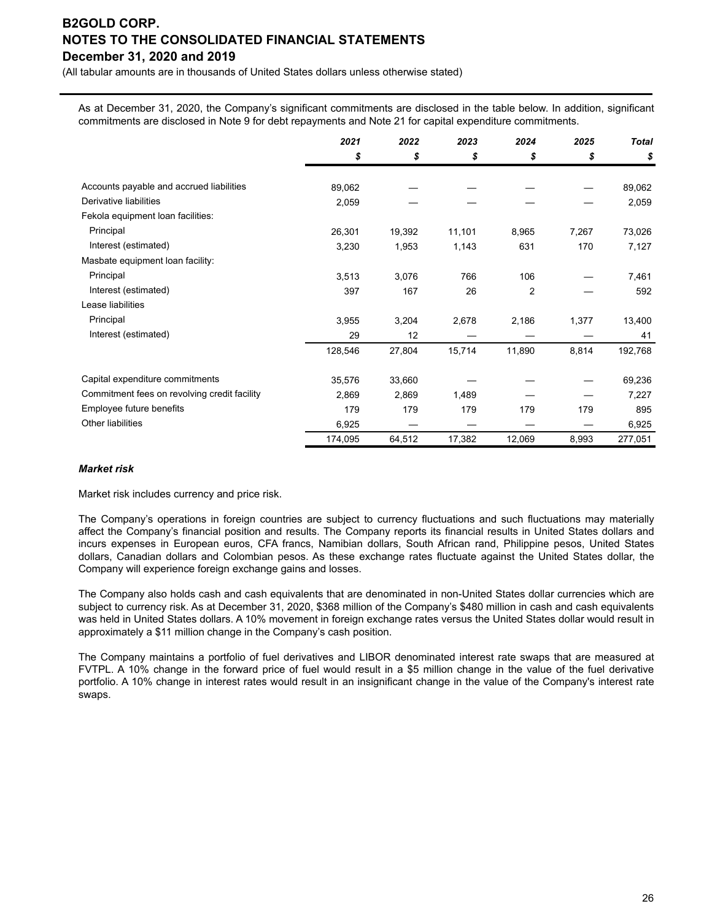As at December 31, 2020, the Company's significant commitments are disclosed in the table below. In addition, significant commitments are disclosed in Note 9 for debt repayments and Note 21 for capital expenditure commitments.

| | ***2021*** | ***2022*** | ***2023*** | ***2024*** | ***2025*** | ***Total*** |
|---|---|---|---|---|---|---|
| | ***$*** | ***$*** | ***$*** | ***$*** | ***$*** | ***$*** |
| Accounts payable and accrued liabilities | 89,062 | — | — | — | — | 89,062 |
| Derivative liabilities | 2,059 | — | — | — | — | 2,059 |
| Fekola equipment loan facilities: | | | | | | |
| Principal | 26,301 | 19,392 | 11,101 | 8,965 | 7,267 | 73,026 |
| Interest (estimated) | 3,230 | 1,953 | 1,143 | 631 | 170 | 7,127 |
| Masbate equipment loan facility: | | | | | | |
| Principal | 3,513 | 3,076 | 766 | 106 | — | 7,461 |
| Interest (estimated) | 397 | 167 | 26 | 2 | — | 592 |
| Lease liabilities | | | | | | |
| Principal | 3,955 | 3,204 | 2,678 | 2,186 | 1,377 | 13,400 |
| Interest (estimated) | 29 | 12 | — | — | — | 41 |
| | 128,546 | 27,804 | 15,714 | 11,890 | 8,814 | 192,768 |
| Capital expenditure commitments | 35,576 | 33,660 | — | — | — | 69,236 |
| Commitment fees on revolving credit facility | 2,869 | 2,869 | 1,489 | — | — | 7,227 |
| Employee future benefits | 179 | 179 | 179 | 179 | 179 | 895 |
| Other liabilities | 6,925 | — | — | — | — | 6,925 |
| | 174,095 | 64,512 | 17,382 | 12,069 | 8,993 | 277,051 |

***Market risk***

Market risk includes currency and price risk.

The Company's operations in foreign countries are subject to currency fluctuations and such fluctuations may materially affect the Company's financial position and results. The Company reports its financial results in United States dollars and incurs expenses in European euros, CFA francs, Namibian dollars, South African rand, Philippine pesos, United States dollars, Canadian dollars and Colombian pesos. As these exchange rates fluctuate against the United States dollar, the Company will experience foreign exchange gains and losses.

The Company also holds cash and cash equivalents that are denominated in non-United States dollar currencies which are subject to currency risk. As at December 31, 2020, $368 million of the Company's $480 million in cash and cash equivalents was held in United States dollars. A 10% movement in foreign exchange rates versus the United States dollar would result in approximately a $11 million change in the Company's cash position.

The Company maintains a portfolio of fuel derivatives and LIBOR denominated interest rate swaps that are measured at FVTPL. A 10% change in the forward price of fuel would result in a $5 million change in the value of the fuel derivative portfolio. A 10% change in interest rates would result in an insignificant change in the value of the Company's interest rate swaps.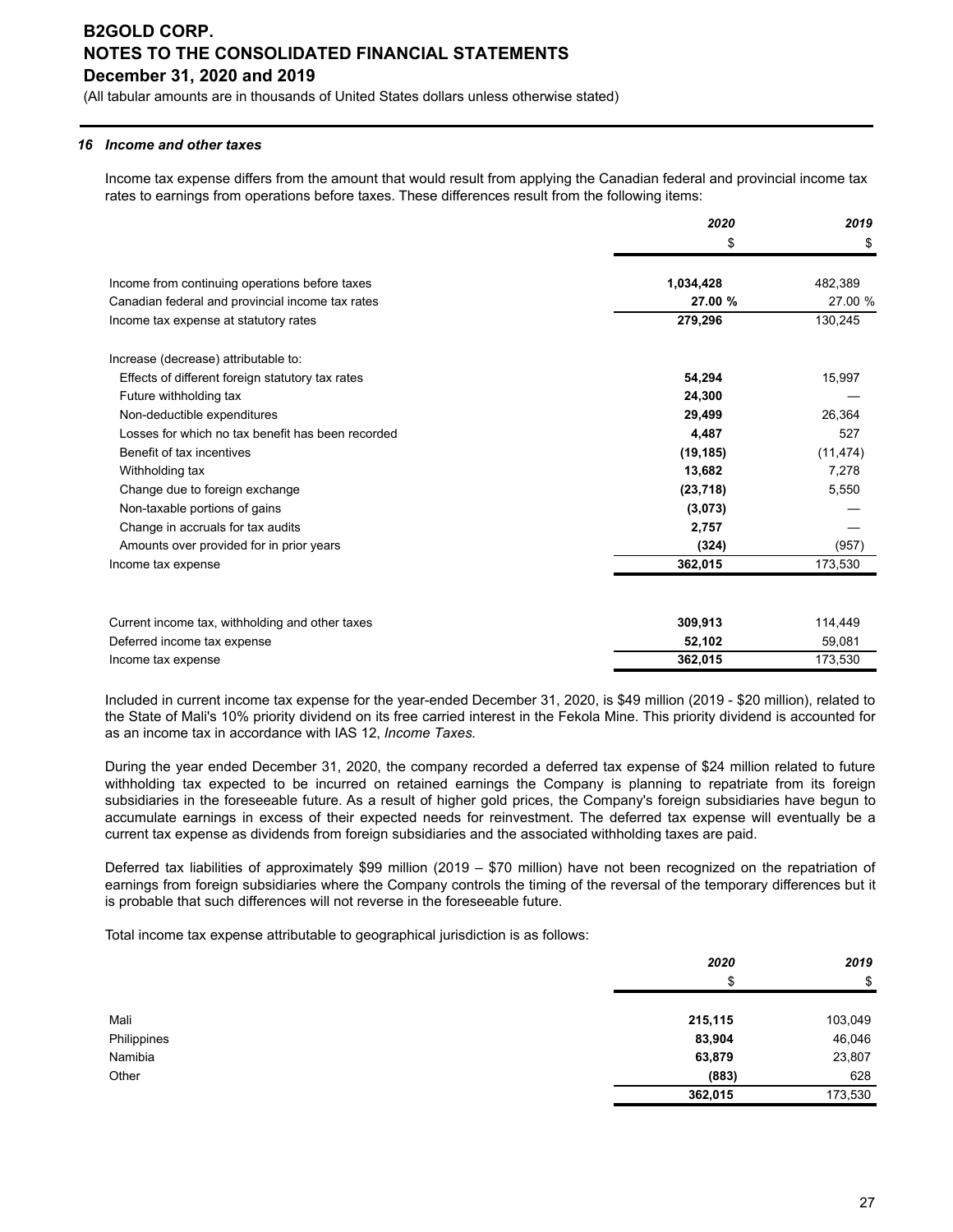## 16 Income and other taxes

Income tax expense differs from the amount that would result from applying the Canadian federal and provincial income tax rates to earnings from operations before taxes. These differences result from the following items:

| | 2020 | 2019 |
|---|---|---|
| | $ | $ |
| Income from continuing operations before taxes | **1,034,428** | 482,389 |
| Canadian federal and provincial income tax rates | **27.00 %** | 27.00 % |
| Income tax expense at statutory rates | **279,296** | 130,245 |
| | | |
| Increase (decrease) attributable to: | | |
| Effects of different foreign statutory tax rates | **54,294** | 15,997 |
| Future withholding tax | **24,300** | — |
| Non-deductible expenditures | **29,499** | 26,364 |
| Losses for which no tax benefit has been recorded | **4,487** | 527 |
| Benefit of tax incentives | **(19,185)** | (11,474) |
| Withholding tax | **13,682** | 7,278 |
| Change due to foreign exchange | **(23,718)** | 5,550 |
| Non-taxable portions of gains | **(3,073)** | — |
| Change in accruals for tax audits | **2,757** | — |
| Amounts over provided for in prior years | **(324)** | (957) |
| Income tax expense | **362,015** | 173,530 |

| | 2020 | 2019 |
|---|---|---|
| Current income tax, withholding and other taxes | **309,913** | 114,449 |
| Deferred income tax expense | **52,102** | 59,081 |
| Income tax expense | **362,015** | 173,530 |

Included in current income tax expense for the year-ended December 31, 2020, is $49 million (2019 - $20 million), related to the State of Mali's 10% priority dividend on its free carried interest in the Fekola Mine. This priority dividend is accounted for as an income tax in accordance with IAS 12, *Income Taxes.*

During the year ended December 31, 2020, the company recorded a deferred tax expense of $24 million related to future withholding tax expected to be incurred on retained earnings the Company is planning to repatriate from its foreign subsidiaries in the foreseeable future. As a result of higher gold prices, the Company's foreign subsidiaries have begun to accumulate earnings in excess of their expected needs for reinvestment. The deferred tax expense will eventually be a current tax expense as dividends from foreign subsidiaries and the associated withholding taxes are paid.

Deferred tax liabilities of approximately $99 million (2019 – $70 million) have not been recognized on the repatriation of earnings from foreign subsidiaries where the Company controls the timing of the reversal of the temporary differences but it is probable that such differences will not reverse in the foreseeable future.

Total income tax expense attributable to geographical jurisdiction is as follows:

| | 2020 | 2019 |
|---|---|---|
| | $ | $ |
| Mali | **215,115** | 103,049 |
| Philippines | **83,904** | 46,046 |
| Namibia | **63,879** | 23,807 |
| Other | **(883)** | 628 |
| | **362,015** | 173,530 |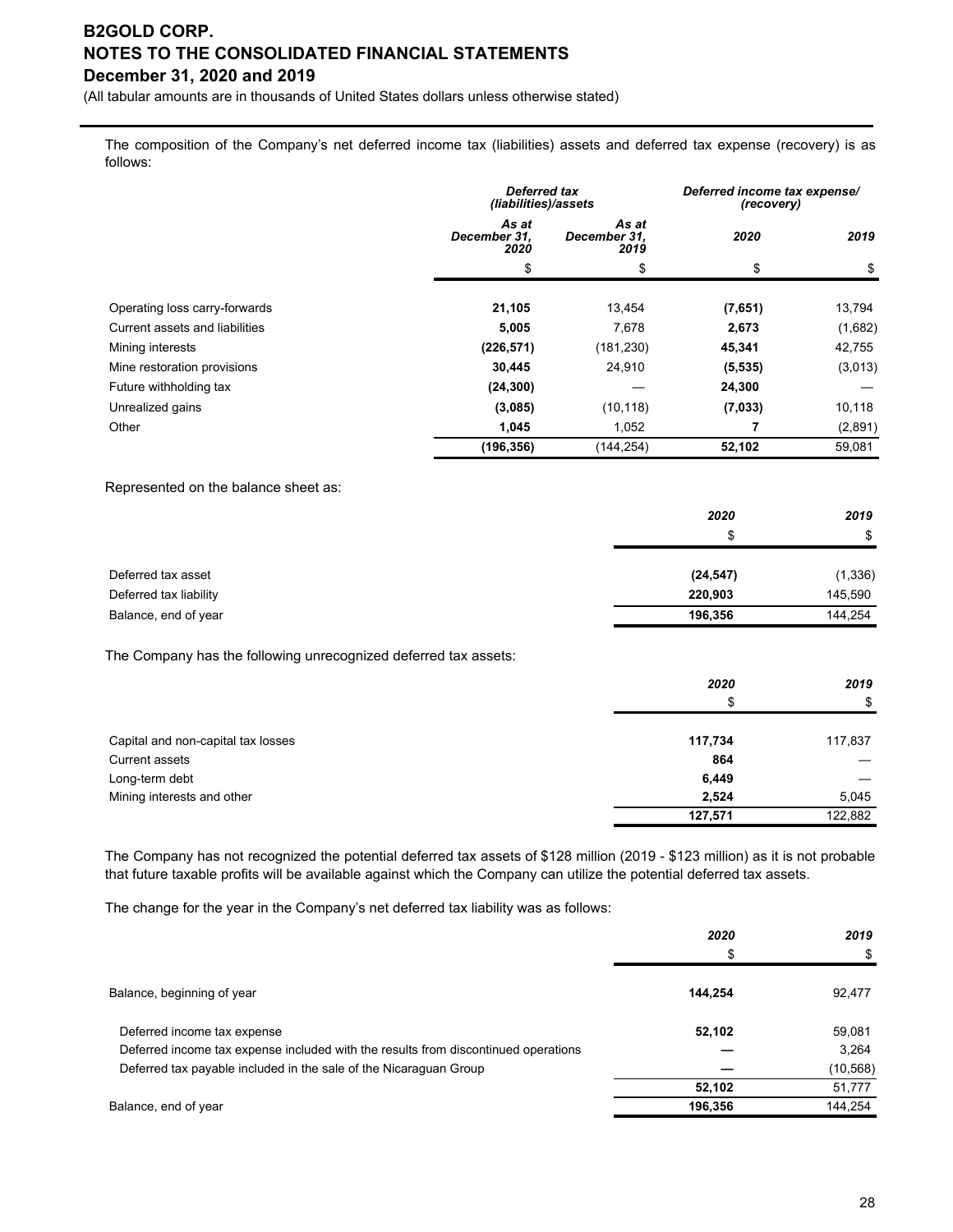The composition of the Company's net deferred income tax (liabilities) assets and deferred tax expense (recovery) is as follows:

| | *Deferred tax (liabilities)/assets* | | *Deferred income tax expense/ (recovery)* | |
|---|---|---|---|---|
| | *As at December 31, 2020* | *As at December 31, 2019* | *2020* | *2019* |
| | $ | $ | $ | $ |
| Operating loss carry-forwards | **21,105** | 13,454 | **(7,651)** | 13,794 |
| Current assets and liabilities | **5,005** | 7,678 | **2,673** | (1,682) |
| Mining interests | **(226,571)** | (181,230) | **45,341** | 42,755 |
| Mine restoration provisions | **30,445** | 24,910 | **(5,535)** | (3,013) |
| Future withholding tax | **(24,300)** | — | **24,300** | — |
| Unrealized gains | **(3,085)** | (10,118) | **(7,033)** | 10,118 |
| Other | **1,045** | 1,052 | **7** | (2,891) |
| | **(196,356)** | (144,254) | **52,102** | 59,081 |

Represented on the balance sheet as:

| | *2020* | *2019* |
|---|---|---|
| | $ | $ |
| Deferred tax asset | **(24,547)** | (1,336) |
| Deferred tax liability | **220,903** | 145,590 |
| Balance, end of year | **196,356** | 144,254 |

The Company has the following unrecognized deferred tax assets:

| | *2020* | *2019* |
|---|---|---|
| | $ | $ |
| Capital and non-capital tax losses | **117,734** | 117,837 |
| Current assets | **864** | — |
| Long-term debt | **6,449** | — |
| Mining interests and other | **2,524** | 5,045 |
| | **127,571** | 122,882 |

The Company has not recognized the potential deferred tax assets of $128 million (2019 - $123 million) as it is not probable that future taxable profits will be available against which the Company can utilize the potential deferred tax assets.

The change for the year in the Company's net deferred tax liability was as follows:

| | *2020* | *2019* |
|---|---|---|
| | $ | $ |
| Balance, beginning of year | **144,254** | 92,477 |
| Deferred income tax expense | **52,102** | 59,081 |
| Deferred income tax expense included with the results from discontinued operations | **—** | 3,264 |
| Deferred tax payable included in the sale of the Nicaraguan Group | **—** | (10,568) |
| | **52,102** | 51,777 |
| Balance, end of year | **196,356** | 144,254 |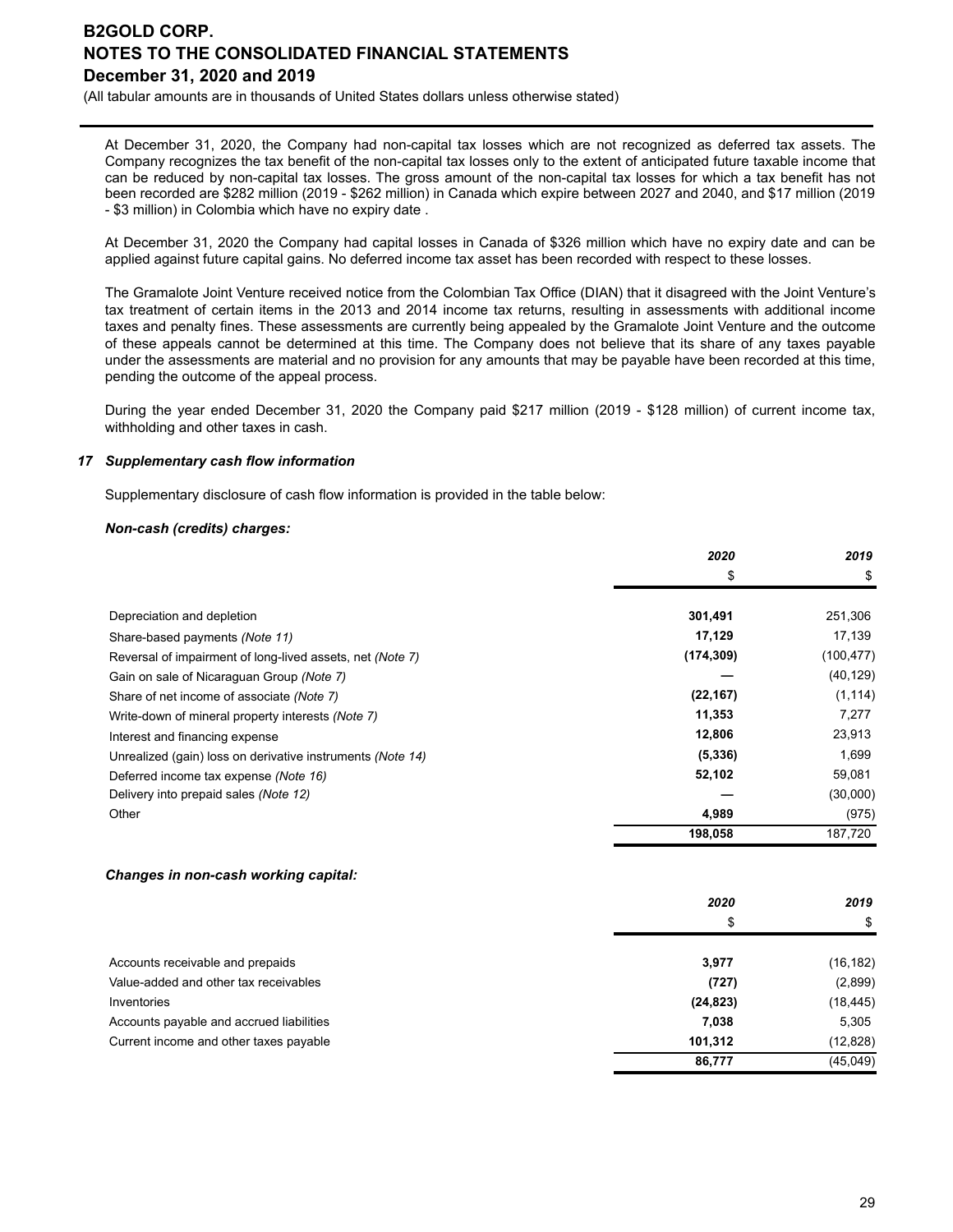At December 31, 2020, the Company had non-capital tax losses which are not recognized as deferred tax assets. The Company recognizes the tax benefit of the non-capital tax losses only to the extent of anticipated future taxable income that can be reduced by non-capital tax losses. The gross amount of the non-capital tax losses for which a tax benefit has not been recorded are $282 million (2019 - $262 million) in Canada which expire between 2027 and 2040, and $17 million (2019 - $3 million) in Colombia which have no expiry date .

At December 31, 2020 the Company had capital losses in Canada of $326 million which have no expiry date and can be applied against future capital gains. No deferred income tax asset has been recorded with respect to these losses.

The Gramalote Joint Venture received notice from the Colombian Tax Office (DIAN) that it disagreed with the Joint Venture's tax treatment of certain items in the 2013 and 2014 income tax returns, resulting in assessments with additional income taxes and penalty fines. These assessments are currently being appealed by the Gramalote Joint Venture and the outcome of these appeals cannot be determined at this time. The Company does not believe that its share of any taxes payable under the assessments are material and no provision for any amounts that may be payable have been recorded at this time, pending the outcome of the appeal process.

During the year ended December 31, 2020 the Company paid $217 million (2019 - $128 million) of current income tax, withholding and other taxes in cash.

### *17 Supplementary cash flow information*

Supplementary disclosure of cash flow information is provided in the table below:

***Non-cash (credits) charges:***

| | *2020* | *2019* |
|---|---|---|
| | $ | $ |
| Depreciation and depletion | **301,491** | 251,306 |
| Share-based payments *(Note 11)* | **17,129** | 17,139 |
| Reversal of impairment of long-lived assets, net *(Note 7)* | **(174,309)** | (100,477) |
| Gain on sale of Nicaraguan Group *(Note 7)* | **—** | (40,129) |
| Share of net income of associate *(Note 7)* | **(22,167)** | (1,114) |
| Write-down of mineral property interests *(Note 7)* | **11,353** | 7,277 |
| Interest and financing expense | **12,806** | 23,913 |
| Unrealized (gain) loss on derivative instruments *(Note 14)* | **(5,336)** | 1,699 |
| Deferred income tax expense *(Note 16)* | **52,102** | 59,081 |
| Delivery into prepaid sales *(Note 12)* | **—** | (30,000) |
| Other | **4,989** | (975) |
| | **198,058** | 187,720 |

***Changes in non-cash working capital:***

| | *2020* | *2019* |
|---|---|---|
| | $ | $ |
| Accounts receivable and prepaids | **3,977** | (16,182) |
| Value-added and other tax receivables | **(727)** | (2,899) |
| Inventories | **(24,823)** | (18,445) |
| Accounts payable and accrued liabilities | **7,038** | 5,305 |
| Current income and other taxes payable | **101,312** | (12,828) |
| | **86,777** | (45,049) |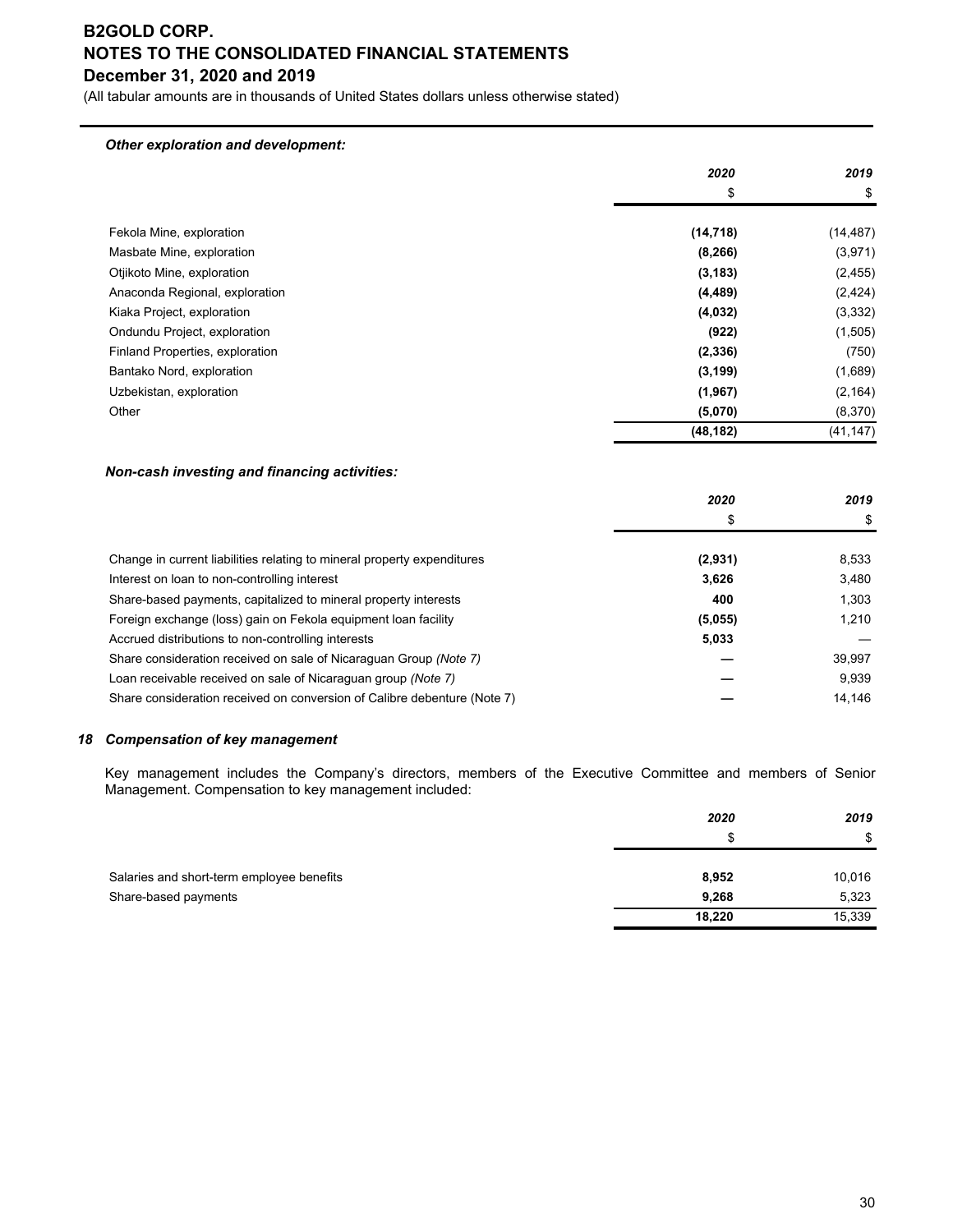***Other exploration and development:***

| | *2020* | *2019* |
|---|---|---|
| | $ | $ |
| Fekola Mine, exploration | **(14,718)** | (14,487) |
| Masbate Mine, exploration | **(8,266)** | (3,971) |
| Otjikoto Mine, exploration | **(3,183)** | (2,455) |
| Anaconda Regional, exploration | **(4,489)** | (2,424) |
| Kiaka Project, exploration | **(4,032)** | (3,332) |
| Ondundu Project, exploration | **(922)** | (1,505) |
| Finland Properties, exploration | **(2,336)** | (750) |
| Bantako Nord, exploration | **(3,199)** | (1,689) |
| Uzbekistan, exploration | **(1,967)** | (2,164) |
| Other | **(5,070)** | (8,370) |
| | **(48,182)** | (41,147) |

***Non-cash investing and financing activities:***

| | *2020* | *2019* |
|---|---|---|
| | $ | $ |
| Change in current liabilities relating to mineral property expenditures | **(2,931)** | 8,533 |
| Interest on loan to non-controlling interest | **3,626** | 3,480 |
| Share-based payments, capitalized to mineral property interests | **400** | 1,303 |
| Foreign exchange (loss) gain on Fekola equipment loan facility | **(5,055)** | 1,210 |
| Accrued distributions to non-controlling interests | **5,033** | — |
| Share consideration received on sale of Nicaraguan Group *(Note 7)* | **—** | 39,997 |
| Loan receivable received on sale of Nicaraguan group *(Note 7)* | **—** | 9,939 |
| Share consideration received on conversion of Calibre debenture (Note 7) | **—** | 14,146 |

## *18 Compensation of key management*

Key management includes the Company's directors, members of the Executive Committee and members of Senior Management. Compensation to key management included:

| | *2020* | *2019* |
|---|---|---|
| | $ | $ |
| Salaries and short-term employee benefits | **8,952** | 10,016 |
| Share-based payments | **9,268** | 5,323 |
| | **18,220** | 15,339 |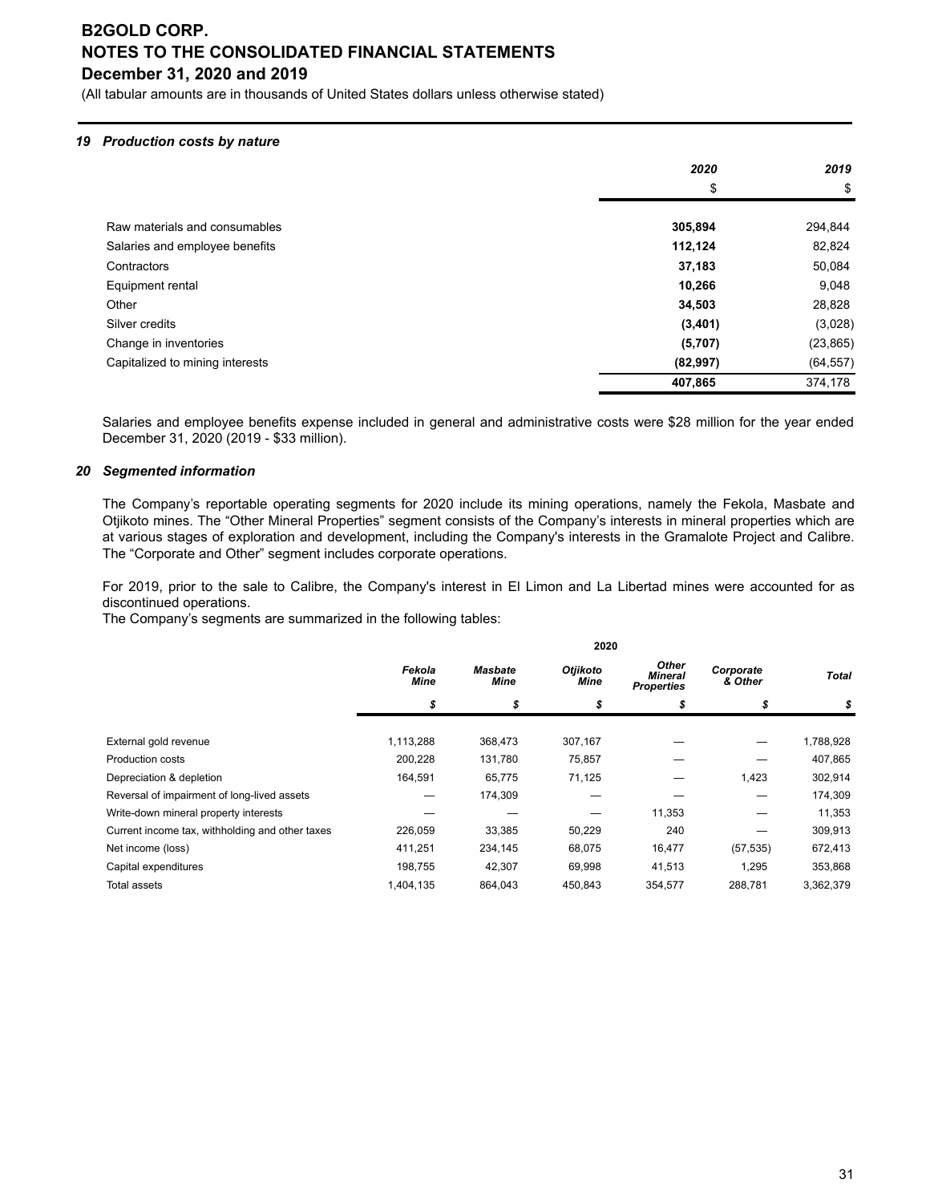# B2GOLD CORP.
# NOTES TO THE CONSOLIDATED FINANCIAL STATEMENTS
# December 31, 2020 and 2019

(All tabular amounts are in thousands of United States dollars unless otherwise stated)

### *19 Production costs by nature*

| | **2020** | **2019** |
|---|---|---|
| | $ | $ |
| Raw materials and consumables | **305,894** | 294,844 |
| Salaries and employee benefits | **112,124** | 82,824 |
| Contractors | **37,183** | 50,084 |
| Equipment rental | **10,266** | 9,048 |
| Other | **34,503** | 28,828 |
| Silver credits | **(3,401)** | (3,028) |
| Change in inventories | **(5,707)** | (23,865) |
| Capitalized to mining interests | **(82,997)** | (64,557) |
| | **407,865** | 374,178 |

Salaries and employee benefits expense included in general and administrative costs were $28 million for the year ended December 31, 2020 (2019 - $33 million).

### *20 Segmented information*

The Company's reportable operating segments for 2020 include its mining operations, namely the Fekola, Masbate and Otjikoto mines. The "Other Mineral Properties" segment consists of the Company's interests in mineral properties which are at various stages of exploration and development, including the Company's interests in the Gramalote Project and Calibre. The "Corporate and Other" segment includes corporate operations.

For 2019, prior to the sale to Calibre, the Company's interest in El Limon and La Libertad mines were accounted for as discontinued operations.
The Company's segments are summarized in the following tables:

| | **2020** | | | | | |
|---|---|---|---|---|---|---|
| | ***Fekola Mine*** | ***Masbate Mine*** | ***Otjikoto Mine*** | ***Other Mineral Properties*** | ***Corporate & Other*** | ***Total*** |
| | ***$*** | ***$*** | ***$*** | ***$*** | ***$*** | ***$*** |
| External gold revenue | 1,113,288 | 368,473 | 307,167 | — | — | 1,788,928 |
| Production costs | 200,228 | 131,780 | 75,857 | — | — | 407,865 |
| Depreciation & depletion | 164,591 | 65,775 | 71,125 | — | 1,423 | 302,914 |
| Reversal of impairment of long-lived assets | — | 174,309 | — | — | — | 174,309 |
| Write-down mineral property interests | — | — | — | 11,353 | — | 11,353 |
| Current income tax, withholding and other taxes | 226,059 | 33,385 | 50,229 | 240 | — | 309,913 |
| Net income (loss) | 411,251 | 234,145 | 68,075 | 16,477 | (57,535) | 672,413 |
| Capital expenditures | 198,755 | 42,307 | 69,998 | 41,513 | 1,295 | 353,868 |
| Total assets | 1,404,135 | 864,043 | 450,843 | 354,577 | 288,781 | 3,362,379 |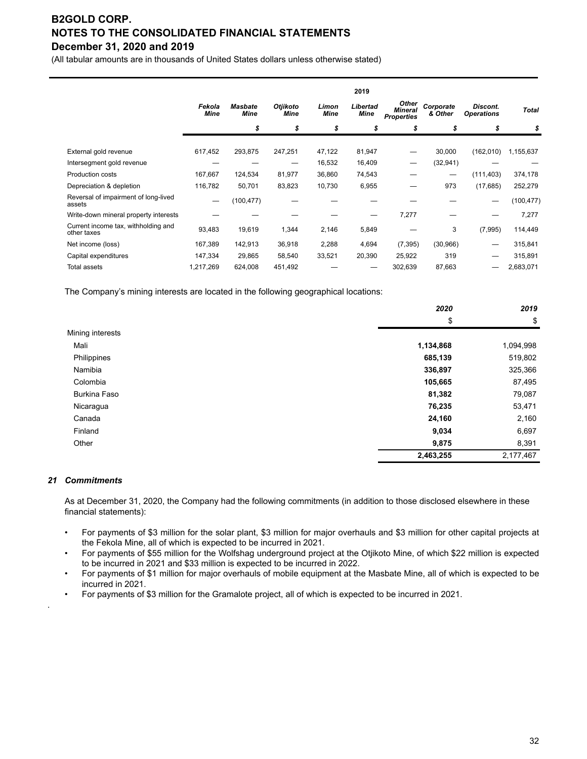| | 2019 | | | | | | | | |
|---|---|---|---|---|---|---|---|---|---|
| | *Fekola Mine* | *Masbate Mine* | *Otjikoto Mine* | *Limon Mine* | *Libertad Mine* | *Other Mineral Properties* | *Corporate & Other* | *Discont. Operations* | *Total* |
| | | *$* | *$* | *$* | *$* | *$* | *$* | *$* | *$* |
| External gold revenue | 617,452 | 293,875 | 247,251 | 47,122 | 81,947 | — | 30,000 | (162,010) | 1,155,637 |
| Intersegment gold revenue | — | — | — | 16,532 | 16,409 | — | (32,941) | — | — |
| Production costs | 167,667 | 124,534 | 81,977 | 36,860 | 74,543 | — | — | (111,403) | 374,178 |
| Depreciation & depletion | 116,782 | 50,701 | 83,823 | 10,730 | 6,955 | — | 973 | (17,685) | 252,279 |
| Reversal of impairment of long-lived assets | — | (100,477) | — | — | — | — | — | — | (100,477) |
| Write-down mineral property interests | — | — | — | — | — | 7,277 | — | — | 7,277 |
| Current income tax, withholding and other taxes | 93,483 | 19,619 | 1,344 | 2,146 | 5,849 | — | 3 | (7,995) | 114,449 |
| Net income (loss) | 167,389 | 142,913 | 36,918 | 2,288 | 4,694 | (7,395) | (30,966) | — | 315,841 |
| Capital expenditures | 147,334 | 29,865 | 58,540 | 33,521 | 20,390 | 25,922 | 319 | — | 315,891 |
| Total assets | 1,217,269 | 624,008 | 451,492 | — | — | 302,639 | 87,663 | — | 2,683,071 |

The Company's mining interests are located in the following geographical locations:

| | *2020* | *2019* |
|---|---|---|
| | $ | $ |
| Mining interests | | |
| Mali | **1,134,868** | 1,094,998 |
| Philippines | **685,139** | 519,802 |
| Namibia | **336,897** | 325,366 |
| Colombia | **105,665** | 87,495 |
| Burkina Faso | **81,382** | 79,087 |
| Nicaragua | **76,235** | 53,471 |
| Canada | **24,160** | 2,160 |
| Finland | **9,034** | 6,697 |
| Other | **9,875** | 8,391 |
| | **2,463,255** | 2,177,467 |

### *21 Commitments*

As at December 31, 2020, the Company had the following commitments (in addition to those disclosed elsewhere in these financial statements):

- For payments of $3 million for the solar plant, $3 million for major overhauls and $3 million for other capital projects at the Fekola Mine, all of which is expected to be incurred in 2021.
- For payments of $55 million for the Wolfshag underground project at the Otjikoto Mine, of which $22 million is expected to be incurred in 2021 and $33 million is expected to be incurred in 2022.
- For payments of $1 million for major overhauls of mobile equipment at the Masbate Mine, all of which is expected to be incurred in 2021.
- For payments of $3 million for the Gramalote project, all of which is expected to be incurred in 2021.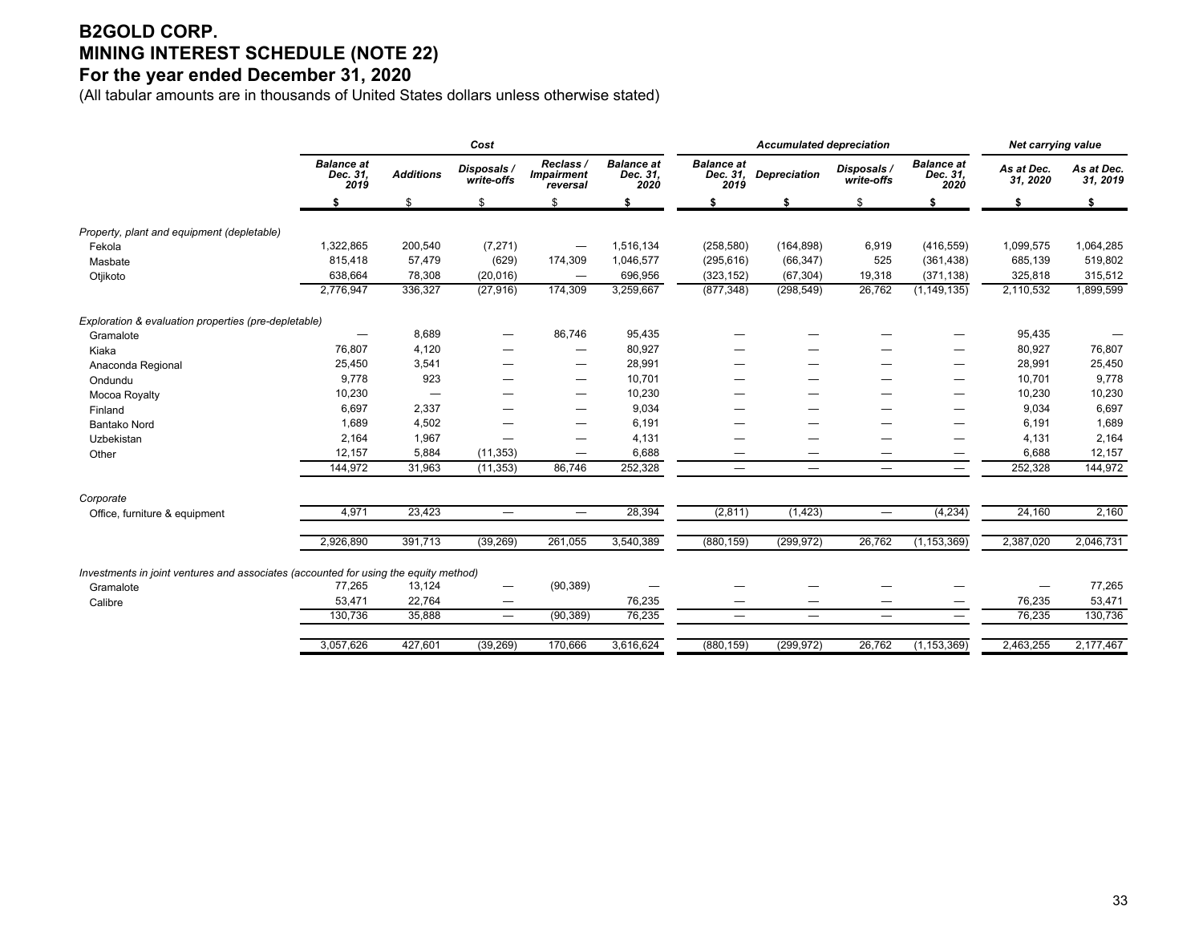# B2GOLD CORP.
# MINING INTEREST SCHEDULE (NOTE 22)
# For the year ended December 31, 2020

(All tabular amounts are in thousands of United States dollars unless otherwise stated)

| | *Cost* | | | | | *Accumulated depreciation* | | | | *Net carrying value* | |
|---|---|---|---|---|---|---|---|---|---|---|---|
| | ***Balance at Dec. 31, 2019*** | ***Additions*** | *Disposals / write-offs* | *Reclass / Impairment reversal* | ***Balance at Dec. 31, 2020*** | ***Balance at Dec. 31, 2019*** | ***Depreciation*** | *Disposals / write-offs* | ***Balance at Dec. 31, 2020*** | ***As at Dec. 31, 2020*** | ***As at Dec. 31, 2019*** |
| | **$** | $ | $ | $ | **$** | **$** | **$** | $ | **$** | **$** | **$** |
| *Property, plant and equipment (depletable)* | | | | | | | | | | | |
| Fekola | 1,322,865 | 200,540 | (7,271) | — | 1,516,134 | (258,580) | (164,898) | 6,919 | (416,559) | 1,099,575 | 1,064,285 |
| Masbate | 815,418 | 57,479 | (629) | 174,309 | 1,046,577 | (295,616) | (66,347) | 525 | (361,438) | 685,139 | 519,802 |
| Otjikoto | 638,664 | 78,308 | (20,016) | — | 696,956 | (323,152) | (67,304) | 19,318 | (371,138) | 325,818 | 315,512 |
| | 2,776,947 | 336,327 | (27,916) | 174,309 | 3,259,667 | (877,348) | (298,549) | 26,762 | (1,149,135) | 2,110,532 | 1,899,599 |
| *Exploration & evaluation properties (pre-depletable)* | | | | | | | | | | | |
| Gramalote | — | 8,689 | — | 86,746 | 95,435 | — | — | — | — | 95,435 | — |
| Kiaka | 76,807 | 4,120 | — | — | 80,927 | — | — | — | — | 80,927 | 76,807 |
| Anaconda Regional | 25,450 | 3,541 | — | — | 28,991 | — | — | — | — | 28,991 | 25,450 |
| Ondundu | 9,778 | 923 | — | — | 10,701 | — | — | — | — | 10,701 | 9,778 |
| Mocoa Royalty | 10,230 | — | — | — | 10,230 | — | — | — | — | 10,230 | 10,230 |
| Finland | 6,697 | 2,337 | — | — | 9,034 | — | — | — | — | 9,034 | 6,697 |
| Bantako Nord | 1,689 | 4,502 | — | — | 6,191 | — | — | — | — | 6,191 | 1,689 |
| Uzbekistan | 2,164 | 1,967 | — | — | 4,131 | — | — | — | — | 4,131 | 2,164 |
| Other | 12,157 | 5,884 | (11,353) | — | 6,688 | — | — | — | — | 6,688 | 12,157 |
| | 144,972 | 31,963 | (11,353) | 86,746 | 252,328 | — | — | — | — | 252,328 | 144,972 |
| *Corporate* | | | | | | | | | | | |
| Office, furniture & equipment | 4,971 | 23,423 | — | — | 28,394 | (2,811) | (1,423) | — | (4,234) | 24,160 | 2,160 |
| | 2,926,890 | 391,713 | (39,269) | 261,055 | 3,540,389 | (880,159) | (299,972) | 26,762 | (1,153,369) | 2,387,020 | 2,046,731 |
| *Investments in joint ventures and associates (accounted for using the equity method)* | | | | | | | | | | | |
| Gramalote | 77,265 | 13,124 | — | (90,389) | — | — | — | — | — | — | 77,265 |
| Calibre | 53,471 | 22,764 | — | | 76,235 | — | — | — | — | 76,235 | 53,471 |
| | 130,736 | 35,888 | — | (90,389) | 76,235 | — | — | — | — | 76,235 | 130,736 |
| | 3,057,626 | 427,601 | (39,269) | 170,666 | 3,616,624 | (880,159) | (299,972) | 26,762 | (1,153,369) | 2,463,255 | 2,177,467 |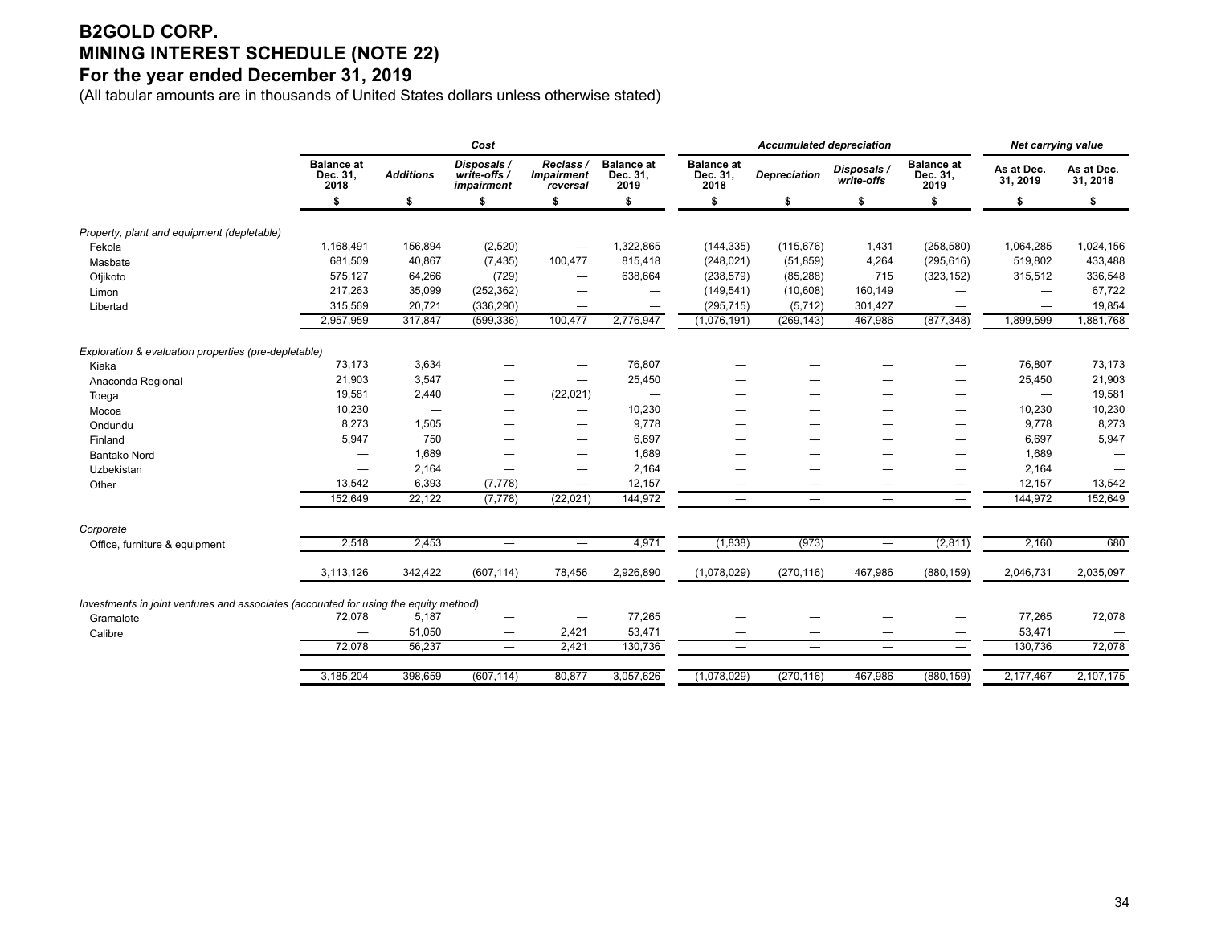# B2GOLD CORP.
# MINING INTEREST SCHEDULE (NOTE 22)
# For the year ended December 31, 2019

(All tabular amounts are in thousands of United States dollars unless otherwise stated)

| | *Cost* | | | | | *Accumulated depreciation* | | | | *Net carrying value* | |
|---|---|---|---|---|---|---|---|---|---|---|---|
| | **Balance at Dec. 31, 2018** | ***Additions*** | ***Disposals / write-offs / impairment*** | ***Reclass / Impairment reversal*** | **Balance at Dec. 31, 2019** | **Balance at Dec. 31, 2018** | ***Depreciation*** | ***Disposals / write-offs*** | **Balance at Dec. 31, 2019** | **As at Dec. 31, 2019** | **As at Dec. 31, 2018** |
| | **$** | **$** | **$** | **$** | **$** | **$** | **$** | **$** | **$** | **$** | **$** |
| *Property, plant and equipment (depletable)* | | | | | | | | | | | |
| Fekola | 1,168,491 | 156,894 | (2,520) | — | 1,322,865 | (144,335) | (115,676) | 1,431 | (258,580) | 1,064,285 | 1,024,156 |
| Masbate | 681,509 | 40,867 | (7,435) | 100,477 | 815,418 | (248,021) | (51,859) | 4,264 | (295,616) | 519,802 | 433,488 |
| Otjikoto | 575,127 | 64,266 | (729) | — | 638,664 | (238,579) | (85,288) | 715 | (323,152) | 315,512 | 336,548 |
| Limon | 217,263 | 35,099 | (252,362) | — | — | (149,541) | (10,608) | 160,149 | — | — | 67,722 |
| Libertad | 315,569 | 20,721 | (336,290) | — | — | (295,715) | (5,712) | 301,427 | — | — | 19,854 |
| | 2,957,959 | 317,847 | (599,336) | 100,477 | 2,776,947 | (1,076,191) | (269,143) | 467,986 | (877,348) | 1,899,599 | 1,881,768 |
| *Exploration & evaluation properties (pre-depletable)* | | | | | | | | | | | |
| Kiaka | 73,173 | 3,634 | — | — | 76,807 | — | — | — | — | 76,807 | 73,173 |
| Anaconda Regional | 21,903 | 3,547 | — | — | 25,450 | — | — | — | — | 25,450 | 21,903 |
| Toega | 19,581 | 2,440 | — | (22,021) | — | — | — | — | — | — | 19,581 |
| Mocoa | 10,230 | — | — | — | 10,230 | — | — | — | — | 10,230 | 10,230 |
| Ondundu | 8,273 | 1,505 | — | — | 9,778 | — | — | — | — | 9,778 | 8,273 |
| Finland | 5,947 | 750 | — | — | 6,697 | — | — | — | — | 6,697 | 5,947 |
| Bantako Nord | — | 1,689 | — | — | 1,689 | — | — | — | — | 1,689 | — |
| Uzbekistan | — | 2,164 | — | — | 2,164 | — | — | — | — | 2,164 | — |
| Other | 13,542 | 6,393 | (7,778) | — | 12,157 | — | — | — | — | 12,157 | 13,542 |
| | 152,649 | 22,122 | (7,778) | (22,021) | 144,972 | — | — | — | — | 144,972 | 152,649 |
| *Corporate* | | | | | | | | | | | |
| Office, furniture & equipment | 2,518 | 2,453 | — | — | 4,971 | (1,838) | (973) | — | (2,811) | 2,160 | 680 |
| | 3,113,126 | 342,422 | (607,114) | 78,456 | 2,926,890 | (1,078,029) | (270,116) | 467,986 | (880,159) | 2,046,731 | 2,035,097 |
| *Investments in joint ventures and associates (accounted for using the equity method)* | | | | | | | | | | | |
| Gramalote | 72,078 | 5,187 | — | — | 77,265 | — | — | — | — | 77,265 | 72,078 |
| Calibre | — | 51,050 | — | 2,421 | 53,471 | — | — | — | — | 53,471 | — |
| | 72,078 | 56,237 | — | 2,421 | 130,736 | — | — | — | — | 130,736 | 72,078 |
| | 3,185,204 | 398,659 | (607,114) | 80,877 | 3,057,626 | (1,078,029) | (270,116) | 467,986 | (880,159) | 2,177,467 | 2,107,175 |